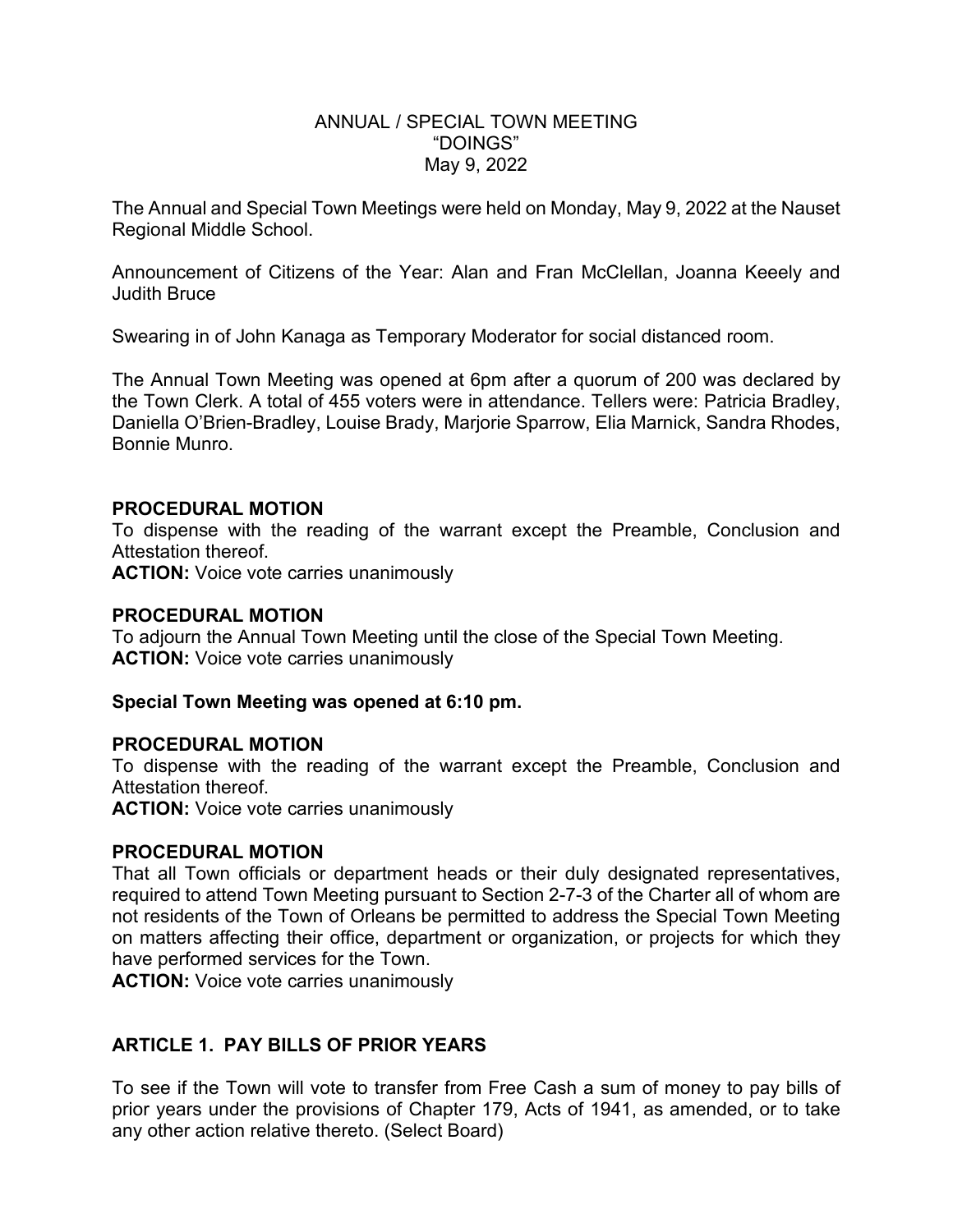# ANNUAL / SPECIAL TOWN MEETING
# "DOINGS"
# May 9, 2022

The Annual and Special Town Meetings were held on Monday, May 9, 2022 at the Nauset Regional Middle School.

Announcement of Citizens of the Year: Alan and Fran McClellan, Joanna Keeely and Judith Bruce

Swearing in of John Kanaga as Temporary Moderator for social distanced room.

The Annual Town Meeting was opened at 6pm after a quorum of 200 was declared by the Town Clerk. A total of 455 voters were in attendance. Tellers were: Patricia Bradley, Daniella O'Brien-Bradley, Louise Brady, Marjorie Sparrow, Elia Marnick, Sandra Rhodes, Bonnie Munro.

**PROCEDURAL MOTION**
To dispense with the reading of the warrant except the Preamble, Conclusion and Attestation thereof.
**ACTION:** Voice vote carries unanimously

**PROCEDURAL MOTION**
To adjourn the Annual Town Meeting until the close of the Special Town Meeting.
**ACTION:** Voice vote carries unanimously

**Special Town Meeting was opened at 6:10 pm.**

**PROCEDURAL MOTION**
To dispense with the reading of the warrant except the Preamble, Conclusion and Attestation thereof.
**ACTION:** Voice vote carries unanimously

**PROCEDURAL MOTION**
That all Town officials or department heads or their duly designated representatives, required to attend Town Meeting pursuant to Section 2-7-3 of the Charter all of whom are not residents of the Town of Orleans be permitted to address the Special Town Meeting on matters affecting their office, department or organization, or projects for which they have performed services for the Town.
**ACTION:** Voice vote carries unanimously

## ARTICLE 1. PAY BILLS OF PRIOR YEARS

To see if the Town will vote to transfer from Free Cash a sum of money to pay bills of prior years under the provisions of Chapter 179, Acts of 1941, as amended, or to take any other action relative thereto. (Select Board)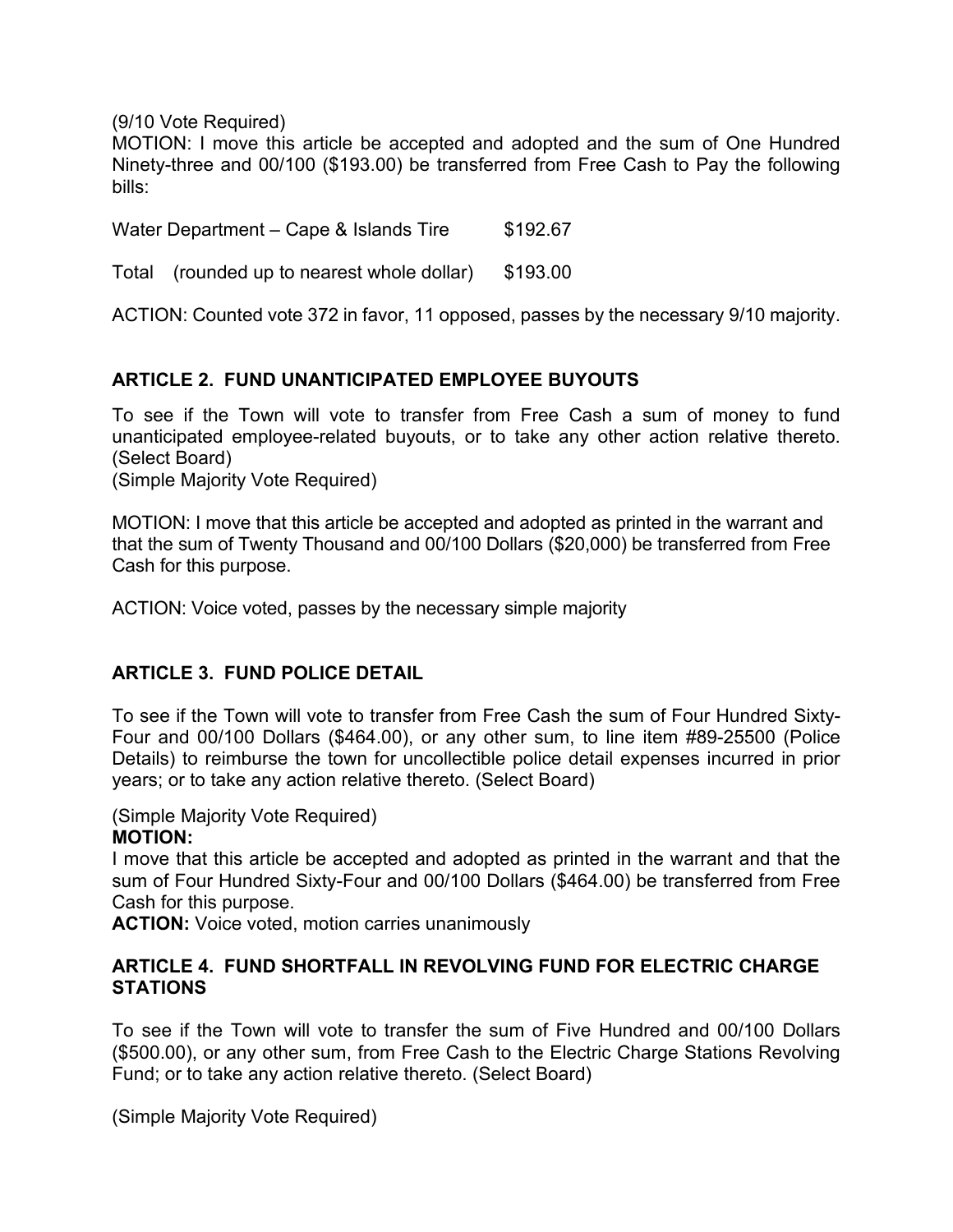(9/10 Vote Required)

MOTION: I move this article be accepted and adopted and the sum of One Hundred Ninety-three and 00/100 ($193.00) be transferred from Free Cash to Pay the following bills:

| | |
|---|---|
| Water Department – Cape & Islands Tire | $192.67 |
| Total (rounded up to nearest whole dollar) | $193.00 |

ACTION: Counted vote 372 in favor, 11 opposed, passes by the necessary 9/10 majority.

### ARTICLE 2. FUND UNANTICIPATED EMPLOYEE BUYOUTS

To see if the Town will vote to transfer from Free Cash a sum of money to fund unanticipated employee-related buyouts, or to take any other action relative thereto. (Select Board)

(Simple Majority Vote Required)

MOTION: I move that this article be accepted and adopted as printed in the warrant and that the sum of Twenty Thousand and 00/100 Dollars ($20,000) be transferred from Free Cash for this purpose.

ACTION: Voice voted, passes by the necessary simple majority

### ARTICLE 3. FUND POLICE DETAIL

To see if the Town will vote to transfer from Free Cash the sum of Four Hundred Sixty-Four and 00/100 Dollars ($464.00), or any other sum, to line item #89-25500 (Police Details) to reimburse the town for uncollectible police detail expenses incurred in prior years; or to take any action relative thereto. (Select Board)

(Simple Majority Vote Required)

**MOTION:**

I move that this article be accepted and adopted as printed in the warrant and that the sum of Four Hundred Sixty-Four and 00/100 Dollars ($464.00) be transferred from Free Cash for this purpose.

**ACTION:** Voice voted, motion carries unanimously

### ARTICLE 4. FUND SHORTFALL IN REVOLVING FUND FOR ELECTRIC CHARGE STATIONS

To see if the Town will vote to transfer the sum of Five Hundred and 00/100 Dollars ($500.00), or any other sum, from Free Cash to the Electric Charge Stations Revolving Fund; or to take any action relative thereto. (Select Board)

(Simple Majority Vote Required)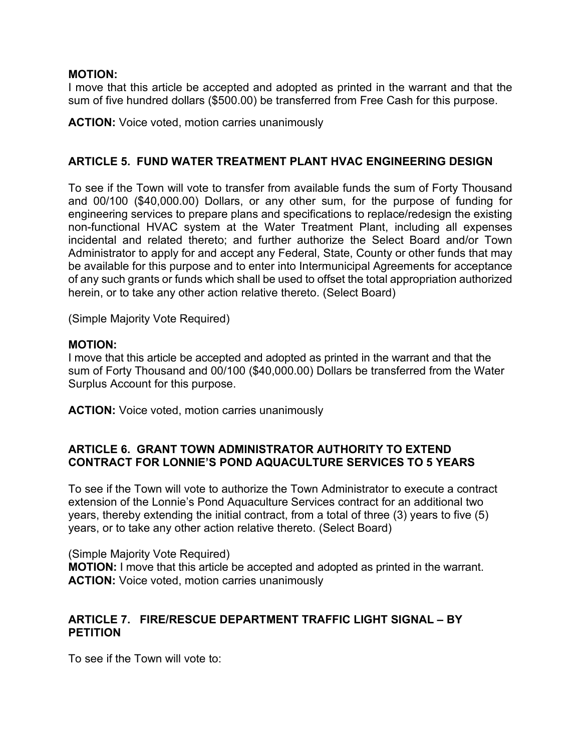**MOTION:**
I move that this article be accepted and adopted as printed in the warrant and that the sum of five hundred dollars ($500.00) be transferred from Free Cash for this purpose.

**ACTION:** Voice voted, motion carries unanimously

## ARTICLE 5. FUND WATER TREATMENT PLANT HVAC ENGINEERING DESIGN

To see if the Town will vote to transfer from available funds the sum of Forty Thousand and 00/100 ($40,000.00) Dollars, or any other sum, for the purpose of funding for engineering services to prepare plans and specifications to replace/redesign the existing non-functional HVAC system at the Water Treatment Plant, including all expenses incidental and related thereto; and further authorize the Select Board and/or Town Administrator to apply for and accept any Federal, State, County or other funds that may be available for this purpose and to enter into Intermunicipal Agreements for acceptance of any such grants or funds which shall be used to offset the total appropriation authorized herein, or to take any other action relative thereto. (Select Board)

(Simple Majority Vote Required)

**MOTION:**
I move that this article be accepted and adopted as printed in the warrant and that the sum of Forty Thousand and 00/100 ($40,000.00) Dollars be transferred from the Water Surplus Account for this purpose.

**ACTION:** Voice voted, motion carries unanimously

## ARTICLE 6. GRANT TOWN ADMINISTRATOR AUTHORITY TO EXTEND CONTRACT FOR LONNIE'S POND AQUACULTURE SERVICES TO 5 YEARS

To see if the Town will vote to authorize the Town Administrator to execute a contract extension of the Lonnie's Pond Aquaculture Services contract for an additional two years, thereby extending the initial contract, from a total of three (3) years to five (5) years, or to take any other action relative thereto. (Select Board)

(Simple Majority Vote Required)
**MOTION:** I move that this article be accepted and adopted as printed in the warrant.
**ACTION:** Voice voted, motion carries unanimously

## ARTICLE 7. FIRE/RESCUE DEPARTMENT TRAFFIC LIGHT SIGNAL – BY PETITION

To see if the Town will vote to: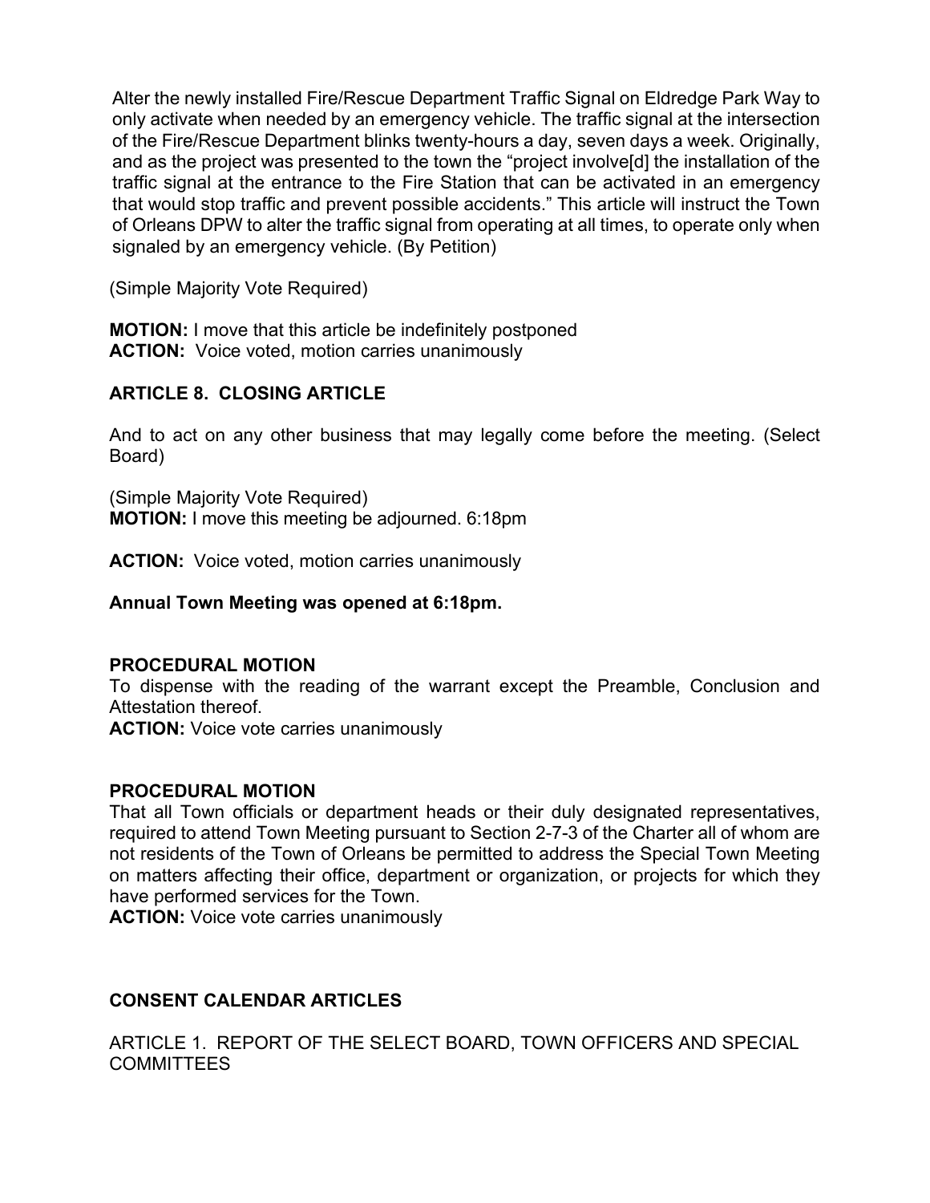Alter the newly installed Fire/Rescue Department Traffic Signal on Eldredge Park Way to only activate when needed by an emergency vehicle. The traffic signal at the intersection of the Fire/Rescue Department blinks twenty-hours a day, seven days a week. Originally, and as the project was presented to the town the "project involve[d] the installation of the traffic signal at the entrance to the Fire Station that can be activated in an emergency that would stop traffic and prevent possible accidents." This article will instruct the Town of Orleans DPW to alter the traffic signal from operating at all times, to operate only when signaled by an emergency vehicle. (By Petition)

(Simple Majority Vote Required)

**MOTION:** I move that this article be indefinitely postponed
**ACTION:** Voice voted, motion carries unanimously

**ARTICLE 8. CLOSING ARTICLE**

And to act on any other business that may legally come before the meeting. (Select Board)

(Simple Majority Vote Required)
**MOTION:** I move this meeting be adjourned. 6:18pm

**ACTION:** Voice voted, motion carries unanimously

**Annual Town Meeting was opened at 6:18pm.**

**PROCEDURAL MOTION**
To dispense with the reading of the warrant except the Preamble, Conclusion and Attestation thereof.
**ACTION:** Voice vote carries unanimously

**PROCEDURAL MOTION**
That all Town officials or department heads or their duly designated representatives, required to attend Town Meeting pursuant to Section 2-7-3 of the Charter all of whom are not residents of the Town of Orleans be permitted to address the Special Town Meeting on matters affecting their office, department or organization, or projects for which they have performed services for the Town.
**ACTION:** Voice vote carries unanimously

**CONSENT CALENDAR ARTICLES**

ARTICLE 1. REPORT OF THE SELECT BOARD, TOWN OFFICERS AND SPECIAL COMMITTEES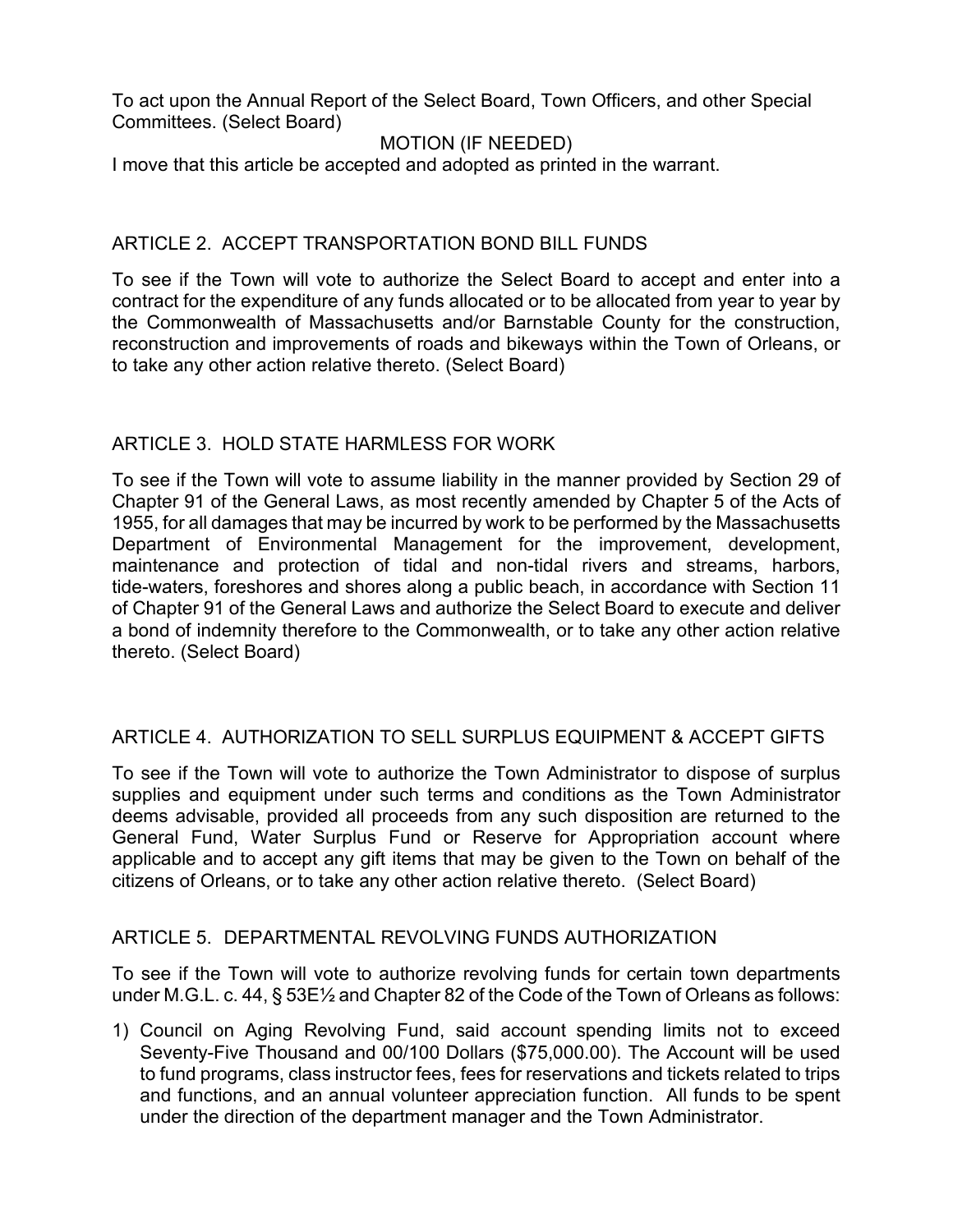To act upon the Annual Report of the Select Board, Town Officers, and other Special Committees. (Select Board)

MOTION (IF NEEDED)

I move that this article be accepted and adopted as printed in the warrant.

## ARTICLE 2. ACCEPT TRANSPORTATION BOND BILL FUNDS

To see if the Town will vote to authorize the Select Board to accept and enter into a contract for the expenditure of any funds allocated or to be allocated from year to year by the Commonwealth of Massachusetts and/or Barnstable County for the construction, reconstruction and improvements of roads and bikeways within the Town of Orleans, or to take any other action relative thereto. (Select Board)

## ARTICLE 3. HOLD STATE HARMLESS FOR WORK

To see if the Town will vote to assume liability in the manner provided by Section 29 of Chapter 91 of the General Laws, as most recently amended by Chapter 5 of the Acts of 1955, for all damages that may be incurred by work to be performed by the Massachusetts Department of Environmental Management for the improvement, development, maintenance and protection of tidal and non-tidal rivers and streams, harbors, tide-waters, foreshores and shores along a public beach, in accordance with Section 11 of Chapter 91 of the General Laws and authorize the Select Board to execute and deliver a bond of indemnity therefore to the Commonwealth, or to take any other action relative thereto. (Select Board)

## ARTICLE 4. AUTHORIZATION TO SELL SURPLUS EQUIPMENT & ACCEPT GIFTS

To see if the Town will vote to authorize the Town Administrator to dispose of surplus supplies and equipment under such terms and conditions as the Town Administrator deems advisable, provided all proceeds from any such disposition are returned to the General Fund, Water Surplus Fund or Reserve for Appropriation account where applicable and to accept any gift items that may be given to the Town on behalf of the citizens of Orleans, or to take any other action relative thereto. (Select Board)

## ARTICLE 5. DEPARTMENTAL REVOLVING FUNDS AUTHORIZATION

To see if the Town will vote to authorize revolving funds for certain town departments under M.G.L. c. 44, § 53E½ and Chapter 82 of the Code of the Town of Orleans as follows:

1) Council on Aging Revolving Fund, said account spending limits not to exceed Seventy-Five Thousand and 00/100 Dollars ($75,000.00). The Account will be used to fund programs, class instructor fees, fees for reservations and tickets related to trips and functions, and an annual volunteer appreciation function. All funds to be spent under the direction of the department manager and the Town Administrator.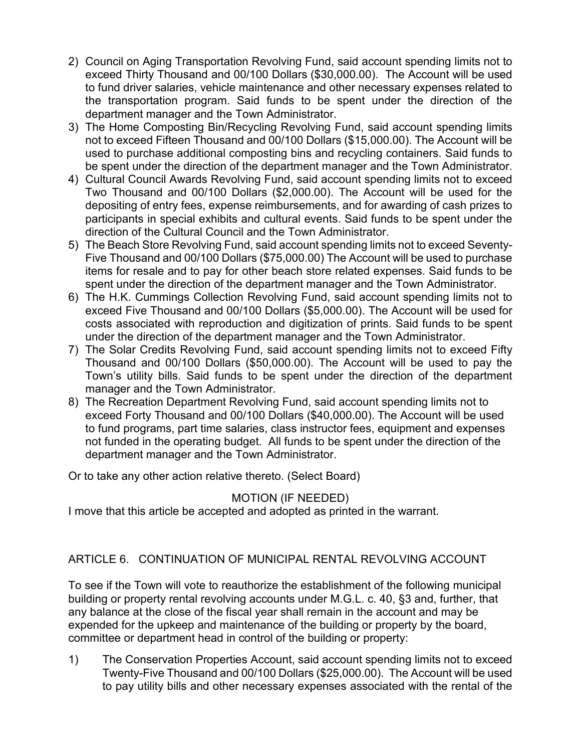2) Council on Aging Transportation Revolving Fund, said account spending limits not to exceed Thirty Thousand and 00/100 Dollars ($30,000.00). The Account will be used to fund driver salaries, vehicle maintenance and other necessary expenses related to the transportation program. Said funds to be spent under the direction of the department manager and the Town Administrator.
3) The Home Composting Bin/Recycling Revolving Fund, said account spending limits not to exceed Fifteen Thousand and 00/100 Dollars ($15,000.00). The Account will be used to purchase additional composting bins and recycling containers. Said funds to be spent under the direction of the department manager and the Town Administrator.
4) Cultural Council Awards Revolving Fund, said account spending limits not to exceed Two Thousand and 00/100 Dollars ($2,000.00). The Account will be used for the depositing of entry fees, expense reimbursements, and for awarding of cash prizes to participants in special exhibits and cultural events. Said funds to be spent under the direction of the Cultural Council and the Town Administrator.
5) The Beach Store Revolving Fund, said account spending limits not to exceed Seventy-Five Thousand and 00/100 Dollars ($75,000.00) The Account will be used to purchase items for resale and to pay for other beach store related expenses. Said funds to be spent under the direction of the department manager and the Town Administrator.
6) The H.K. Cummings Collection Revolving Fund, said account spending limits not to exceed Five Thousand and 00/100 Dollars ($5,000.00). The Account will be used for costs associated with reproduction and digitization of prints. Said funds to be spent under the direction of the department manager and the Town Administrator.
7) The Solar Credits Revolving Fund, said account spending limits not to exceed Fifty Thousand and 00/100 Dollars ($50,000.00). The Account will be used to pay the Town's utility bills. Said funds to be spent under the direction of the department manager and the Town Administrator.
8) The Recreation Department Revolving Fund, said account spending limits not to exceed Forty Thousand and 00/100 Dollars ($40,000.00). The Account will be used to fund programs, part time salaries, class instructor fees, equipment and expenses not funded in the operating budget. All funds to be spent under the direction of the department manager and the Town Administrator.

Or to take any other action relative thereto. (Select Board)

MOTION (IF NEEDED)

I move that this article be accepted and adopted as printed in the warrant.

## ARTICLE 6. CONTINUATION OF MUNICIPAL RENTAL REVOLVING ACCOUNT

To see if the Town will vote to reauthorize the establishment of the following municipal building or property rental revolving accounts under M.G.L. c. 40, §3 and, further, that any balance at the close of the fiscal year shall remain in the account and may be expended for the upkeep and maintenance of the building or property by the board, committee or department head in control of the building or property:

1) The Conservation Properties Account, said account spending limits not to exceed Twenty-Five Thousand and 00/100 Dollars ($25,000.00). The Account will be used to pay utility bills and other necessary expenses associated with the rental of the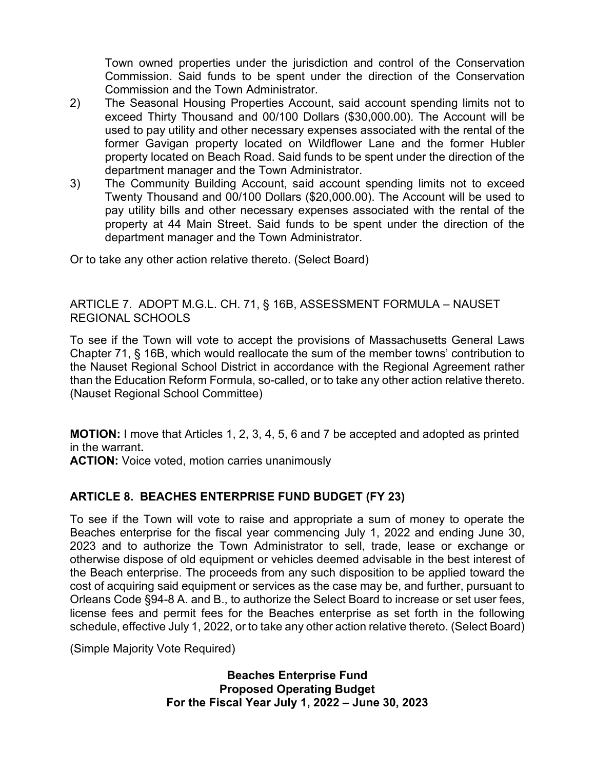Town owned properties under the jurisdiction and control of the Conservation Commission. Said funds to be spent under the direction of the Conservation Commission and the Town Administrator.

2) The Seasonal Housing Properties Account, said account spending limits not to exceed Thirty Thousand and 00/100 Dollars ($30,000.00). The Account will be used to pay utility and other necessary expenses associated with the rental of the former Gavigan property located on Wildflower Lane and the former Hubler property located on Beach Road. Said funds to be spent under the direction of the department manager and the Town Administrator.

3) The Community Building Account, said account spending limits not to exceed Twenty Thousand and 00/100 Dollars ($20,000.00). The Account will be used to pay utility bills and other necessary expenses associated with the rental of the property at 44 Main Street. Said funds to be spent under the direction of the department manager and the Town Administrator.

Or to take any other action relative thereto. (Select Board)

ARTICLE 7. ADOPT M.G.L. CH. 71, § 16B, ASSESSMENT FORMULA – NAUSET REGIONAL SCHOOLS

To see if the Town will vote to accept the provisions of Massachusetts General Laws Chapter 71, § 16B, which would reallocate the sum of the member towns' contribution to the Nauset Regional School District in accordance with the Regional Agreement rather than the Education Reform Formula, so-called, or to take any other action relative thereto. (Nauset Regional School Committee)

**MOTION:** I move that Articles 1, 2, 3, 4, 5, 6 and 7 be accepted and adopted as printed in the warrant**.**
**ACTION:** Voice voted, motion carries unanimously

## ARTICLE 8. BEACHES ENTERPRISE FUND BUDGET (FY 23)

To see if the Town will vote to raise and appropriate a sum of money to operate the Beaches enterprise for the fiscal year commencing July 1, 2022 and ending June 30, 2023 and to authorize the Town Administrator to sell, trade, lease or exchange or otherwise dispose of old equipment or vehicles deemed advisable in the best interest of the Beach enterprise. The proceeds from any such disposition to be applied toward the cost of acquiring said equipment or services as the case may be, and further, pursuant to Orleans Code §94-8 A. and B., to authorize the Select Board to increase or set user fees, license fees and permit fees for the Beaches enterprise as set forth in the following schedule, effective July 1, 2022, or to take any other action relative thereto. (Select Board)

(Simple Majority Vote Required)

**Beaches Enterprise Fund**
**Proposed Operating Budget**
**For the Fiscal Year July 1, 2022 – June 30, 2023**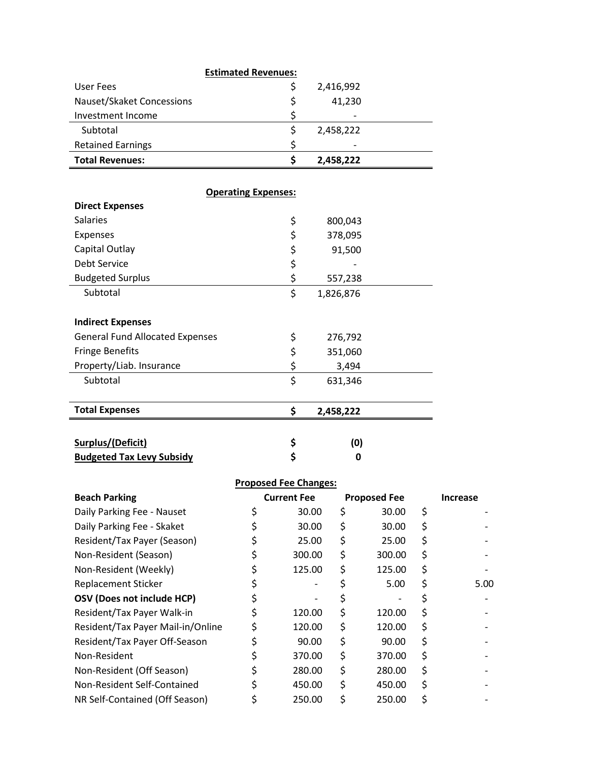**Estimated Revenues:**

| | | |
|---|---|---|
| User Fees | $ | 2,416,992 |
| Nauset/Skaket Concessions | $ | 41,230 |
| Investment Income | $ | - |
| Subtotal | $ | 2,458,222 |
| Retained Earnings | $ | - |
| **Total Revenues:** | **$** | **2,458,222** |

**Operating Expenses:**

| | | |
|---|---|---|
| **Direct Expenses** | | |
| Salaries | $ | 800,043 |
| Expenses | $ | 378,095 |
| Capital Outlay | $ | 91,500 |
| Debt Service | $ | - |
| Budgeted Surplus | $ | 557,238 |
| Subtotal | $ | 1,826,876 |
| **Indirect Expenses** | | |
| General Fund Allocated Expenses | $ | 276,792 |
| Fringe Benefits | $ | 351,060 |
| Property/Liab. Insurance | $ | 3,494 |
| Subtotal | $ | 631,346 |
| **Total Expenses** | **$** | **2,458,222** |
| **Surplus/(Deficit)** | **$** | **(0)** |
| **Budgeted Tax Levy Subsidy** | **$** | **0** |

**Proposed Fee Changes:**

| **Beach Parking** | **Current Fee** | **Proposed Fee** | **Increase** |
|---|---|---|---|
| Daily Parking Fee - Nauset | $ 30.00 | $ 30.00 | $ - |
| Daily Parking Fee - Skaket | $ 30.00 | $ 30.00 | $ - |
| Resident/Tax Payer (Season) | $ 25.00 | $ 25.00 | $ - |
| Non-Resident (Season) | $ 300.00 | $ 300.00 | $ - |
| Non-Resident (Weekly) | $ 125.00 | $ 125.00 | $ - |
| Replacement Sticker | $ - | $ 5.00 | $ 5.00 |
| **OSV (Does not include HCP)** | $ - | $ - | $ - |
| Resident/Tax Payer Walk-in | $ 120.00 | $ 120.00 | $ - |
| Resident/Tax Payer Mail-in/Online | $ 120.00 | $ 120.00 | $ - |
| Resident/Tax Payer Off-Season | $ 90.00 | $ 90.00 | $ - |
| Non-Resident | $ 370.00 | $ 370.00 | $ - |
| Non-Resident (Off Season) | $ 280.00 | $ 280.00 | $ - |
| Non-Resident Self-Contained | $ 450.00 | $ 450.00 | $ - |
| NR Self-Contained (Off Season) | $ 250.00 | $ 250.00 | $ - |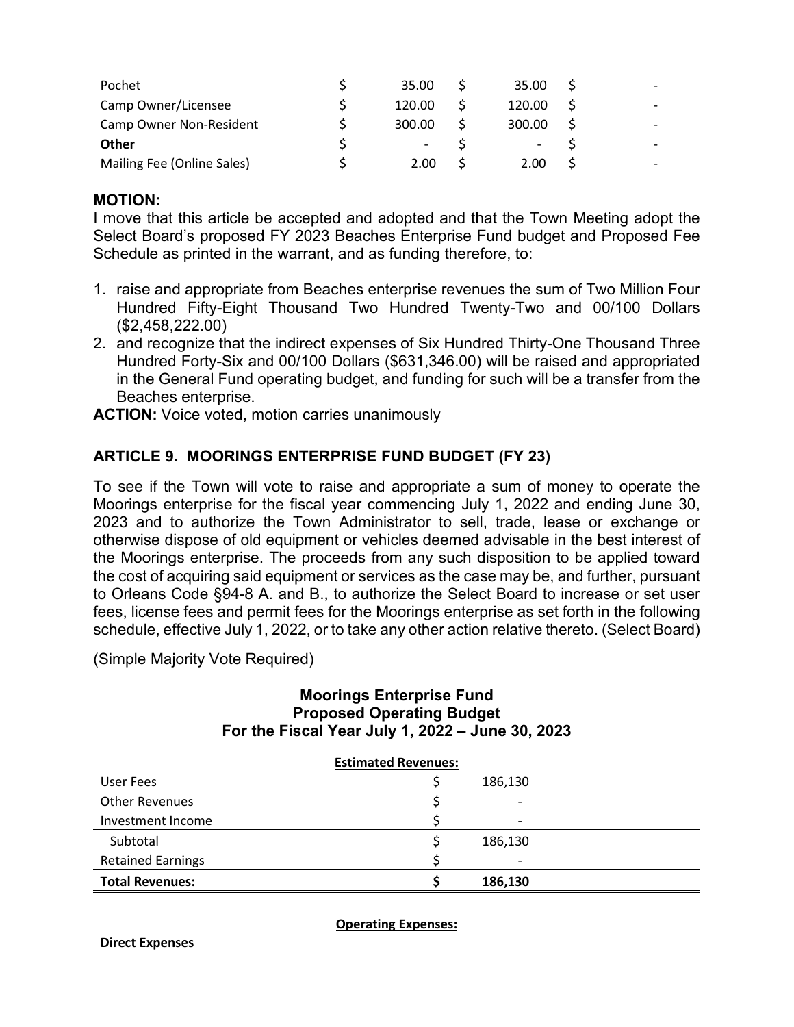| | | | |
|---|---|---|---|
| Pochet | $ 35.00 | $ 35.00 | $ - |
| Camp Owner/Licensee | $ 120.00 | $ 120.00 | $ - |
| Camp Owner Non-Resident | $ 300.00 | $ 300.00 | $ - |
| **Other** | $ - | $ - | $ - |
| Mailing Fee (Online Sales) | $ 2.00 | $ 2.00 | $ - |

**MOTION:**
I move that this article be accepted and adopted and that the Town Meeting adopt the Select Board's proposed FY 2023 Beaches Enterprise Fund budget and Proposed Fee Schedule as printed in the warrant, and as funding therefore, to:

1. raise and appropriate from Beaches enterprise revenues the sum of Two Million Four Hundred Fifty-Eight Thousand Two Hundred Twenty-Two and 00/100 Dollars ($2,458,222.00)
2. and recognize that the indirect expenses of Six Hundred Thirty-One Thousand Three Hundred Forty-Six and 00/100 Dollars ($631,346.00) will be raised and appropriated in the General Fund operating budget, and funding for such will be a transfer from the Beaches enterprise.

**ACTION:** Voice voted, motion carries unanimously

## ARTICLE 9. MOORINGS ENTERPRISE FUND BUDGET (FY 23)

To see if the Town will vote to raise and appropriate a sum of money to operate the Moorings enterprise for the fiscal year commencing July 1, 2022 and ending June 30, 2023 and to authorize the Town Administrator to sell, trade, lease or exchange or otherwise dispose of old equipment or vehicles deemed advisable in the best interest of the Moorings enterprise. The proceeds from any such disposition to be applied toward the cost of acquiring said equipment or services as the case may be, and further, pursuant to Orleans Code §94-8 A. and B., to authorize the Select Board to increase or set user fees, license fees and permit fees for the Moorings enterprise as set forth in the following schedule, effective July 1, 2022, or to take any other action relative thereto. (Select Board)

(Simple Majority Vote Required)

### Moorings Enterprise Fund
### Proposed Operating Budget
### For the Fiscal Year July 1, 2022 – June 30, 2023

| **Estimated Revenues:** | |
|---|---|
| User Fees | $ 186,130 |
| Other Revenues | $ - |
| Investment Income | $ - |
| Subtotal | $ 186,130 |
| Retained Earnings | $ - |
| **Total Revenues:** | **$ 186,130** |

**Operating Expenses:**

**Direct Expenses**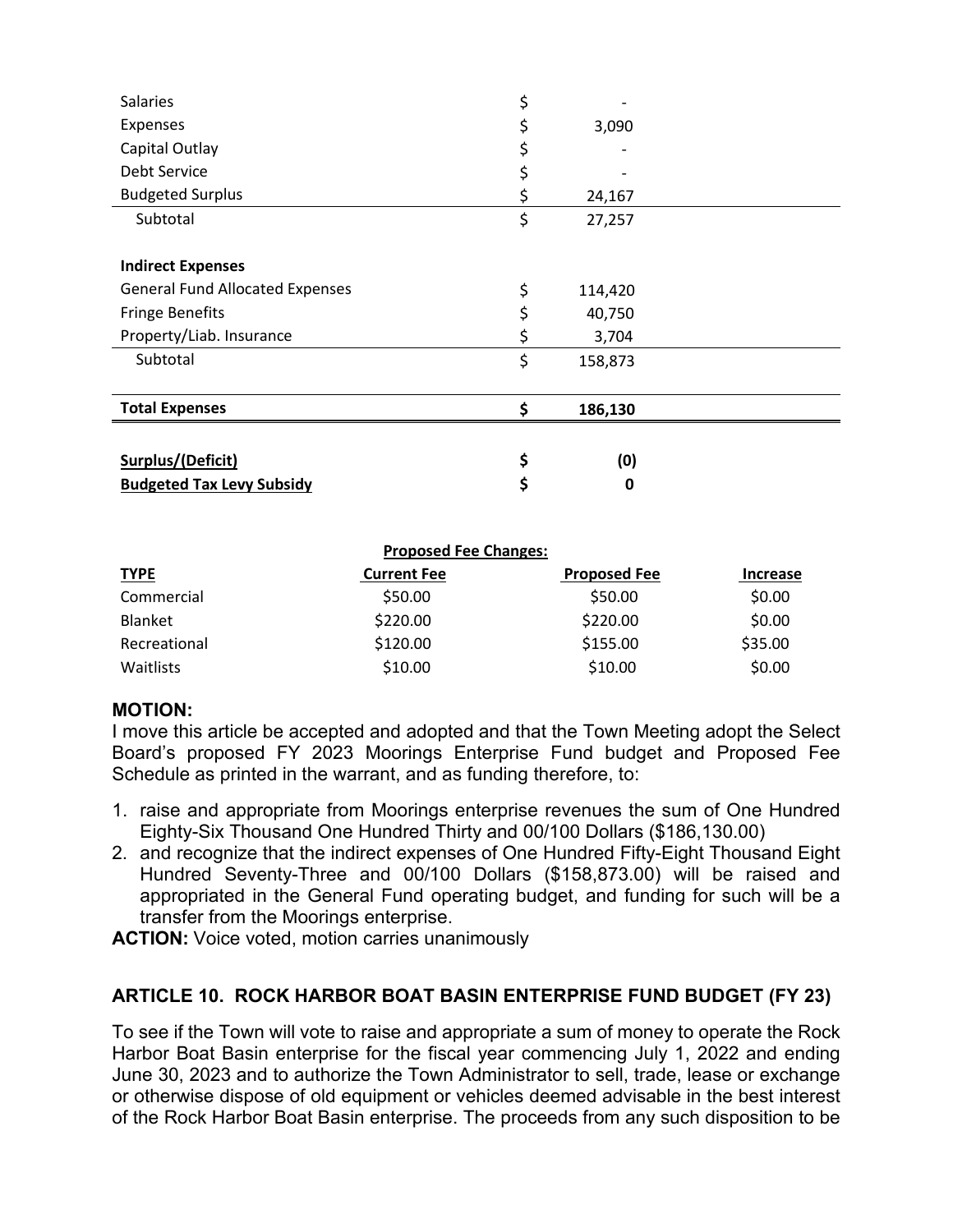| | | |
|---|---|---|
| Salaries | $ | - |
| Expenses | $ | 3,090 |
| Capital Outlay | $ | - |
| Debt Service | $ | - |
| Budgeted Surplus | $ | 24,167 |
| Subtotal | $ | 27,257 |
| | | |
| **Indirect Expenses** | | |
| General Fund Allocated Expenses | $ | 114,420 |
| Fringe Benefits | $ | 40,750 |
| Property/Liab. Insurance | $ | 3,704 |
| Subtotal | $ | 158,873 |
| | | |
| **Total Expenses** | **$** | **186,130** |
| | | |
| **Surplus/(Deficit)** | **$** | **(0)** |
| **Budgeted Tax Levy Subsidy** | **$** | **0** |

**Proposed Fee Changes:**

| TYPE | Current Fee | Proposed Fee | Increase |
|---|---|---|---|
| Commercial | $50.00 | $50.00 | $0.00 |
| Blanket | $220.00 | $220.00 | $0.00 |
| Recreational | $120.00 | $155.00 | $35.00 |
| Waitlists | $10.00 | $10.00 | $0.00 |

**MOTION:**
I move this article be accepted and adopted and that the Town Meeting adopt the Select Board's proposed FY 2023 Moorings Enterprise Fund budget and Proposed Fee Schedule as printed in the warrant, and as funding therefore, to:

1. raise and appropriate from Moorings enterprise revenues the sum of One Hundred Eighty-Six Thousand One Hundred Thirty and 00/100 Dollars ($186,130.00)
2. and recognize that the indirect expenses of One Hundred Fifty-Eight Thousand Eight Hundred Seventy-Three and 00/100 Dollars ($158,873.00) will be raised and appropriated in the General Fund operating budget, and funding for such will be a transfer from the Moorings enterprise.

**ACTION:** Voice voted, motion carries unanimously

## ARTICLE 10. ROCK HARBOR BOAT BASIN ENTERPRISE FUND BUDGET (FY 23)

To see if the Town will vote to raise and appropriate a sum of money to operate the Rock Harbor Boat Basin enterprise for the fiscal year commencing July 1, 2022 and ending June 30, 2023 and to authorize the Town Administrator to sell, trade, lease or exchange or otherwise dispose of old equipment or vehicles deemed advisable in the best interest of the Rock Harbor Boat Basin enterprise. The proceeds from any such disposition to be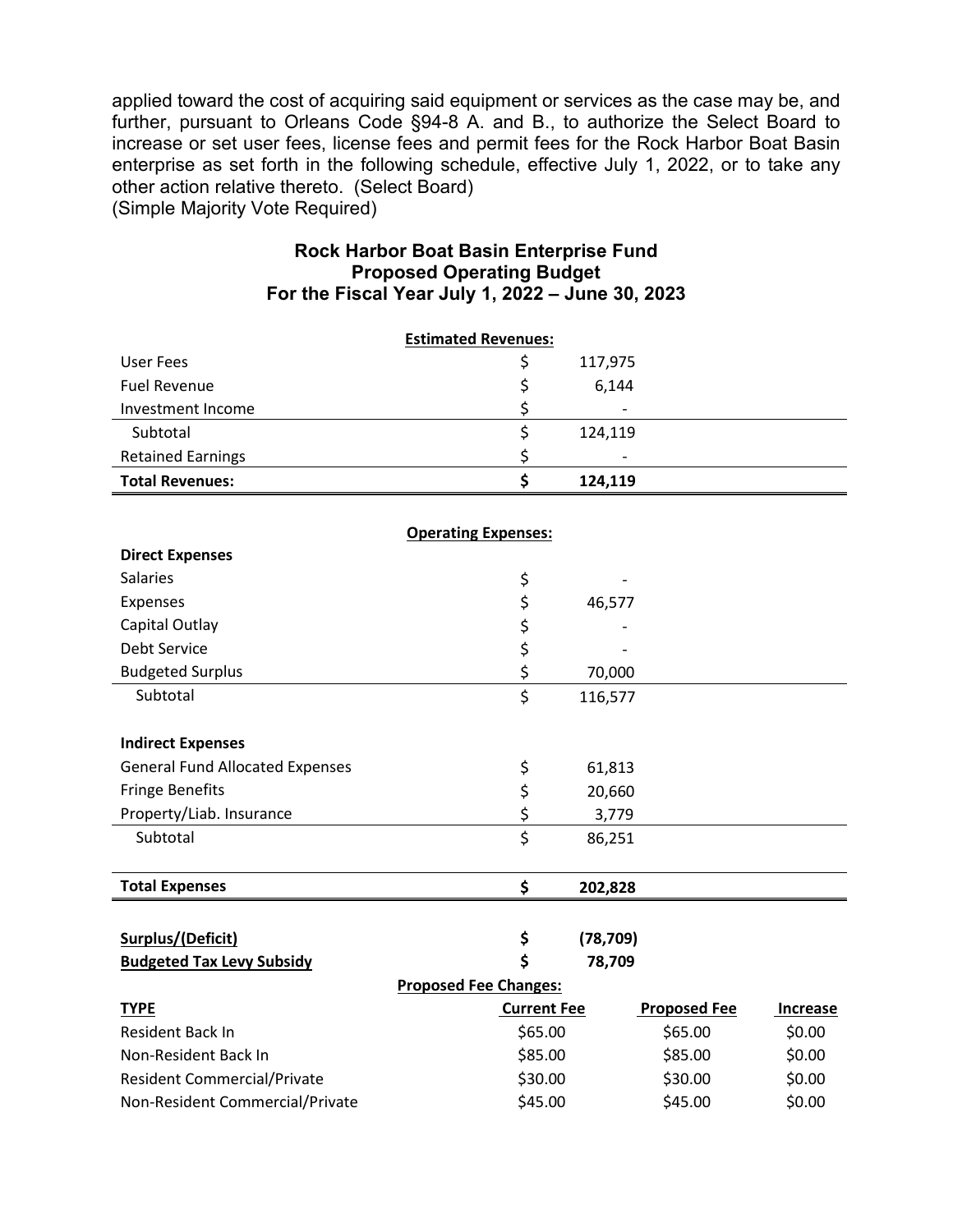applied toward the cost of acquiring said equipment or services as the case may be, and further, pursuant to Orleans Code §94-8 A. and B., to authorize the Select Board to increase or set user fees, license fees and permit fees for the Rock Harbor Boat Basin enterprise as set forth in the following schedule, effective July 1, 2022, or to take any other action relative thereto. (Select Board)
(Simple Majority Vote Required)

### Rock Harbor Boat Basin Enterprise Fund
### Proposed Operating Budget
### For the Fiscal Year July 1, 2022 – June 30, 2023

| Estimated Revenues: | | |
|---|---|---|
| User Fees | $ | 117,975 |
| Fuel Revenue | $ | 6,144 |
| Investment Income | $ | - |
| Subtotal | $ | 124,119 |
| Retained Earnings | $ | - |
| **Total Revenues:** | **$** | **124,119** |

| Operating Expenses: | | |
|---|---|---|
| **Direct Expenses** | | |
| Salaries | $ | - |
| Expenses | $ | 46,577 |
| Capital Outlay | $ | - |
| Debt Service | $ | - |
| Budgeted Surplus | $ | 70,000 |
| Subtotal | $ | 116,577 |
| **Indirect Expenses** | | |
| General Fund Allocated Expenses | $ | 61,813 |
| Fringe Benefits | $ | 20,660 |
| Property/Liab. Insurance | $ | 3,779 |
| Subtotal | $ | 86,251 |
| **Total Expenses** | **$** | **202,828** |
| **Surplus/(Deficit)** | **$** | **(78,709)** |
| **Budgeted Tax Levy Subsidy** | **$** | **78,709** |

**Proposed Fee Changes:**

| TYPE | Current Fee | Proposed Fee | Increase |
|---|---|---|---|
| Resident Back In | $65.00 | $65.00 | $0.00 |
| Non-Resident Back In | $85.00 | $85.00 | $0.00 |
| Resident Commercial/Private | $30.00 | $30.00 | $0.00 |
| Non-Resident Commercial/Private | $45.00 | $45.00 | $0.00 |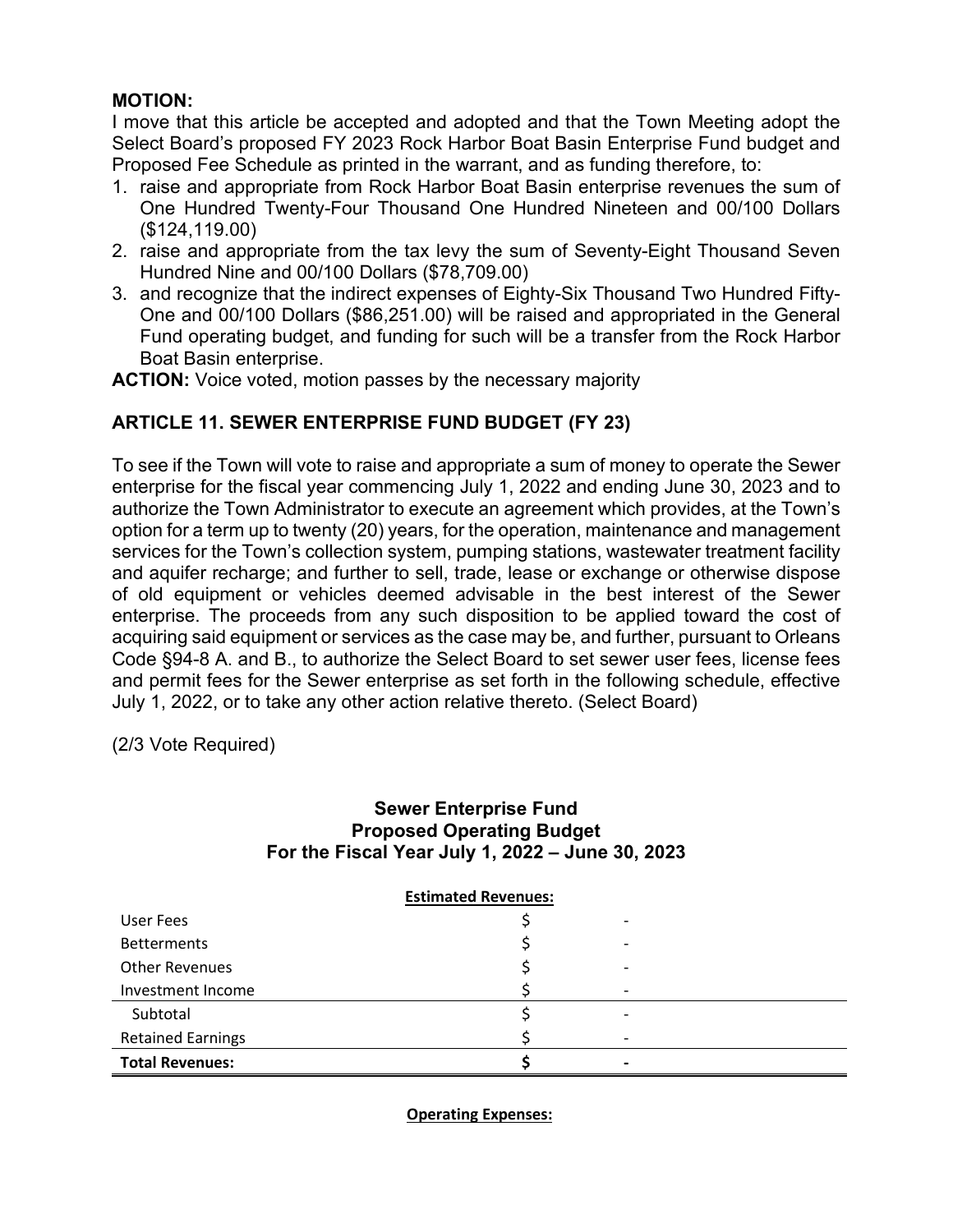**MOTION:**
I move that this article be accepted and adopted and that the Town Meeting adopt the Select Board's proposed FY 2023 Rock Harbor Boat Basin Enterprise Fund budget and Proposed Fee Schedule as printed in the warrant, and as funding therefore, to:

1. raise and appropriate from Rock Harbor Boat Basin enterprise revenues the sum of One Hundred Twenty-Four Thousand One Hundred Nineteen and 00/100 Dollars ($124,119.00)
2. raise and appropriate from the tax levy the sum of Seventy-Eight Thousand Seven Hundred Nine and 00/100 Dollars ($78,709.00)
3. and recognize that the indirect expenses of Eighty-Six Thousand Two Hundred Fifty-One and 00/100 Dollars ($86,251.00) will be raised and appropriated in the General Fund operating budget, and funding for such will be a transfer from the Rock Harbor Boat Basin enterprise.

**ACTION:** Voice voted, motion passes by the necessary majority

## ARTICLE 11. SEWER ENTERPRISE FUND BUDGET (FY 23)

To see if the Town will vote to raise and appropriate a sum of money to operate the Sewer enterprise for the fiscal year commencing July 1, 2022 and ending June 30, 2023 and to authorize the Town Administrator to execute an agreement which provides, at the Town's option for a term up to twenty (20) years, for the operation, maintenance and management services for the Town's collection system, pumping stations, wastewater treatment facility and aquifer recharge; and further to sell, trade, lease or exchange or otherwise dispose of old equipment or vehicles deemed advisable in the best interest of the Sewer enterprise. The proceeds from any such disposition to be applied toward the cost of acquiring said equipment or services as the case may be, and further, pursuant to Orleans Code §94-8 A. and B., to authorize the Select Board to set sewer user fees, license fees and permit fees for the Sewer enterprise as set forth in the following schedule, effective July 1, 2022, or to take any other action relative thereto. (Select Board)

(2/3 Vote Required)

### Sewer Enterprise Fund Proposed Operating Budget For the Fiscal Year July 1, 2022 – June 30, 2023

**Estimated Revenues:**

| | |
|---|---|
| User Fees | $ - |
| Betterments | $ - |
| Other Revenues | $ - |
| Investment Income | $ - |
| Subtotal | $ - |
| Retained Earnings | $ - |
| **Total Revenues:** | **$ -** |

**Operating Expenses:**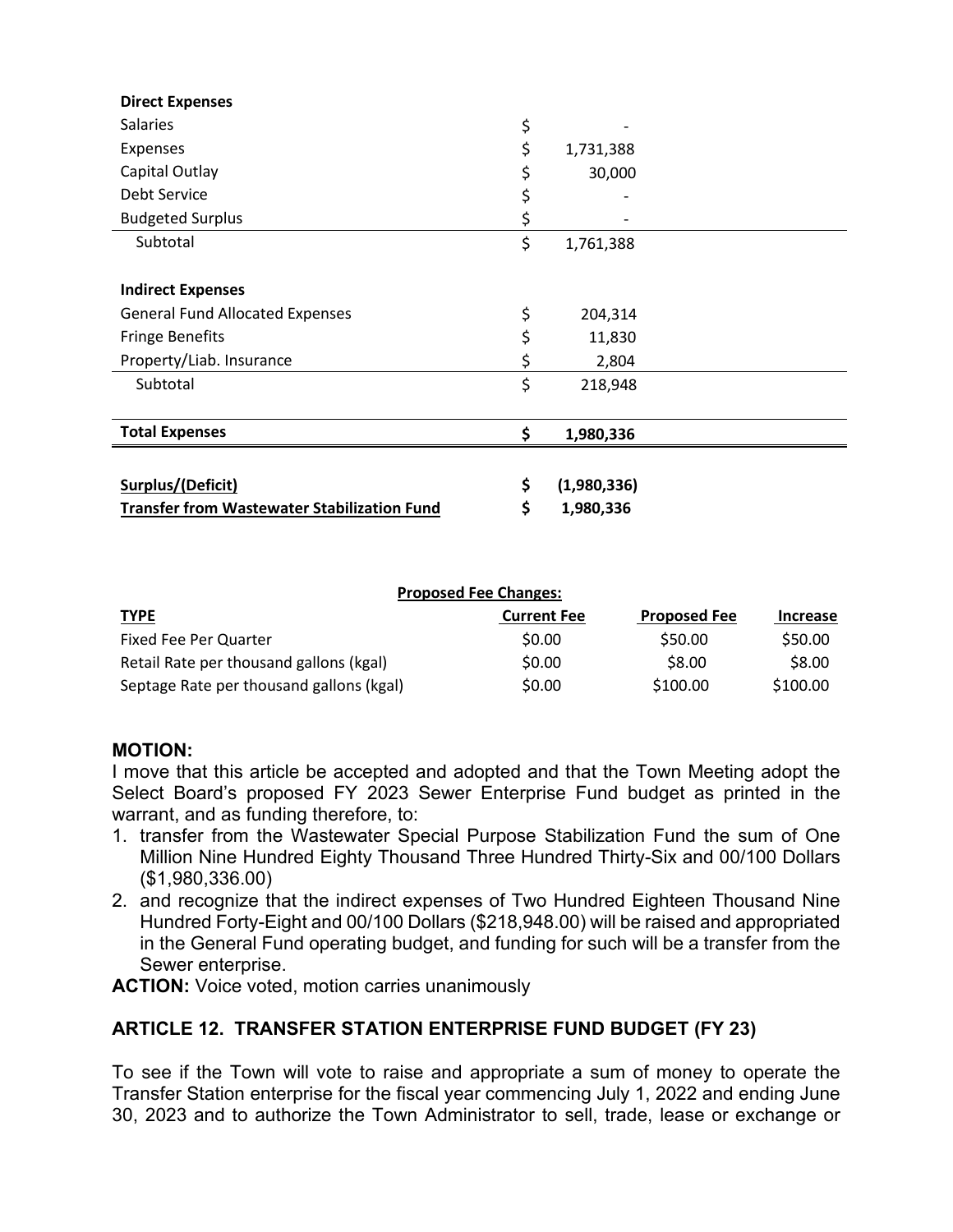| **Direct Expenses** | |
|---|---|
| Salaries | $ - |
| Expenses | $ 1,731,388 |
| Capital Outlay | $ 30,000 |
| Debt Service | $ - |
| Budgeted Surplus | $ - |
| Subtotal | $ 1,761,388 |
| | |
| **Indirect Expenses** | |
| General Fund Allocated Expenses | $ 204,314 |
| Fringe Benefits | $ 11,830 |
| Property/Liab. Insurance | $ 2,804 |
| Subtotal | $ 218,948 |
| | |
| **Total Expenses** | **$ 1,980,336** |
| | |
| **Surplus/(Deficit)** | **$ (1,980,336)** |
| **Transfer from Wastewater Stabilization Fund** | **$ 1,980,336** |

**Proposed Fee Changes:**

| TYPE | Current Fee | Proposed Fee | Increase |
|---|---|---|---|
| Fixed Fee Per Quarter | $0.00 | $50.00 | $50.00 |
| Retail Rate per thousand gallons (kgal) | $0.00 | $8.00 | $8.00 |
| Septage Rate per thousand gallons (kgal) | $0.00 | $100.00 | $100.00 |

**MOTION:**
I move that this article be accepted and adopted and that the Town Meeting adopt the Select Board's proposed FY 2023 Sewer Enterprise Fund budget as printed in the warrant, and as funding therefore, to:

1. transfer from the Wastewater Special Purpose Stabilization Fund the sum of One Million Nine Hundred Eighty Thousand Three Hundred Thirty-Six and 00/100 Dollars ($1,980,336.00)
2. and recognize that the indirect expenses of Two Hundred Eighteen Thousand Nine Hundred Forty-Eight and 00/100 Dollars ($218,948.00) will be raised and appropriated in the General Fund operating budget, and funding for such will be a transfer from the Sewer enterprise.

**ACTION:** Voice voted, motion carries unanimously

## ARTICLE 12. TRANSFER STATION ENTERPRISE FUND BUDGET (FY 23)

To see if the Town will vote to raise and appropriate a sum of money to operate the Transfer Station enterprise for the fiscal year commencing July 1, 2022 and ending June 30, 2023 and to authorize the Town Administrator to sell, trade, lease or exchange or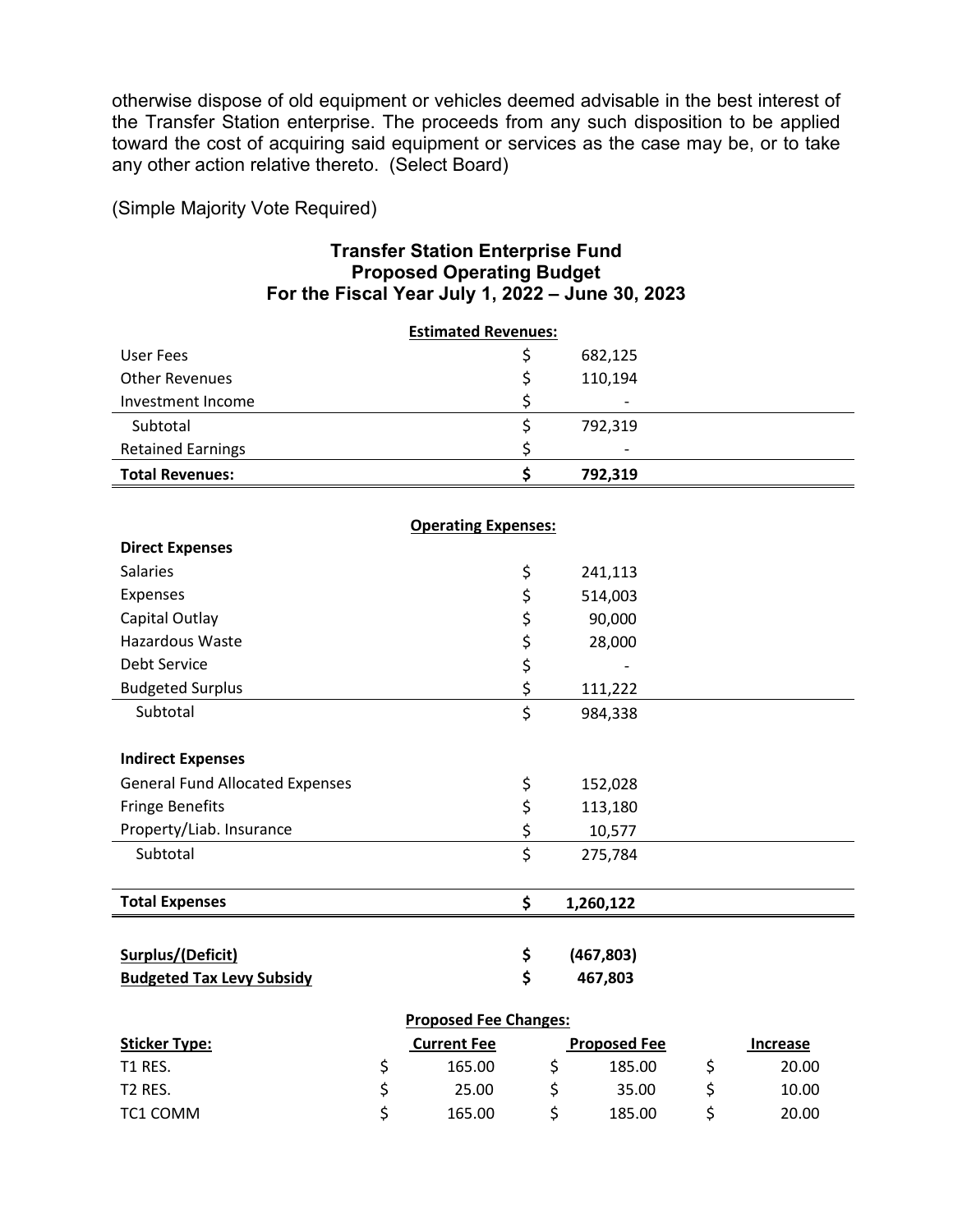otherwise dispose of old equipment or vehicles deemed advisable in the best interest of the Transfer Station enterprise. The proceeds from any such disposition to be applied toward the cost of acquiring said equipment or services as the case may be, or to take any other action relative thereto. (Select Board)

(Simple Majority Vote Required)

## Transfer Station Enterprise Fund
## Proposed Operating Budget
## For the Fiscal Year July 1, 2022 – June 30, 2023

| **Estimated Revenues:** | | |
|---|---|---|
| User Fees | $ | 682,125 |
| Other Revenues | $ | 110,194 |
| Investment Income | $ | - |
| Subtotal | $ | 792,319 |
| Retained Earnings | $ | - |
| **Total Revenues:** | **$** | **792,319** |

| **Operating Expenses:** | | |
|---|---|---|
| **Direct Expenses** | | |
| Salaries | $ | 241,113 |
| Expenses | $ | 514,003 |
| Capital Outlay | $ | 90,000 |
| Hazardous Waste | $ | 28,000 |
| Debt Service | $ | - |
| Budgeted Surplus | $ | 111,222 |
| Subtotal | $ | 984,338 |
| **Indirect Expenses** | | |
| General Fund Allocated Expenses | $ | 152,028 |
| Fringe Benefits | $ | 113,180 |
| Property/Liab. Insurance | $ | 10,577 |
| Subtotal | $ | 275,784 |
| **Total Expenses** | **$** | **1,260,122** |
| **Surplus/(Deficit)** | **$** | **(467,803)** |
| **Budgeted Tax Levy Subsidy** | **$** | **467,803** |

**Proposed Fee Changes:**

| **Sticker Type:** | **Current Fee** | **Proposed Fee** | **Increase** |
|---|---|---|---|
| T1 RES. | $ 165.00 | $ 185.00 | $ 20.00 |
| T2 RES. | $ 25.00 | $ 35.00 | $ 10.00 |
| TC1 COMM | $ 165.00 | $ 185.00 | $ 20.00 |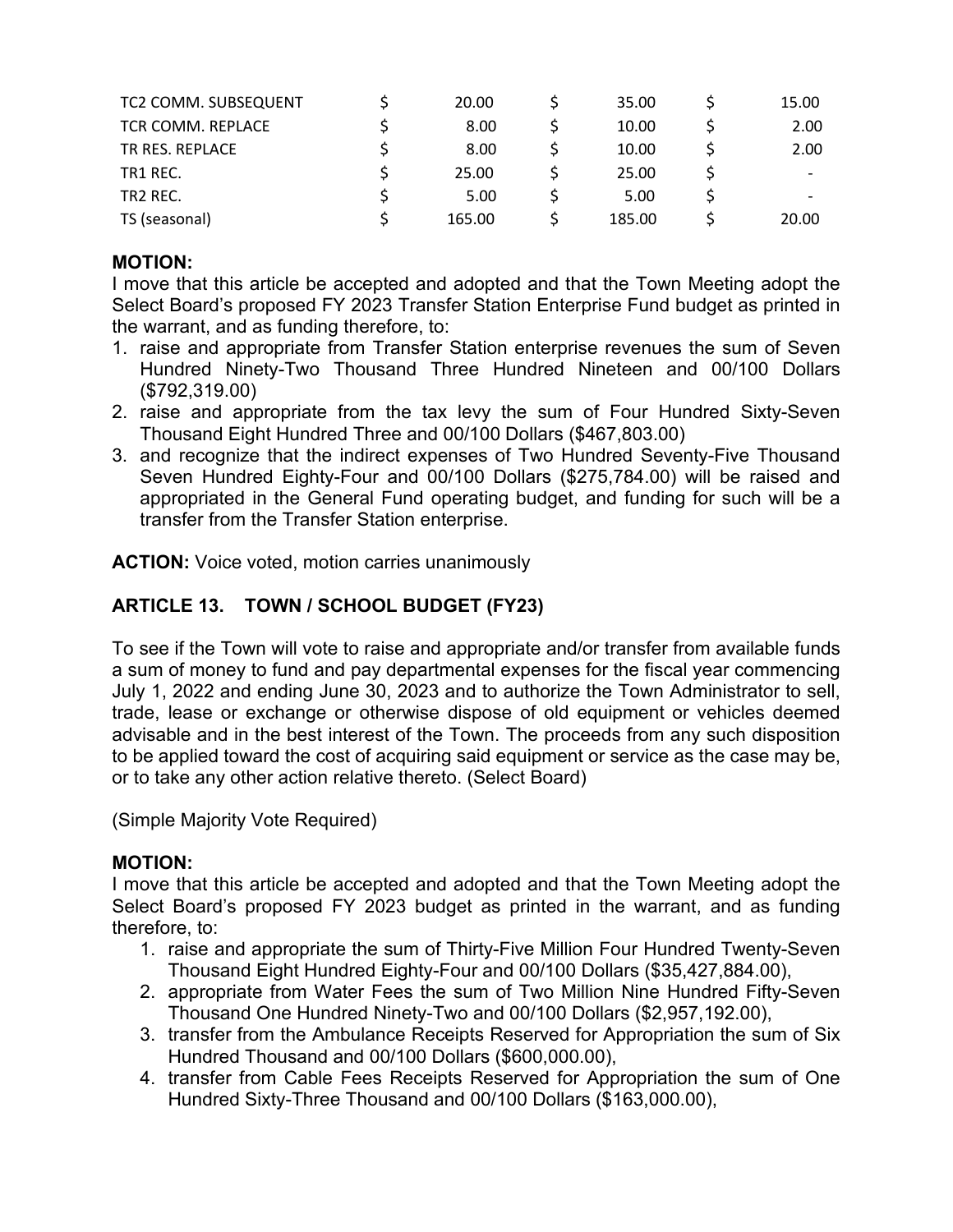| | | | |
|---|---|---|---|
| TC2 COMM. SUBSEQUENT | $ 20.00 | $ 35.00 | $ 15.00 |
| TCR COMM. REPLACE | $ 8.00 | $ 10.00 | $ 2.00 |
| TR RES. REPLACE | $ 8.00 | $ 10.00 | $ 2.00 |
| TR1 REC. | $ 25.00 | $ 25.00 | $ - |
| TR2 REC. | $ 5.00 | $ 5.00 | $ - |
| TS (seasonal) | $ 165.00 | $ 185.00 | $ 20.00 |

**MOTION:**
I move that this article be accepted and adopted and that the Town Meeting adopt the Select Board's proposed FY 2023 Transfer Station Enterprise Fund budget as printed in the warrant, and as funding therefore, to:

1. raise and appropriate from Transfer Station enterprise revenues the sum of Seven Hundred Ninety-Two Thousand Three Hundred Nineteen and 00/100 Dollars ($792,319.00)
2. raise and appropriate from the tax levy the sum of Four Hundred Sixty-Seven Thousand Eight Hundred Three and 00/100 Dollars ($467,803.00)
3. and recognize that the indirect expenses of Two Hundred Seventy-Five Thousand Seven Hundred Eighty-Four and 00/100 Dollars ($275,784.00) will be raised and appropriated in the General Fund operating budget, and funding for such will be a transfer from the Transfer Station enterprise.

**ACTION:** Voice voted, motion carries unanimously

## ARTICLE 13. TOWN / SCHOOL BUDGET (FY23)

To see if the Town will vote to raise and appropriate and/or transfer from available funds a sum of money to fund and pay departmental expenses for the fiscal year commencing July 1, 2022 and ending June 30, 2023 and to authorize the Town Administrator to sell, trade, lease or exchange or otherwise dispose of old equipment or vehicles deemed advisable and in the best interest of the Town. The proceeds from any such disposition to be applied toward the cost of acquiring said equipment or service as the case may be, or to take any other action relative thereto. (Select Board)

(Simple Majority Vote Required)

**MOTION:**
I move that this article be accepted and adopted and that the Town Meeting adopt the Select Board's proposed FY 2023 budget as printed in the warrant, and as funding therefore, to:

1. raise and appropriate the sum of Thirty-Five Million Four Hundred Twenty-Seven Thousand Eight Hundred Eighty-Four and 00/100 Dollars ($35,427,884.00),
2. appropriate from Water Fees the sum of Two Million Nine Hundred Fifty-Seven Thousand One Hundred Ninety-Two and 00/100 Dollars ($2,957,192.00),
3. transfer from the Ambulance Receipts Reserved for Appropriation the sum of Six Hundred Thousand and 00/100 Dollars ($600,000.00),
4. transfer from Cable Fees Receipts Reserved for Appropriation the sum of One Hundred Sixty-Three Thousand and 00/100 Dollars ($163,000.00),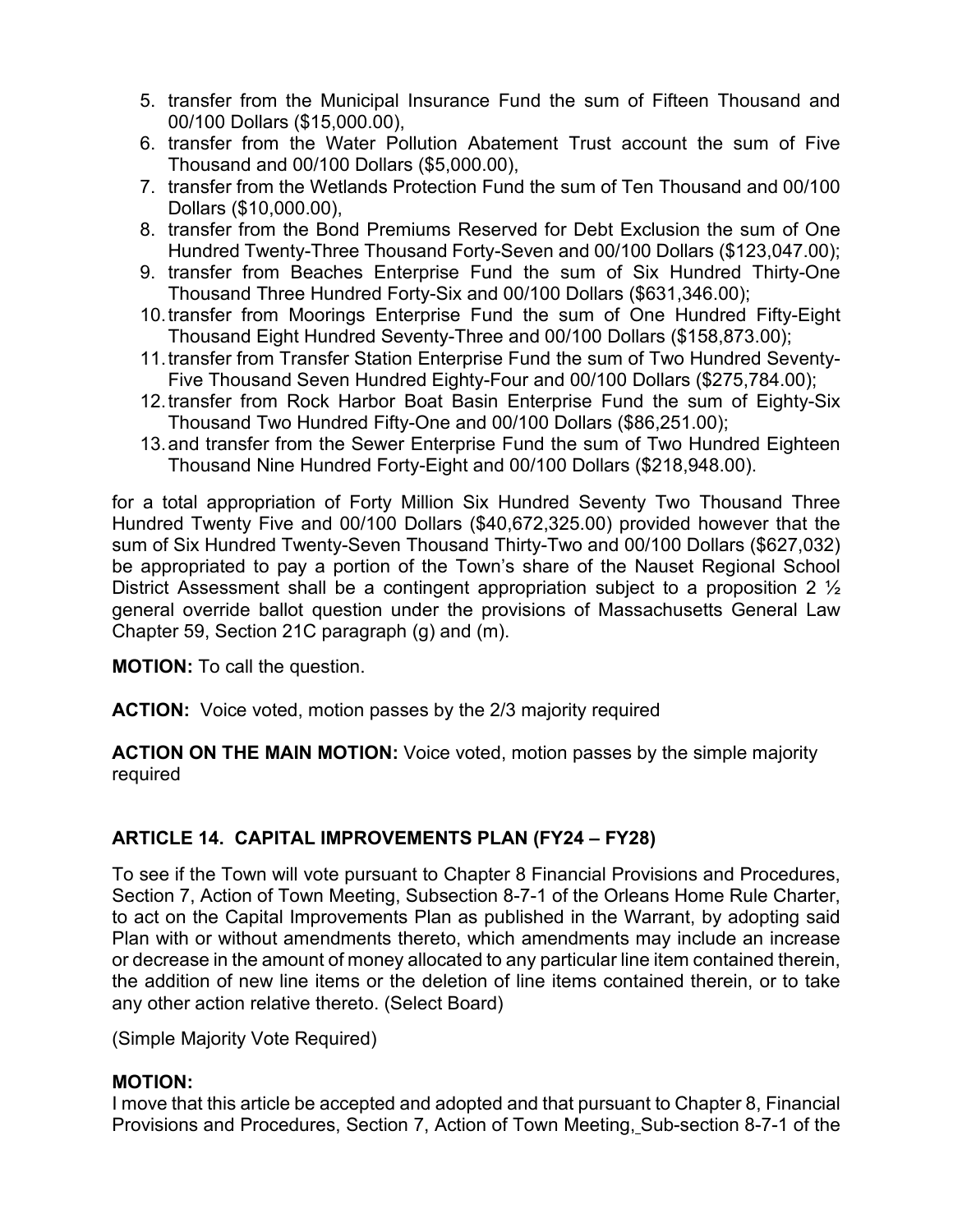5. transfer from the Municipal Insurance Fund the sum of Fifteen Thousand and 00/100 Dollars ($15,000.00),
6. transfer from the Water Pollution Abatement Trust account the sum of Five Thousand and 00/100 Dollars ($5,000.00),
7. transfer from the Wetlands Protection Fund the sum of Ten Thousand and 00/100 Dollars ($10,000.00),
8. transfer from the Bond Premiums Reserved for Debt Exclusion the sum of One Hundred Twenty-Three Thousand Forty-Seven and 00/100 Dollars ($123,047.00);
9. transfer from Beaches Enterprise Fund the sum of Six Hundred Thirty-One Thousand Three Hundred Forty-Six and 00/100 Dollars ($631,346.00);
10. transfer from Moorings Enterprise Fund the sum of One Hundred Fifty-Eight Thousand Eight Hundred Seventy-Three and 00/100 Dollars ($158,873.00);
11. transfer from Transfer Station Enterprise Fund the sum of Two Hundred Seventy-Five Thousand Seven Hundred Eighty-Four and 00/100 Dollars ($275,784.00);
12. transfer from Rock Harbor Boat Basin Enterprise Fund the sum of Eighty-Six Thousand Two Hundred Fifty-One and 00/100 Dollars ($86,251.00);
13. and transfer from the Sewer Enterprise Fund the sum of Two Hundred Eighteen Thousand Nine Hundred Forty-Eight and 00/100 Dollars ($218,948.00).

for a total appropriation of Forty Million Six Hundred Seventy Two Thousand Three Hundred Twenty Five and 00/100 Dollars ($40,672,325.00) provided however that the sum of Six Hundred Twenty-Seven Thousand Thirty-Two and 00/100 Dollars ($627,032) be appropriated to pay a portion of the Town's share of the Nauset Regional School District Assessment shall be a contingent appropriation subject to a proposition 2 ½ general override ballot question under the provisions of Massachusetts General Law Chapter 59, Section 21C paragraph (g) and (m).

**MOTION:** To call the question.

**ACTION:** Voice voted, motion passes by the 2/3 majority required

**ACTION ON THE MAIN MOTION:** Voice voted, motion passes by the simple majority required

## ARTICLE 14. CAPITAL IMPROVEMENTS PLAN (FY24 – FY28)

To see if the Town will vote pursuant to Chapter 8 Financial Provisions and Procedures, Section 7, Action of Town Meeting, Subsection 8-7-1 of the Orleans Home Rule Charter, to act on the Capital Improvements Plan as published in the Warrant, by adopting said Plan with or without amendments thereto, which amendments may include an increase or decrease in the amount of money allocated to any particular line item contained therein, the addition of new line items or the deletion of line items contained therein, or to take any other action relative thereto. (Select Board)

(Simple Majority Vote Required)

**MOTION:**
I move that this article be accepted and adopted and that pursuant to Chapter 8, Financial Provisions and Procedures, Section 7, Action of Town Meeting, Sub-section 8-7-1 of the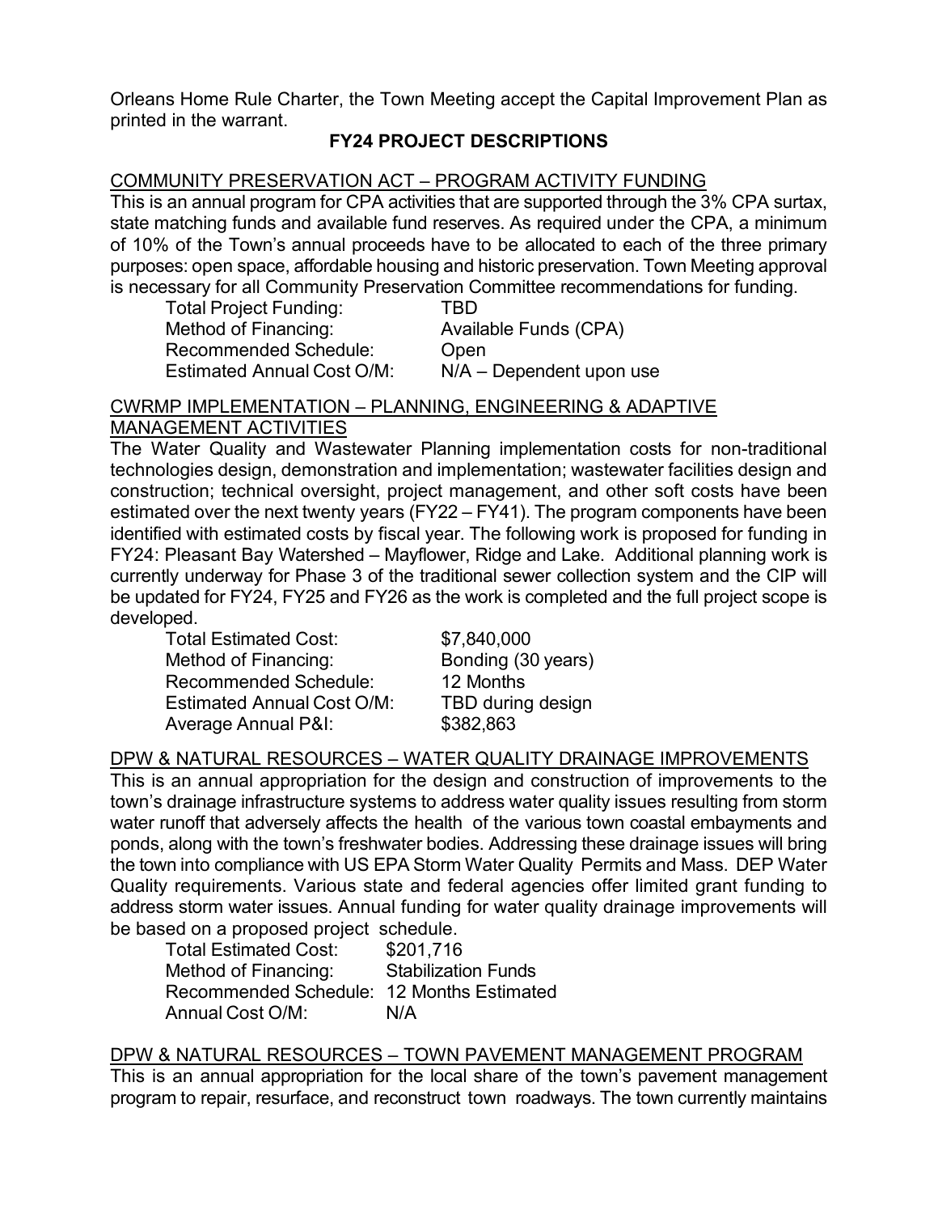Orleans Home Rule Charter, the Town Meeting accept the Capital Improvement Plan as printed in the warrant.

## FY24 PROJECT DESCRIPTIONS

### COMMUNITY PRESERVATION ACT – PROGRAM ACTIVITY FUNDING

This is an annual program for CPA activities that are supported through the 3% CPA surtax, state matching funds and available fund reserves. As required under the CPA, a minimum of 10% of the Town's annual proceeds have to be allocated to each of the three primary purposes: open space, affordable housing and historic preservation. Town Meeting approval is necessary for all Community Preservation Committee recommendations for funding.

| | |
|---|---|
| Total Project Funding: | TBD |
| Method of Financing: | Available Funds (CPA) |
| Recommended Schedule: | Open |
| Estimated Annual Cost O/M: | N/A – Dependent upon use |

### CWRMP IMPLEMENTATION – PLANNING, ENGINEERING & ADAPTIVE MANAGEMENT ACTIVITIES

The Water Quality and Wastewater Planning implementation costs for non-traditional technologies design, demonstration and implementation; wastewater facilities design and construction; technical oversight, project management, and other soft costs have been estimated over the next twenty years (FY22 – FY41). The program components have been identified with estimated costs by fiscal year. The following work is proposed for funding in FY24: Pleasant Bay Watershed – Mayflower, Ridge and Lake. Additional planning work is currently underway for Phase 3 of the traditional sewer collection system and the CIP will be updated for FY24, FY25 and FY26 as the work is completed and the full project scope is developed.

| | |
|---|---|
| Total Estimated Cost: | $7,840,000 |
| Method of Financing: | Bonding (30 years) |
| Recommended Schedule: | 12 Months |
| Estimated Annual Cost O/M: | TBD during design |
| Average Annual P&I: | $382,863 |

### DPW & NATURAL RESOURCES – WATER QUALITY DRAINAGE IMPROVEMENTS

This is an annual appropriation for the design and construction of improvements to the town's drainage infrastructure systems to address water quality issues resulting from storm water runoff that adversely affects the health of the various town coastal embayments and ponds, along with the town's freshwater bodies. Addressing these drainage issues will bring the town into compliance with US EPA Storm Water Quality Permits and Mass. DEP Water Quality requirements. Various state and federal agencies offer limited grant funding to address storm water issues. Annual funding for water quality drainage improvements will be based on a proposed project schedule.

| | |
|---|---|
| Total Estimated Cost: | $201,716 |
| Method of Financing: | Stabilization Funds |
| Recommended Schedule: | 12 Months Estimated |
| Annual Cost O/M: | N/A |

### DPW & NATURAL RESOURCES – TOWN PAVEMENT MANAGEMENT PROGRAM

This is an annual appropriation for the local share of the town's pavement management program to repair, resurface, and reconstruct town roadways. The town currently maintains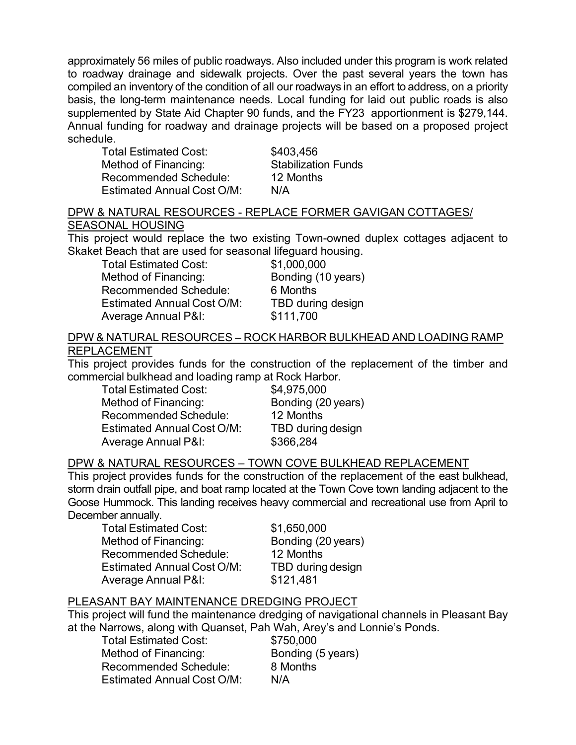approximately 56 miles of public roadways. Also included under this program is work related to roadway drainage and sidewalk projects. Over the past several years the town has compiled an inventory of the condition of all our roadways in an effort to address, on a priority basis, the long-term maintenance needs. Local funding for laid out public roads is also supplemented by State Aid Chapter 90 funds, and the FY23 apportionment is $279,144. Annual funding for roadway and drainage projects will be based on a proposed project schedule.

| | |
|---|---|
| Total Estimated Cost: | $403,456 |
| Method of Financing: | Stabilization Funds |
| Recommended Schedule: | 12 Months |
| Estimated Annual Cost O/M: | N/A |

<u>DPW & NATURAL RESOURCES - REPLACE FORMER GAVIGAN COTTAGES/ SEASONAL HOUSING</u>

This project would replace the two existing Town-owned duplex cottages adjacent to Skaket Beach that are used for seasonal lifeguard housing.

| | |
|---|---|
| Total Estimated Cost: | $1,000,000 |
| Method of Financing: | Bonding (10 years) |
| Recommended Schedule: | 6 Months |
| Estimated Annual Cost O/M: | TBD during design |
| Average Annual P&I: | $111,700 |

<u>DPW & NATURAL RESOURCES – ROCK HARBOR BULKHEAD AND LOADING RAMP REPLACEMENT</u>

This project provides funds for the construction of the replacement of the timber and commercial bulkhead and loading ramp at Rock Harbor.

| | |
|---|---|
| Total Estimated Cost: | $4,975,000 |
| Method of Financing: | Bonding (20 years) |
| Recommended Schedule: | 12 Months |
| Estimated Annual Cost O/M: | TBD during design |
| Average Annual P&I: | $366,284 |

<u>DPW & NATURAL RESOURCES – TOWN COVE BULKHEAD REPLACEMENT</u>

This project provides funds for the construction of the replacement of the east bulkhead, storm drain outfall pipe, and boat ramp located at the Town Cove town landing adjacent to the Goose Hummock. This landing receives heavy commercial and recreational use from April to December annually.

| | |
|---|---|
| Total Estimated Cost: | $1,650,000 |
| Method of Financing: | Bonding (20 years) |
| Recommended Schedule: | 12 Months |
| Estimated Annual Cost O/M: | TBD during design |
| Average Annual P&I: | $121,481 |

<u>PLEASANT BAY MAINTENANCE DREDGING PROJECT</u>

This project will fund the maintenance dredging of navigational channels in Pleasant Bay at the Narrows, along with Quanset, Pah Wah, Arey's and Lonnie's Ponds.

| | |
|---|---|
| Total Estimated Cost: | $750,000 |
| Method of Financing: | Bonding (5 years) |
| Recommended Schedule: | 8 Months |
| Estimated Annual Cost O/M: | N/A |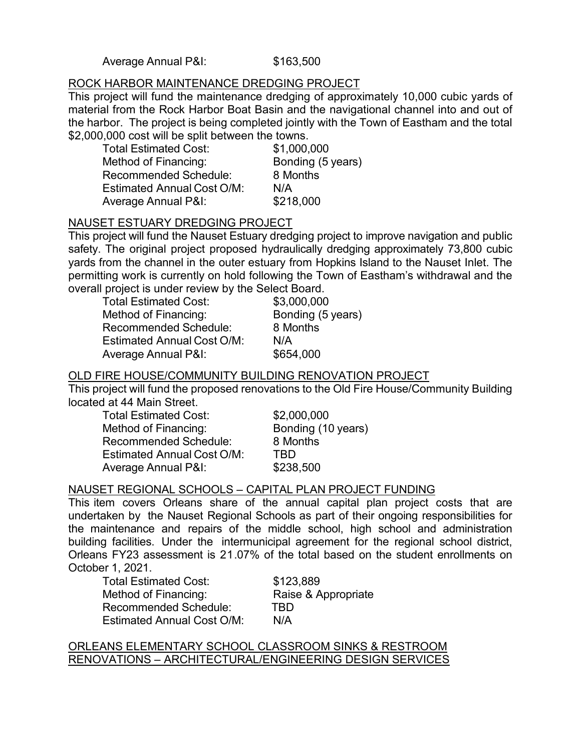Average Annual P&I: $163,500

ROCK HARBOR MAINTENANCE DREDGING PROJECT

This project will fund the maintenance dredging of approximately 10,000 cubic yards of material from the Rock Harbor Boat Basin and the navigational channel into and out of the harbor. The project is being completed jointly with the Town of Eastham and the total $2,000,000 cost will be split between the towns.

| | |
|---|---|
| Total Estimated Cost: | $1,000,000 |
| Method of Financing: | Bonding (5 years) |
| Recommended Schedule: | 8 Months |
| Estimated Annual Cost O/M: | N/A |
| Average Annual P&I: | $218,000 |

NAUSET ESTUARY DREDGING PROJECT

This project will fund the Nauset Estuary dredging project to improve navigation and public safety. The original project proposed hydraulically dredging approximately 73,800 cubic yards from the channel in the outer estuary from Hopkins Island to the Nauset Inlet. The permitting work is currently on hold following the Town of Eastham's withdrawal and the overall project is under review by the Select Board.

| | |
|---|---|
| Total Estimated Cost: | $3,000,000 |
| Method of Financing: | Bonding (5 years) |
| Recommended Schedule: | 8 Months |
| Estimated Annual Cost O/M: | N/A |
| Average Annual P&I: | $654,000 |

OLD FIRE HOUSE/COMMUNITY BUILDING RENOVATION PROJECT

This project will fund the proposed renovations to the Old Fire House/Community Building located at 44 Main Street.

| | |
|---|---|
| Total Estimated Cost: | $2,000,000 |
| Method of Financing: | Bonding (10 years) |
| Recommended Schedule: | 8 Months |
| Estimated Annual Cost O/M: | TBD |
| Average Annual P&I: | $238,500 |

NAUSET REGIONAL SCHOOLS – CAPITAL PLAN PROJECT FUNDING

This item covers Orleans share of the annual capital plan project costs that are undertaken by the Nauset Regional Schools as part of their ongoing responsibilities for the maintenance and repairs of the middle school, high school and administration building facilities. Under the intermunicipal agreement for the regional school district, Orleans FY23 assessment is 21.07% of the total based on the student enrollments on October 1, 2021.

| | |
|---|---|
| Total Estimated Cost: | $123,889 |
| Method of Financing: | Raise & Appropriate |
| Recommended Schedule: | TBD |
| Estimated Annual Cost O/M: | N/A |

ORLEANS ELEMENTARY SCHOOL CLASSROOM SINKS & RESTROOM RENOVATIONS – ARCHITECTURAL/ENGINEERING DESIGN SERVICES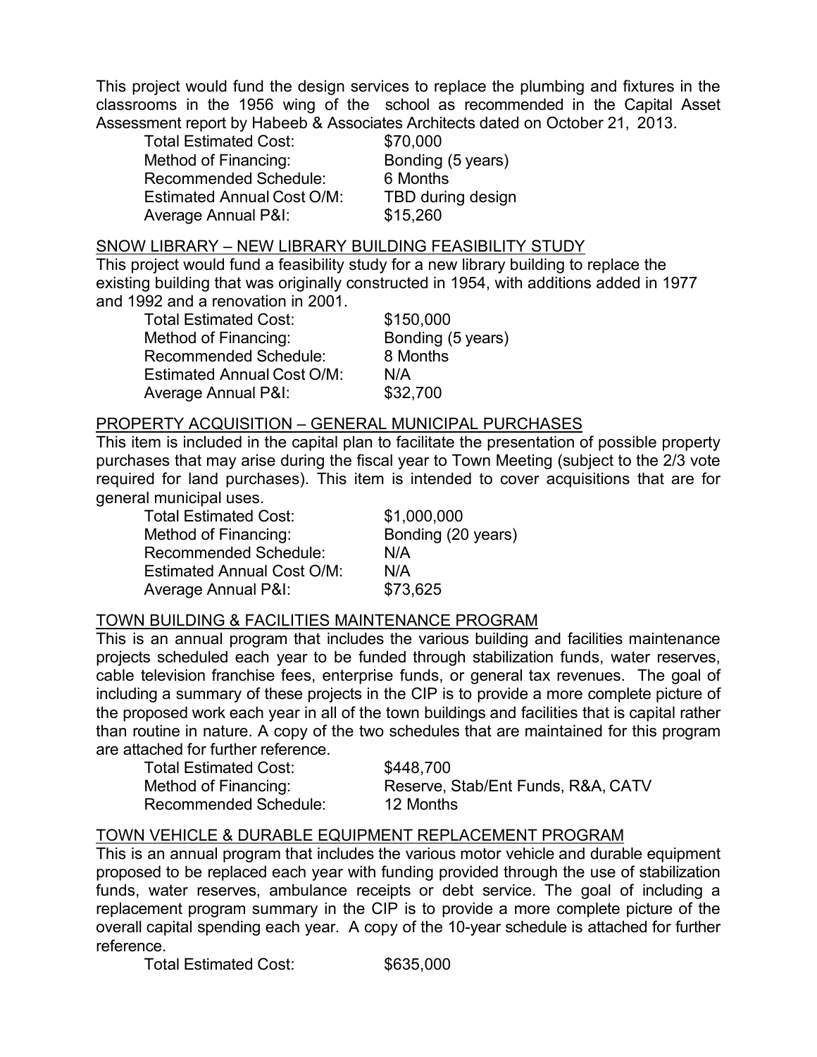This project would fund the design services to replace the plumbing and fixtures in the classrooms in the 1956 wing of the school as recommended in the Capital Asset Assessment report by Habeeb & Associates Architects dated on October 21, 2013.

| | |
|---|---|
| Total Estimated Cost: | $70,000 |
| Method of Financing: | Bonding (5 years) |
| Recommended Schedule: | 6 Months |
| Estimated Annual Cost O/M: | TBD during design |
| Average Annual P&I: | $15,260 |

<u>SNOW LIBRARY – NEW LIBRARY BUILDING FEASIBILITY STUDY</u>

This project would fund a feasibility study for a new library building to replace the existing building that was originally constructed in 1954, with additions added in 1977 and 1992 and a renovation in 2001.

| | |
|---|---|
| Total Estimated Cost: | $150,000 |
| Method of Financing: | Bonding (5 years) |
| Recommended Schedule: | 8 Months |
| Estimated Annual Cost O/M: | N/A |
| Average Annual P&I: | $32,700 |

<u>PROPERTY ACQUISITION – GENERAL MUNICIPAL PURCHASES</u>

This item is included in the capital plan to facilitate the presentation of possible property purchases that may arise during the fiscal year to Town Meeting (subject to the 2/3 vote required for land purchases). This item is intended to cover acquisitions that are for general municipal uses.

| | |
|---|---|
| Total Estimated Cost: | $1,000,000 |
| Method of Financing: | Bonding (20 years) |
| Recommended Schedule: | N/A |
| Estimated Annual Cost O/M: | N/A |
| Average Annual P&I: | $73,625 |

<u>TOWN BUILDING & FACILITIES MAINTENANCE PROGRAM</u>

This is an annual program that includes the various building and facilities maintenance projects scheduled each year to be funded through stabilization funds, water reserves, cable television franchise fees, enterprise funds, or general tax revenues. The goal of including a summary of these projects in the CIP is to provide a more complete picture of the proposed work each year in all of the town buildings and facilities that is capital rather than routine in nature. A copy of the two schedules that are maintained for this program are attached for further reference.

| | |
|---|---|
| Total Estimated Cost: | $448,700 |
| Method of Financing: | Reserve, Stab/Ent Funds, R&A, CATV |
| Recommended Schedule: | 12 Months |

<u>TOWN VEHICLE & DURABLE EQUIPMENT REPLACEMENT PROGRAM</u>

This is an annual program that includes the various motor vehicle and durable equipment proposed to be replaced each year with funding provided through the use of stabilization funds, water reserves, ambulance receipts or debt service. The goal of including a replacement program summary in the CIP is to provide a more complete picture of the overall capital spending each year. A copy of the 10-year schedule is attached for further reference.

| | |
|---|---|
| Total Estimated Cost: | $635,000 |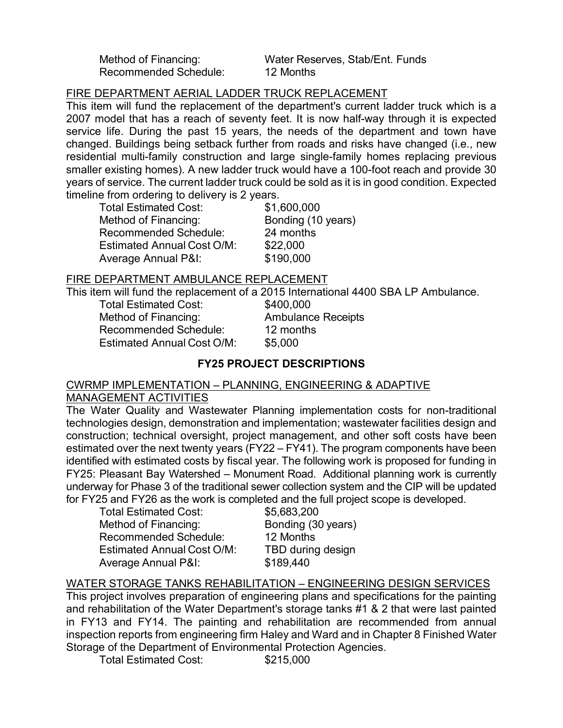| | |
|---|---|
| Method of Financing: | Water Reserves, Stab/Ent. Funds |
| Recommended Schedule: | 12 Months |

FIRE DEPARTMENT AERIAL LADDER TRUCK REPLACEMENT

This item will fund the replacement of the department's current ladder truck which is a 2007 model that has a reach of seventy feet. It is now half-way through it is expected service life. During the past 15 years, the needs of the department and town have changed. Buildings being setback further from roads and risks have changed (i.e., new residential multi-family construction and large single-family homes replacing previous smaller existing homes). A new ladder truck would have a 100-foot reach and provide 30 years of service. The current ladder truck could be sold as it is in good condition. Expected timeline from ordering to delivery is 2 years.

| | |
|---|---|
| Total Estimated Cost: | $1,600,000 |
| Method of Financing: | Bonding (10 years) |
| Recommended Schedule: | 24 months |
| Estimated Annual Cost O/M: | $22,000 |
| Average Annual P&I: | $190,000 |

FIRE DEPARTMENT AMBULANCE REPLACEMENT

This item will fund the replacement of a 2015 International 4400 SBA LP Ambulance.

| | |
|---|---|
| Total Estimated Cost: | $400,000 |
| Method of Financing: | Ambulance Receipts |
| Recommended Schedule: | 12 months |
| Estimated Annual Cost O/M: | $5,000 |

## FY25 PROJECT DESCRIPTIONS

CWRMP IMPLEMENTATION – PLANNING, ENGINEERING & ADAPTIVE MANAGEMENT ACTIVITIES

The Water Quality and Wastewater Planning implementation costs for non-traditional technologies design, demonstration and implementation; wastewater facilities design and construction; technical oversight, project management, and other soft costs have been estimated over the next twenty years (FY22 – FY41). The program components have been identified with estimated costs by fiscal year. The following work is proposed for funding in FY25: Pleasant Bay Watershed – Monument Road. Additional planning work is currently underway for Phase 3 of the traditional sewer collection system and the CIP will be updated for FY25 and FY26 as the work is completed and the full project scope is developed.

| | |
|---|---|
| Total Estimated Cost: | $5,683,200 |
| Method of Financing: | Bonding (30 years) |
| Recommended Schedule: | 12 Months |
| Estimated Annual Cost O/M: | TBD during design |
| Average Annual P&I: | $189,440 |

WATER STORAGE TANKS REHABILITATION – ENGINEERING DESIGN SERVICES

This project involves preparation of engineering plans and specifications for the painting and rehabilitation of the Water Department's storage tanks #1 & 2 that were last painted in FY13 and FY14. The painting and rehabilitation are recommended from annual inspection reports from engineering firm Haley and Ward and in Chapter 8 Finished Water Storage of the Department of Environmental Protection Agencies.

| | |
|---|---|
| Total Estimated Cost: | $215,000 |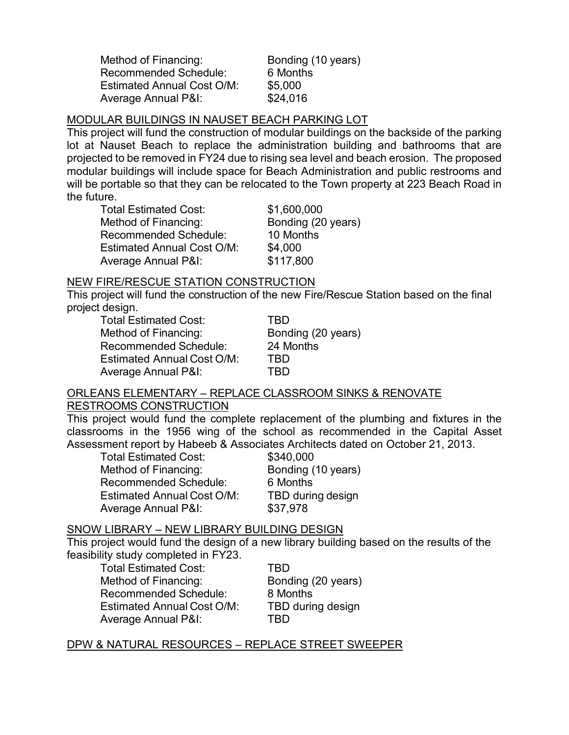| | |
|---|---|
| Method of Financing: | Bonding (10 years) |
| Recommended Schedule: | 6 Months |
| Estimated Annual Cost O/M: | $5,000 |
| Average Annual P&I: | $24,016 |

MODULAR BUILDINGS IN NAUSET BEACH PARKING LOT

This project will fund the construction of modular buildings on the backside of the parking lot at Nauset Beach to replace the administration building and bathrooms that are projected to be removed in FY24 due to rising sea level and beach erosion. The proposed modular buildings will include space for Beach Administration and public restrooms and will be portable so that they can be relocated to the Town property at 223 Beach Road in the future.

| | |
|---|---|
| Total Estimated Cost: | $1,600,000 |
| Method of Financing: | Bonding (20 years) |
| Recommended Schedule: | 10 Months |
| Estimated Annual Cost O/M: | $4,000 |
| Average Annual P&I: | $117,800 |

NEW FIRE/RESCUE STATION CONSTRUCTION

This project will fund the construction of the new Fire/Rescue Station based on the final project design.

| | |
|---|---|
| Total Estimated Cost: | TBD |
| Method of Financing: | Bonding (20 years) |
| Recommended Schedule: | 24 Months |
| Estimated Annual Cost O/M: | TBD |
| Average Annual P&I: | TBD |

ORLEANS ELEMENTARY – REPLACE CLASSROOM SINKS & RENOVATE RESTROOMS CONSTRUCTION

This project would fund the complete replacement of the plumbing and fixtures in the classrooms in the 1956 wing of the school as recommended in the Capital Asset Assessment report by Habeeb & Associates Architects dated on October 21, 2013.

| | |
|---|---|
| Total Estimated Cost: | $340,000 |
| Method of Financing: | Bonding (10 years) |
| Recommended Schedule: | 6 Months |
| Estimated Annual Cost O/M: | TBD during design |
| Average Annual P&I: | $37,978 |

SNOW LIBRARY – NEW LIBRARY BUILDING DESIGN

This project would fund the design of a new library building based on the results of the feasibility study completed in FY23.

| | |
|---|---|
| Total Estimated Cost: | TBD |
| Method of Financing: | Bonding (20 years) |
| Recommended Schedule: | 8 Months |
| Estimated Annual Cost O/M: | TBD during design |
| Average Annual P&I: | TBD |

DPW & NATURAL RESOURCES – REPLACE STREET SWEEPER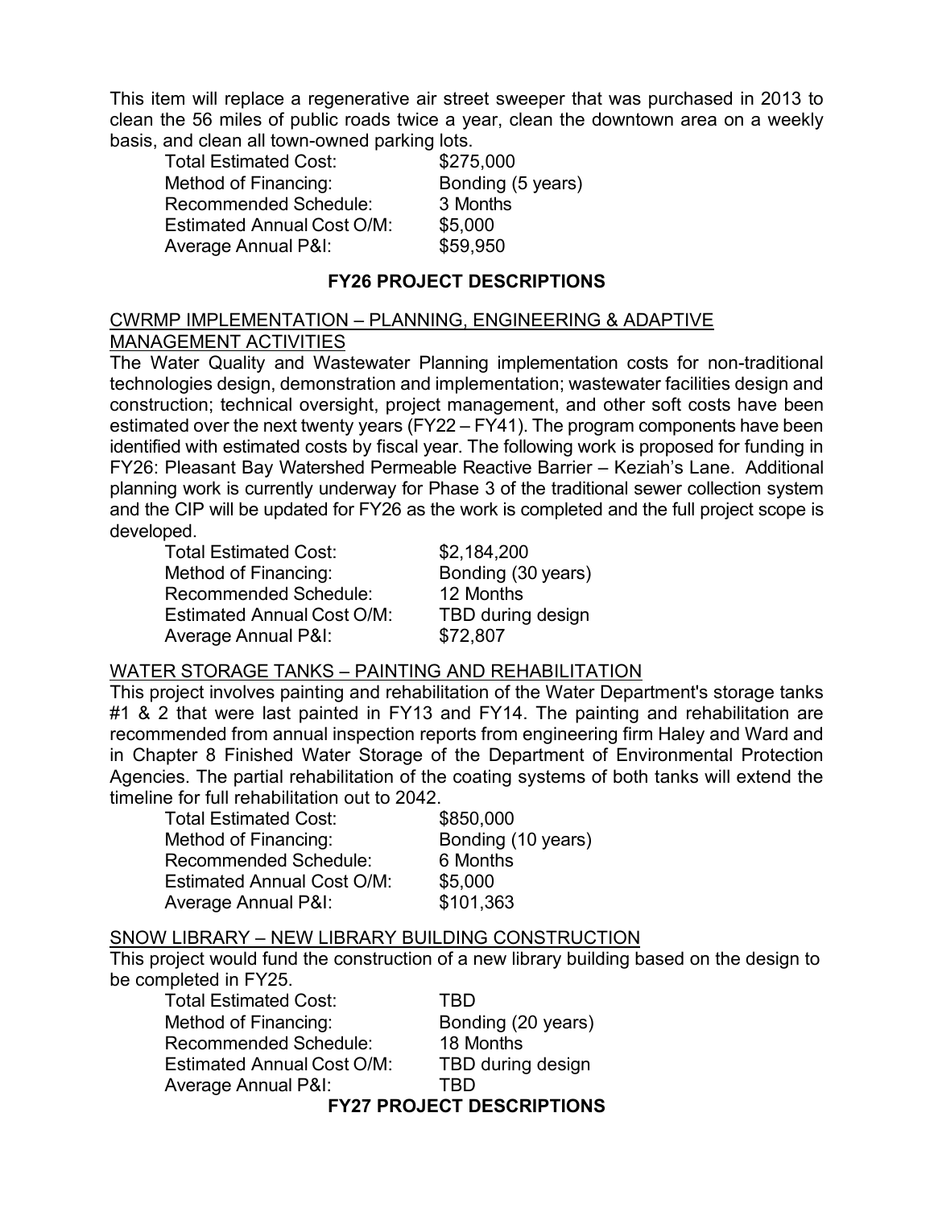This item will replace a regenerative air street sweeper that was purchased in 2013 to clean the 56 miles of public roads twice a year, clean the downtown area on a weekly basis, and clean all town-owned parking lots.

| | |
|---|---|
| Total Estimated Cost: | $275,000 |
| Method of Financing: | Bonding (5 years) |
| Recommended Schedule: | 3 Months |
| Estimated Annual Cost O/M: | $5,000 |
| Average Annual P&I: | $59,950 |

## FY26 PROJECT DESCRIPTIONS

CWRMP IMPLEMENTATION – PLANNING, ENGINEERING & ADAPTIVE MANAGEMENT ACTIVITIES

The Water Quality and Wastewater Planning implementation costs for non-traditional technologies design, demonstration and implementation; wastewater facilities design and construction; technical oversight, project management, and other soft costs have been estimated over the next twenty years (FY22 – FY41). The program components have been identified with estimated costs by fiscal year. The following work is proposed for funding in FY26: Pleasant Bay Watershed Permeable Reactive Barrier – Keziah's Lane. Additional planning work is currently underway for Phase 3 of the traditional sewer collection system and the CIP will be updated for FY26 as the work is completed and the full project scope is developed.

| | |
|---|---|
| Total Estimated Cost: | $2,184,200 |
| Method of Financing: | Bonding (30 years) |
| Recommended Schedule: | 12 Months |
| Estimated Annual Cost O/M: | TBD during design |
| Average Annual P&I: | $72,807 |

WATER STORAGE TANKS – PAINTING AND REHABILITATION

This project involves painting and rehabilitation of the Water Department's storage tanks #1 & 2 that were last painted in FY13 and FY14. The painting and rehabilitation are recommended from annual inspection reports from engineering firm Haley and Ward and in Chapter 8 Finished Water Storage of the Department of Environmental Protection Agencies. The partial rehabilitation of the coating systems of both tanks will extend the timeline for full rehabilitation out to 2042.

| | |
|---|---|
| Total Estimated Cost: | $850,000 |
| Method of Financing: | Bonding (10 years) |
| Recommended Schedule: | 6 Months |
| Estimated Annual Cost O/M: | $5,000 |
| Average Annual P&I: | $101,363 |

SNOW LIBRARY – NEW LIBRARY BUILDING CONSTRUCTION

This project would fund the construction of a new library building based on the design to be completed in FY25.

| | |
|---|---|
| Total Estimated Cost: | TBD |
| Method of Financing: | Bonding (20 years) |
| Recommended Schedule: | 18 Months |
| Estimated Annual Cost O/M: | TBD during design |
| Average Annual P&I: | TBD |

## FY27 PROJECT DESCRIPTIONS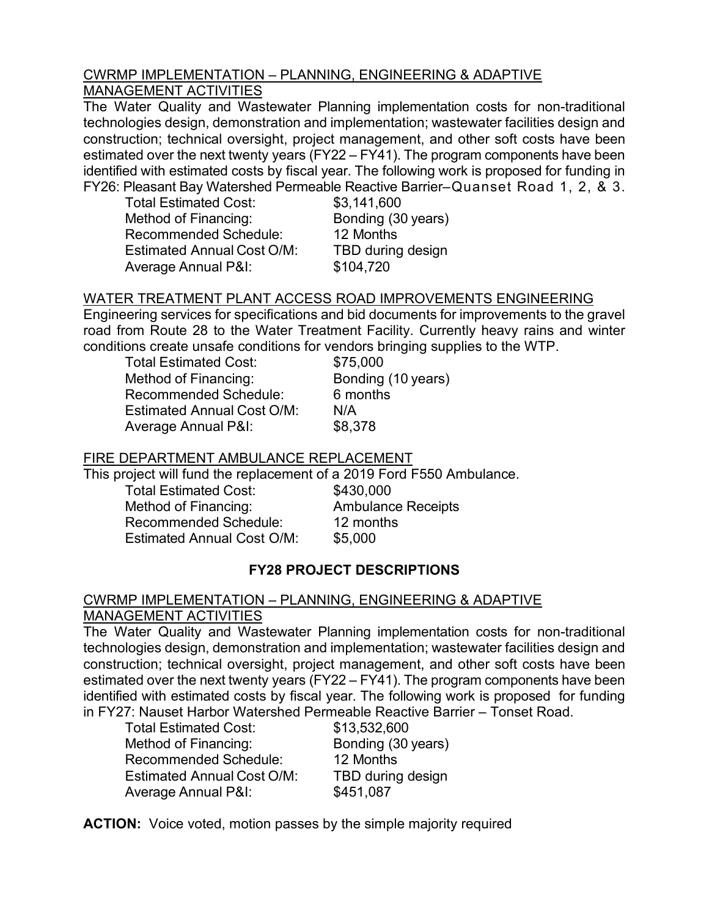CWRMP IMPLEMENTATION – PLANNING, ENGINEERING & ADAPTIVE MANAGEMENT ACTIVITIES

The Water Quality and Wastewater Planning implementation costs for non-traditional technologies design, demonstration and implementation; wastewater facilities design and construction; technical oversight, project management, and other soft costs have been estimated over the next twenty years (FY22 – FY41). The program components have been identified with estimated costs by fiscal year. The following work is proposed for funding in FY26: Pleasant Bay Watershed Permeable Reactive Barrier–Quanset Road 1, 2, & 3.

| | |
|---|---|
| Total Estimated Cost: | \$3,141,600 |
| Method of Financing: | Bonding (30 years) |
| Recommended Schedule: | 12 Months |
| Estimated Annual Cost O/M: | TBD during design |
| Average Annual P&I: | \$104,720 |

WATER TREATMENT PLANT ACCESS ROAD IMPROVEMENTS ENGINEERING

Engineering services for specifications and bid documents for improvements to the gravel road from Route 28 to the Water Treatment Facility. Currently heavy rains and winter conditions create unsafe conditions for vendors bringing supplies to the WTP.

| | |
|---|---|
| Total Estimated Cost: | \$75,000 |
| Method of Financing: | Bonding (10 years) |
| Recommended Schedule: | 6 months |
| Estimated Annual Cost O/M: | N/A |
| Average Annual P&I: | \$8,378 |

FIRE DEPARTMENT AMBULANCE REPLACEMENT

This project will fund the replacement of a 2019 Ford F550 Ambulance.

| | |
|---|---|
| Total Estimated Cost: | \$430,000 |
| Method of Financing: | Ambulance Receipts |
| Recommended Schedule: | 12 months |
| Estimated Annual Cost O/M: | \$5,000 |

## FY28 PROJECT DESCRIPTIONS

CWRMP IMPLEMENTATION – PLANNING, ENGINEERING & ADAPTIVE MANAGEMENT ACTIVITIES

The Water Quality and Wastewater Planning implementation costs for non-traditional technologies design, demonstration and implementation; wastewater facilities design and construction; technical oversight, project management, and other soft costs have been estimated over the next twenty years (FY22 – FY41). The program components have been identified with estimated costs by fiscal year. The following work is proposed for funding in FY27: Nauset Harbor Watershed Permeable Reactive Barrier – Tonset Road.

| | |
|---|---|
| Total Estimated Cost: | \$13,532,600 |
| Method of Financing: | Bonding (30 years) |
| Recommended Schedule: | 12 Months |
| Estimated Annual Cost O/M: | TBD during design |
| Average Annual P&I: | \$451,087 |

**ACTION:** Voice voted, motion passes by the simple majority required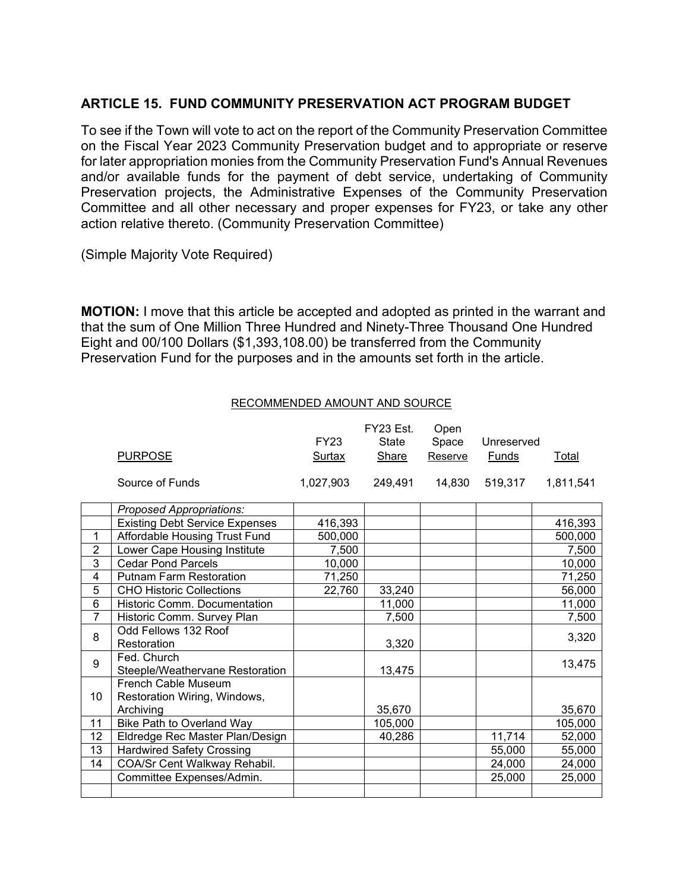## ARTICLE 15. FUND COMMUNITY PRESERVATION ACT PROGRAM BUDGET

To see if the Town will vote to act on the report of the Community Preservation Committee on the Fiscal Year 2023 Community Preservation budget and to appropriate or reserve for later appropriation monies from the Community Preservation Fund's Annual Revenues and/or available funds for the payment of debt service, undertaking of Community Preservation projects, the Administrative Expenses of the Community Preservation Committee and all other necessary and proper expenses for FY23, or take any other action relative thereto. (Community Preservation Committee)

(Simple Majority Vote Required)

**MOTION:** I move that this article be accepted and adopted as printed in the warrant and that the sum of One Million Three Hundred and Ninety-Three Thousand One Hundred Eight and 00/100 Dollars ($1,393,108.00) be transferred from the Community Preservation Fund for the purposes and in the amounts set forth in the article.

RECOMMENDED AMOUNT AND SOURCE

| | PURPOSE | FY23 Surtax | FY23 Est. State Share | Open Space Reserve | Unreserved Funds | Total |
|---|---|---|---|---|---|---|
| | Source of Funds | 1,027,903 | 249,491 | 14,830 | 519,317 | 1,811,541 |
| | *Proposed Appropriations:* | | | | | |
| | Existing Debt Service Expenses | 416,393 | | | | 416,393 |
| 1 | Affordable Housing Trust Fund | 500,000 | | | | 500,000 |
| 2 | Lower Cape Housing Institute | 7,500 | | | | 7,500 |
| 3 | Cedar Pond Parcels | 10,000 | | | | 10,000 |
| 4 | Putnam Farm Restoration | 71,250 | | | | 71,250 |
| 5 | CHO Historic Collections | 22,760 | 33,240 | | | 56,000 |
| 6 | Historic Comm. Documentation | | 11,000 | | | 11,000 |
| 7 | Historic Comm. Survey Plan | | 7,500 | | | 7,500 |
| 8 | Odd Fellows 132 Roof Restoration | | 3,320 | | | 3,320 |
| 9 | Fed. Church Steeple/Weathervane Restoration | | 13,475 | | | 13,475 |
| 10 | French Cable Museum Restoration Wiring, Windows, Archiving | | 35,670 | | | 35,670 |
| 11 | Bike Path to Overland Way | | 105,000 | | | 105,000 |
| 12 | Eldredge Rec Master Plan/Design | | 40,286 | | 11,714 | 52,000 |
| 13 | Hardwired Safety Crossing | | | | 55,000 | 55,000 |
| 14 | COA/Sr Cent Walkway Rehabil. | | | | 24,000 | 24,000 |
| | Committee Expenses/Admin. | | | | 25,000 | 25,000 |
| | | | | | | |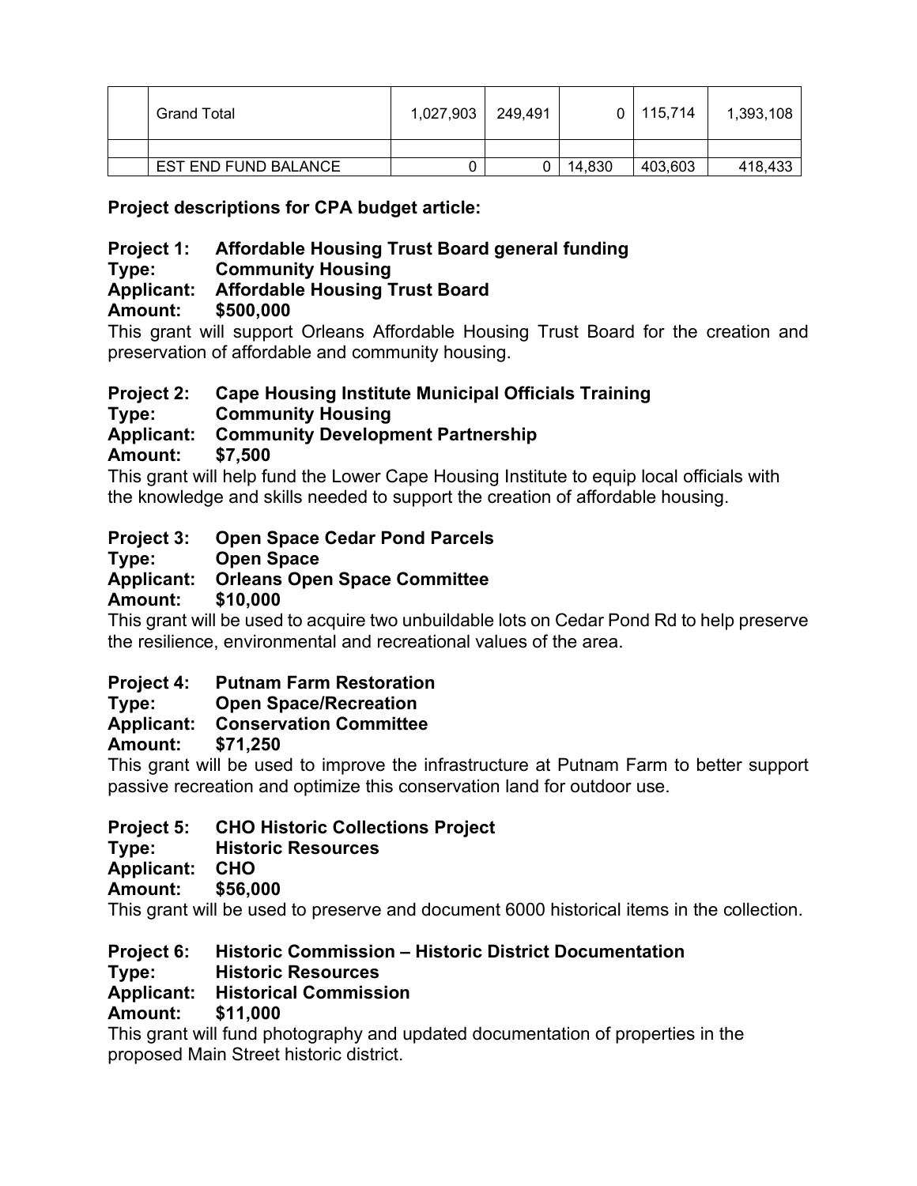| | | | | | | |
|---|---|---|---|---|---|---|
| | Grand Total | 1,027,903 | 249,491 | 0 | 115,714 | 1,393,108 |
| | | | | | | |
| | EST END FUND BALANCE | 0 | 0 | 14,830 | 403,603 | 418,433 |

**Project descriptions for CPA budget article:**

**Project 1: Affordable Housing Trust Board general funding**
**Type: Community Housing**
**Applicant: Affordable Housing Trust Board**
**Amount: $500,000**

This grant will support Orleans Affordable Housing Trust Board for the creation and preservation of affordable and community housing.

**Project 2: Cape Housing Institute Municipal Officials Training**
**Type: Community Housing**
**Applicant: Community Development Partnership**
**Amount: $7,500**

This grant will help fund the Lower Cape Housing Institute to equip local officials with the knowledge and skills needed to support the creation of affordable housing.

**Project 3: Open Space Cedar Pond Parcels**
**Type: Open Space**
**Applicant: Orleans Open Space Committee**
**Amount: $10,000**

This grant will be used to acquire two unbuildable lots on Cedar Pond Rd to help preserve the resilience, environmental and recreational values of the area.

**Project 4: Putnam Farm Restoration**
**Type: Open Space/Recreation**
**Applicant: Conservation Committee**
**Amount: $71,250**

This grant will be used to improve the infrastructure at Putnam Farm to better support passive recreation and optimize this conservation land for outdoor use.

**Project 5: CHO Historic Collections Project**
**Type: Historic Resources**
**Applicant: CHO**
**Amount: $56,000**

This grant will be used to preserve and document 6000 historical items in the collection.

**Project 6: Historic Commission – Historic District Documentation**
**Type: Historic Resources**
**Applicant: Historical Commission**
**Amount: $11,000**

This grant will fund photography and updated documentation of properties in the proposed Main Street historic district.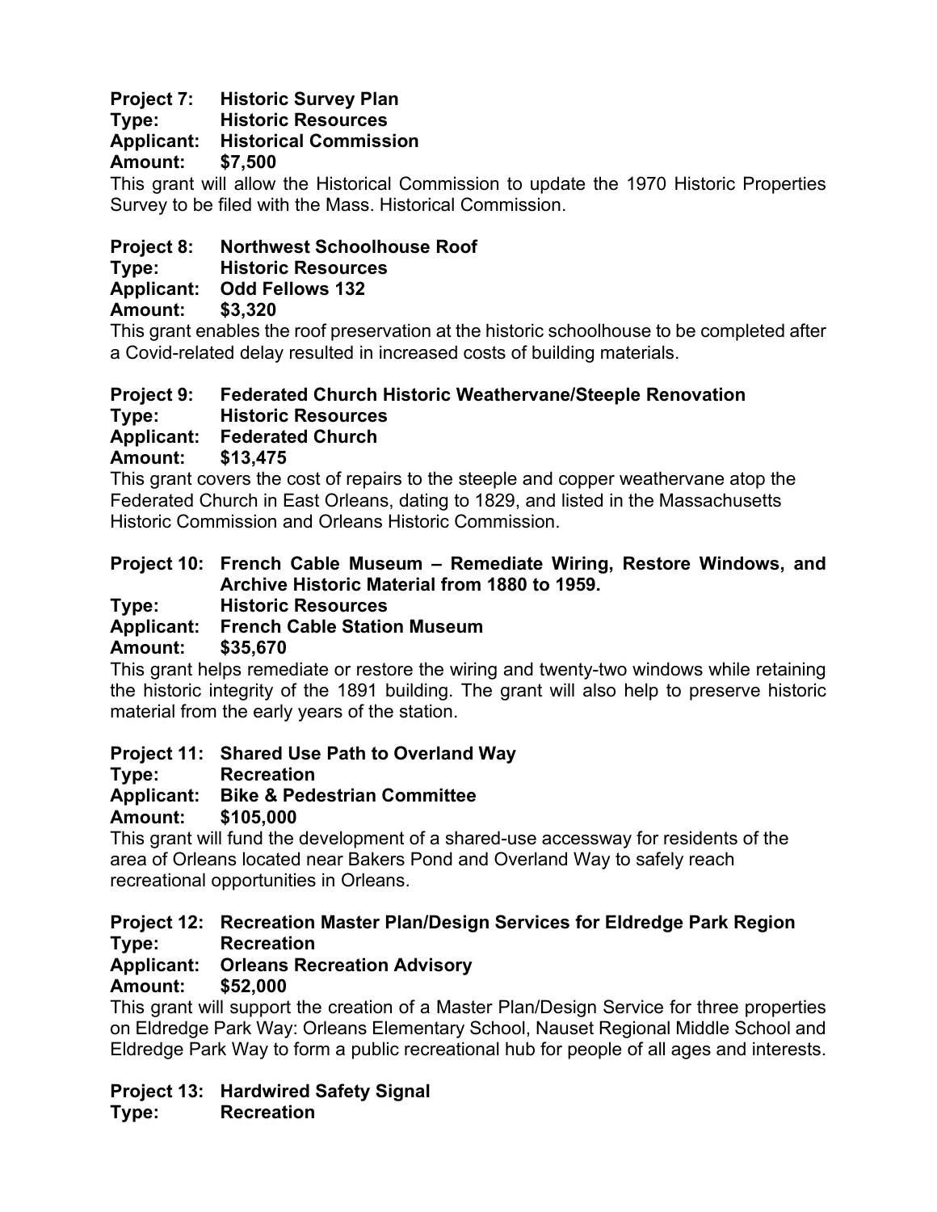**Project 7: Historic Survey Plan**
**Type: Historic Resources**
**Applicant: Historical Commission**
**Amount: $7,500**

This grant will allow the Historical Commission to update the 1970 Historic Properties Survey to be filed with the Mass. Historical Commission.

**Project 8: Northwest Schoolhouse Roof**
**Type: Historic Resources**
**Applicant: Odd Fellows 132**
**Amount: $3,320**

This grant enables the roof preservation at the historic schoolhouse to be completed after a Covid-related delay resulted in increased costs of building materials.

**Project 9: Federated Church Historic Weathervane/Steeple Renovation**
**Type: Historic Resources**
**Applicant: Federated Church**
**Amount: $13,475**

This grant covers the cost of repairs to the steeple and copper weathervane atop the Federated Church in East Orleans, dating to 1829, and listed in the Massachusetts Historic Commission and Orleans Historic Commission.

**Project 10: French Cable Museum – Remediate Wiring, Restore Windows, and Archive Historic Material from 1880 to 1959.**
**Type: Historic Resources**
**Applicant: French Cable Station Museum**
**Amount: $35,670**

This grant helps remediate or restore the wiring and twenty-two windows while retaining the historic integrity of the 1891 building. The grant will also help to preserve historic material from the early years of the station.

**Project 11: Shared Use Path to Overland Way**
**Type: Recreation**
**Applicant: Bike & Pedestrian Committee**
**Amount: $105,000**

This grant will fund the development of a shared-use accessway for residents of the area of Orleans located near Bakers Pond and Overland Way to safely reach recreational opportunities in Orleans.

**Project 12: Recreation Master Plan/Design Services for Eldredge Park Region**
**Type: Recreation**
**Applicant: Orleans Recreation Advisory**
**Amount: $52,000**

This grant will support the creation of a Master Plan/Design Service for three properties on Eldredge Park Way: Orleans Elementary School, Nauset Regional Middle School and Eldredge Park Way to form a public recreational hub for people of all ages and interests.

**Project 13: Hardwired Safety Signal**
**Type: Recreation**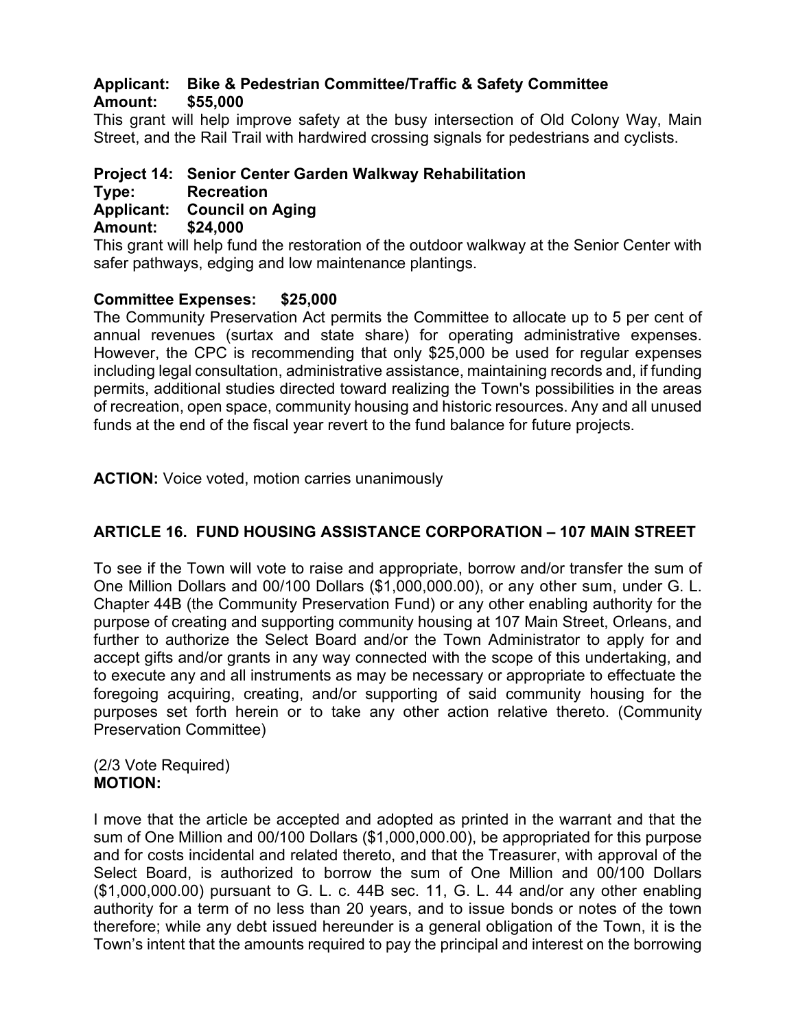**Applicant: Bike & Pedestrian Committee/Traffic & Safety Committee**
**Amount: $55,000**
This grant will help improve safety at the busy intersection of Old Colony Way, Main Street, and the Rail Trail with hardwired crossing signals for pedestrians and cyclists.

**Project 14: Senior Center Garden Walkway Rehabilitation**
**Type: Recreation**
**Applicant: Council on Aging**
**Amount: $24,000**
This grant will help fund the restoration of the outdoor walkway at the Senior Center with safer pathways, edging and low maintenance plantings.

**Committee Expenses: $25,000**
The Community Preservation Act permits the Committee to allocate up to 5 per cent of annual revenues (surtax and state share) for operating administrative expenses. However, the CPC is recommending that only $25,000 be used for regular expenses including legal consultation, administrative assistance, maintaining records and, if funding permits, additional studies directed toward realizing the Town's possibilities in the areas of recreation, open space, community housing and historic resources. Any and all unused funds at the end of the fiscal year revert to the fund balance for future projects.

**ACTION:** Voice voted, motion carries unanimously

## ARTICLE 16. FUND HOUSING ASSISTANCE CORPORATION – 107 MAIN STREET

To see if the Town will vote to raise and appropriate, borrow and/or transfer the sum of One Million Dollars and 00/100 Dollars ($1,000,000.00), or any other sum, under G. L. Chapter 44B (the Community Preservation Fund) or any other enabling authority for the purpose of creating and supporting community housing at 107 Main Street, Orleans, and further to authorize the Select Board and/or the Town Administrator to apply for and accept gifts and/or grants in any way connected with the scope of this undertaking, and to execute any and all instruments as may be necessary or appropriate to effectuate the foregoing acquiring, creating, and/or supporting of said community housing for the purposes set forth herein or to take any other action relative thereto. (Community Preservation Committee)

(2/3 Vote Required)
**MOTION:**

I move that the article be accepted and adopted as printed in the warrant and that the sum of One Million and 00/100 Dollars ($1,000,000.00), be appropriated for this purpose and for costs incidental and related thereto, and that the Treasurer, with approval of the Select Board, is authorized to borrow the sum of One Million and 00/100 Dollars ($1,000,000.00) pursuant to G. L. c. 44B sec. 11, G. L. 44 and/or any other enabling authority for a term of no less than 20 years, and to issue bonds or notes of the town therefore; while any debt issued hereunder is a general obligation of the Town, it is the Town's intent that the amounts required to pay the principal and interest on the borrowing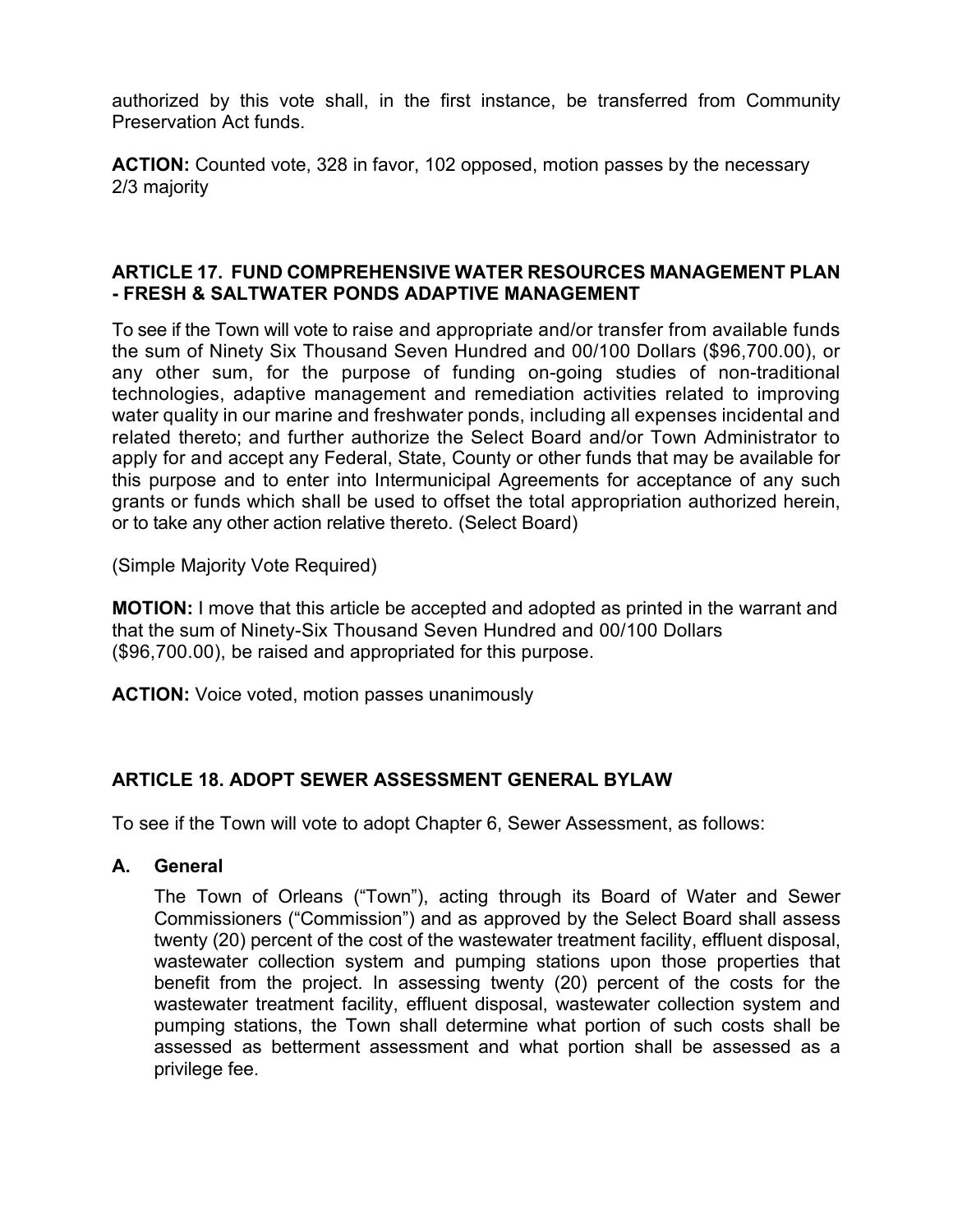authorized by this vote shall, in the first instance, be transferred from Community Preservation Act funds.

**ACTION:** Counted vote, 328 in favor, 102 opposed, motion passes by the necessary 2/3 majority

## ARTICLE 17. FUND COMPREHENSIVE WATER RESOURCES MANAGEMENT PLAN - FRESH & SALTWATER PONDS ADAPTIVE MANAGEMENT

To see if the Town will vote to raise and appropriate and/or transfer from available funds the sum of Ninety Six Thousand Seven Hundred and 00/100 Dollars ($96,700.00), or any other sum, for the purpose of funding on-going studies of non-traditional technologies, adaptive management and remediation activities related to improving water quality in our marine and freshwater ponds, including all expenses incidental and related thereto; and further authorize the Select Board and/or Town Administrator to apply for and accept any Federal, State, County or other funds that may be available for this purpose and to enter into Intermunicipal Agreements for acceptance of any such grants or funds which shall be used to offset the total appropriation authorized herein, or to take any other action relative thereto. (Select Board)

(Simple Majority Vote Required)

**MOTION:** I move that this article be accepted and adopted as printed in the warrant and that the sum of Ninety-Six Thousand Seven Hundred and 00/100 Dollars ($96,700.00), be raised and appropriated for this purpose.

**ACTION:** Voice voted, motion passes unanimously

## ARTICLE 18. ADOPT SEWER ASSESSMENT GENERAL BYLAW

To see if the Town will vote to adopt Chapter 6, Sewer Assessment, as follows:

**A. General**

The Town of Orleans ("Town"), acting through its Board of Water and Sewer Commissioners ("Commission") and as approved by the Select Board shall assess twenty (20) percent of the cost of the wastewater treatment facility, effluent disposal, wastewater collection system and pumping stations upon those properties that benefit from the project. In assessing twenty (20) percent of the costs for the wastewater treatment facility, effluent disposal, wastewater collection system and pumping stations, the Town shall determine what portion of such costs shall be assessed as betterment assessment and what portion shall be assessed as a privilege fee.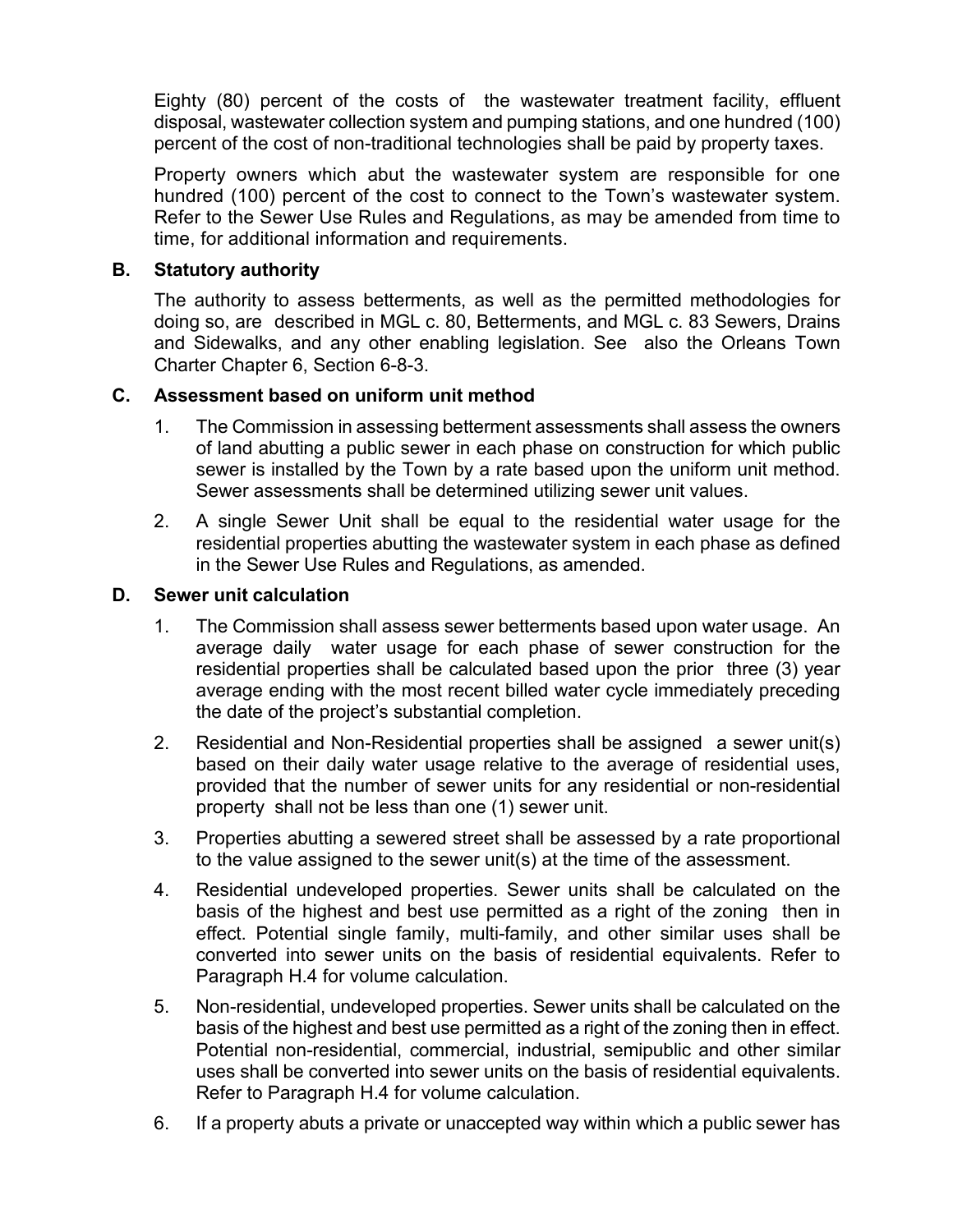Eighty (80) percent of the costs of the wastewater treatment facility, effluent disposal, wastewater collection system and pumping stations, and one hundred (100) percent of the cost of non-traditional technologies shall be paid by property taxes.

Property owners which abut the wastewater system are responsible for one hundred (100) percent of the cost to connect to the Town's wastewater system. Refer to the Sewer Use Rules and Regulations, as may be amended from time to time, for additional information and requirements.

**B. Statutory authority**

The authority to assess betterments, as well as the permitted methodologies for doing so, are described in MGL c. 80, Betterments, and MGL c. 83 Sewers, Drains and Sidewalks, and any other enabling legislation. See also the Orleans Town Charter Chapter 6, Section 6-8-3.

**C. Assessment based on uniform unit method**

1. The Commission in assessing betterment assessments shall assess the owners of land abutting a public sewer in each phase on construction for which public sewer is installed by the Town by a rate based upon the uniform unit method. Sewer assessments shall be determined utilizing sewer unit values.
2. A single Sewer Unit shall be equal to the residential water usage for the residential properties abutting the wastewater system in each phase as defined in the Sewer Use Rules and Regulations, as amended.

**D. Sewer unit calculation**

1. The Commission shall assess sewer betterments based upon water usage. An average daily water usage for each phase of sewer construction for the residential properties shall be calculated based upon the prior three (3) year average ending with the most recent billed water cycle immediately preceding the date of the project's substantial completion.
2. Residential and Non-Residential properties shall be assigned a sewer unit(s) based on their daily water usage relative to the average of residential uses, provided that the number of sewer units for any residential or non-residential property shall not be less than one (1) sewer unit.
3. Properties abutting a sewered street shall be assessed by a rate proportional to the value assigned to the sewer unit(s) at the time of the assessment.
4. Residential undeveloped properties. Sewer units shall be calculated on the basis of the highest and best use permitted as a right of the zoning then in effect. Potential single family, multi-family, and other similar uses shall be converted into sewer units on the basis of residential equivalents. Refer to Paragraph H.4 for volume calculation.
5. Non-residential, undeveloped properties. Sewer units shall be calculated on the basis of the highest and best use permitted as a right of the zoning then in effect. Potential non-residential, commercial, industrial, semipublic and other similar uses shall be converted into sewer units on the basis of residential equivalents. Refer to Paragraph H.4 for volume calculation.
6. If a property abuts a private or unaccepted way within which a public sewer has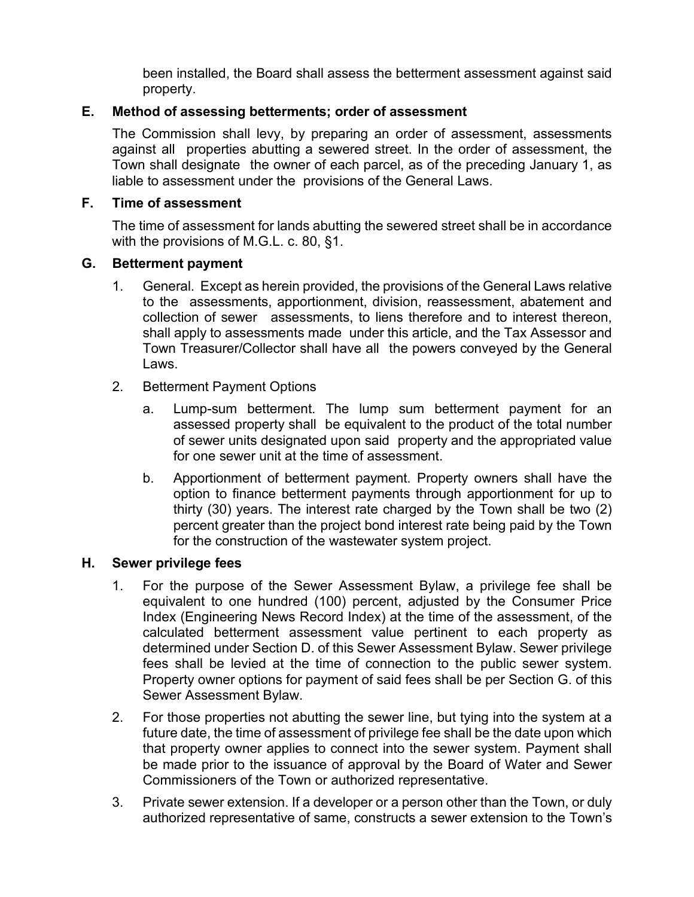been installed, the Board shall assess the betterment assessment against said property.

**E. Method of assessing betterments; order of assessment**

The Commission shall levy, by preparing an order of assessment, assessments against all properties abutting a sewered street. In the order of assessment, the Town shall designate the owner of each parcel, as of the preceding January 1, as liable to assessment under the provisions of the General Laws.

**F. Time of assessment**

The time of assessment for lands abutting the sewered street shall be in accordance with the provisions of M.G.L. c. 80, §1.

**G. Betterment payment**

1. General. Except as herein provided, the provisions of the General Laws relative to the assessments, apportionment, division, reassessment, abatement and collection of sewer assessments, to liens therefore and to interest thereon, shall apply to assessments made under this article, and the Tax Assessor and Town Treasurer/Collector shall have all the powers conveyed by the General Laws.

2. Betterment Payment Options

   a. Lump-sum betterment. The lump sum betterment payment for an assessed property shall be equivalent to the product of the total number of sewer units designated upon said property and the appropriated value for one sewer unit at the time of assessment.

   b. Apportionment of betterment payment. Property owners shall have the option to finance betterment payments through apportionment for up to thirty (30) years. The interest rate charged by the Town shall be two (2) percent greater than the project bond interest rate being paid by the Town for the construction of the wastewater system project.

**H. Sewer privilege fees**

1. For the purpose of the Sewer Assessment Bylaw, a privilege fee shall be equivalent to one hundred (100) percent, adjusted by the Consumer Price Index (Engineering News Record Index) at the time of the assessment, of the calculated betterment assessment value pertinent to each property as determined under Section D. of this Sewer Assessment Bylaw. Sewer privilege fees shall be levied at the time of connection to the public sewer system. Property owner options for payment of said fees shall be per Section G. of this Sewer Assessment Bylaw.

2. For those properties not abutting the sewer line, but tying into the system at a future date, the time of assessment of privilege fee shall be the date upon which that property owner applies to connect into the sewer system. Payment shall be made prior to the issuance of approval by the Board of Water and Sewer Commissioners of the Town or authorized representative.

3. Private sewer extension. If a developer or a person other than the Town, or duly authorized representative of same, constructs a sewer extension to the Town's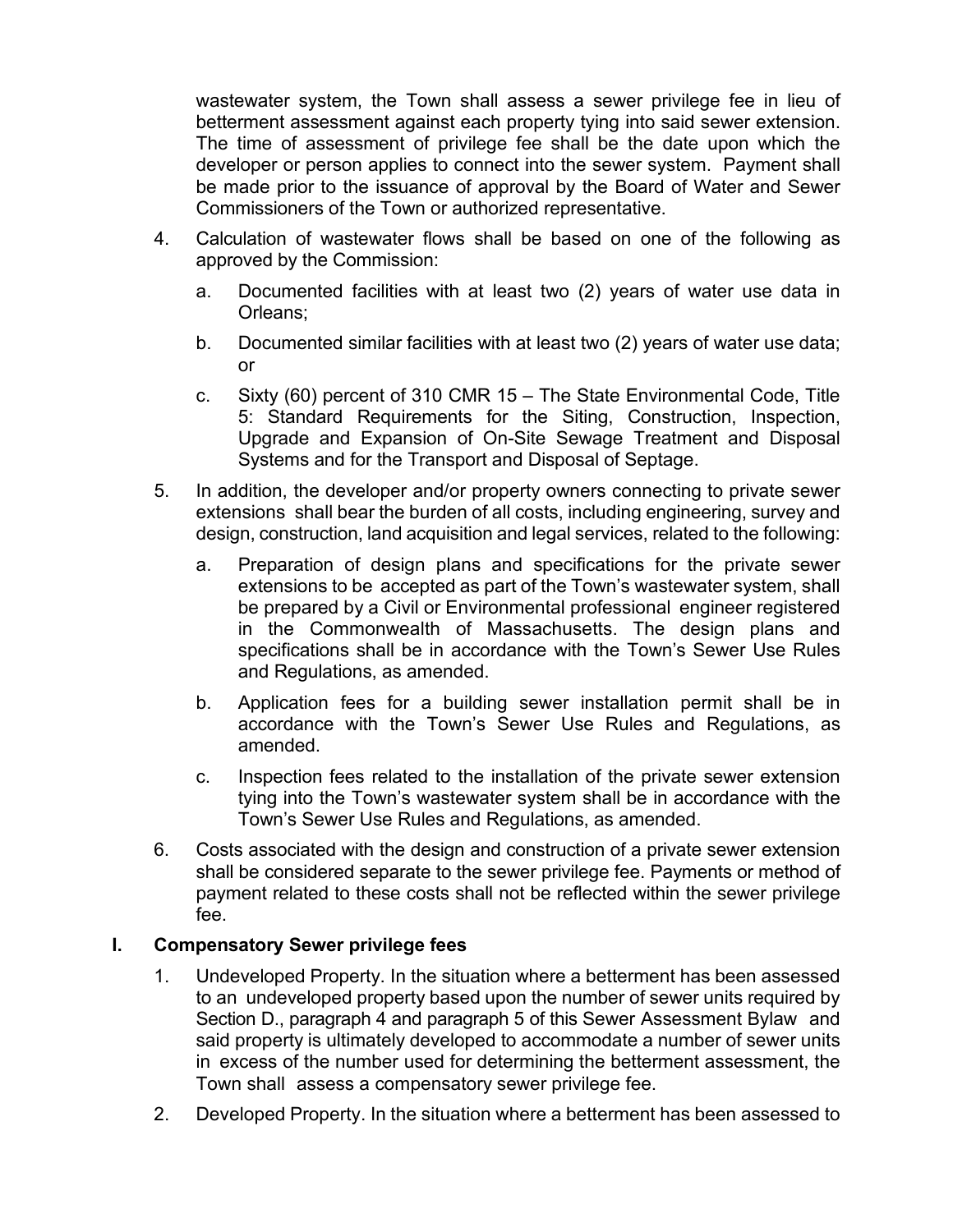wastewater system, the Town shall assess a sewer privilege fee in lieu of betterment assessment against each property tying into said sewer extension. The time of assessment of privilege fee shall be the date upon which the developer or person applies to connect into the sewer system. Payment shall be made prior to the issuance of approval by the Board of Water and Sewer Commissioners of the Town or authorized representative.

4. Calculation of wastewater flows shall be based on one of the following as approved by the Commission:

   a. Documented facilities with at least two (2) years of water use data in Orleans;

   b. Documented similar facilities with at least two (2) years of water use data; or

   c. Sixty (60) percent of 310 CMR 15 – The State Environmental Code, Title 5: Standard Requirements for the Siting, Construction, Inspection, Upgrade and Expansion of On-Site Sewage Treatment and Disposal Systems and for the Transport and Disposal of Septage.

5. In addition, the developer and/or property owners connecting to private sewer extensions shall bear the burden of all costs, including engineering, survey and design, construction, land acquisition and legal services, related to the following:

   a. Preparation of design plans and specifications for the private sewer extensions to be accepted as part of the Town's wastewater system, shall be prepared by a Civil or Environmental professional engineer registered in the Commonwealth of Massachusetts. The design plans and specifications shall be in accordance with the Town's Sewer Use Rules and Regulations, as amended.

   b. Application fees for a building sewer installation permit shall be in accordance with the Town's Sewer Use Rules and Regulations, as amended.

   c. Inspection fees related to the installation of the private sewer extension tying into the Town's wastewater system shall be in accordance with the Town's Sewer Use Rules and Regulations, as amended.

6. Costs associated with the design and construction of a private sewer extension shall be considered separate to the sewer privilege fee. Payments or method of payment related to these costs shall not be reflected within the sewer privilege fee.

## I. Compensatory Sewer privilege fees

1. Undeveloped Property. In the situation where a betterment has been assessed to an undeveloped property based upon the number of sewer units required by Section D., paragraph 4 and paragraph 5 of this Sewer Assessment Bylaw and said property is ultimately developed to accommodate a number of sewer units in excess of the number used for determining the betterment assessment, the Town shall assess a compensatory sewer privilege fee.

2. Developed Property. In the situation where a betterment has been assessed to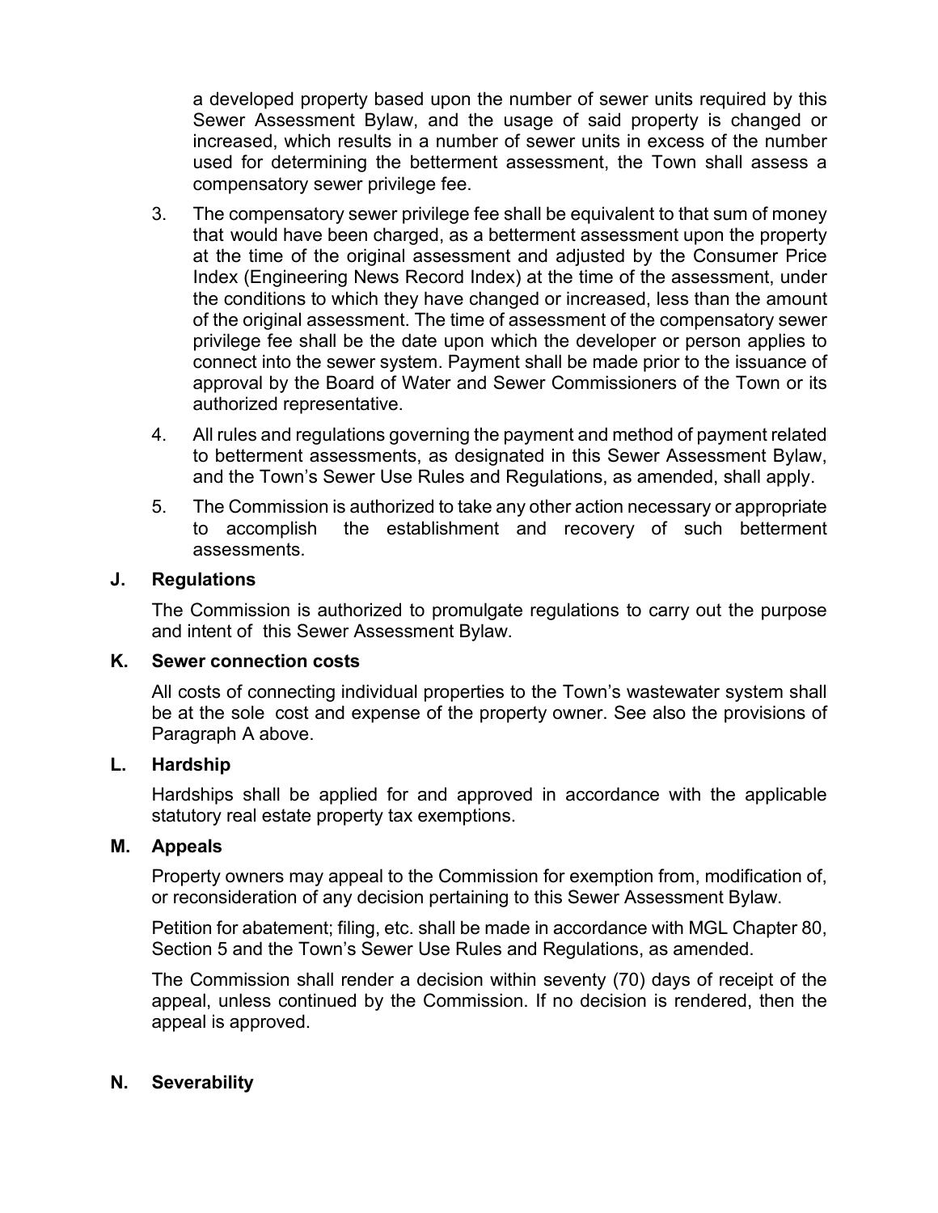a developed property based upon the number of sewer units required by this Sewer Assessment Bylaw, and the usage of said property is changed or increased, which results in a number of sewer units in excess of the number used for determining the betterment assessment, the Town shall assess a compensatory sewer privilege fee.

3. The compensatory sewer privilege fee shall be equivalent to that sum of money that would have been charged, as a betterment assessment upon the property at the time of the original assessment and adjusted by the Consumer Price Index (Engineering News Record Index) at the time of the assessment, under the conditions to which they have changed or increased, less than the amount of the original assessment. The time of assessment of the compensatory sewer privilege fee shall be the date upon which the developer or person applies to connect into the sewer system. Payment shall be made prior to the issuance of approval by the Board of Water and Sewer Commissioners of the Town or its authorized representative.

4. All rules and regulations governing the payment and method of payment related to betterment assessments, as designated in this Sewer Assessment Bylaw, and the Town's Sewer Use Rules and Regulations, as amended, shall apply.

5. The Commission is authorized to take any other action necessary or appropriate to accomplish the establishment and recovery of such betterment assessments.

**J. Regulations**

The Commission is authorized to promulgate regulations to carry out the purpose and intent of this Sewer Assessment Bylaw.

**K. Sewer connection costs**

All costs of connecting individual properties to the Town's wastewater system shall be at the sole cost and expense of the property owner. See also the provisions of Paragraph A above.

**L. Hardship**

Hardships shall be applied for and approved in accordance with the applicable statutory real estate property tax exemptions.

**M. Appeals**

Property owners may appeal to the Commission for exemption from, modification of, or reconsideration of any decision pertaining to this Sewer Assessment Bylaw.

Petition for abatement; filing, etc. shall be made in accordance with MGL Chapter 80, Section 5 and the Town's Sewer Use Rules and Regulations, as amended.

The Commission shall render a decision within seventy (70) days of receipt of the appeal, unless continued by the Commission. If no decision is rendered, then the appeal is approved.

**N. Severability**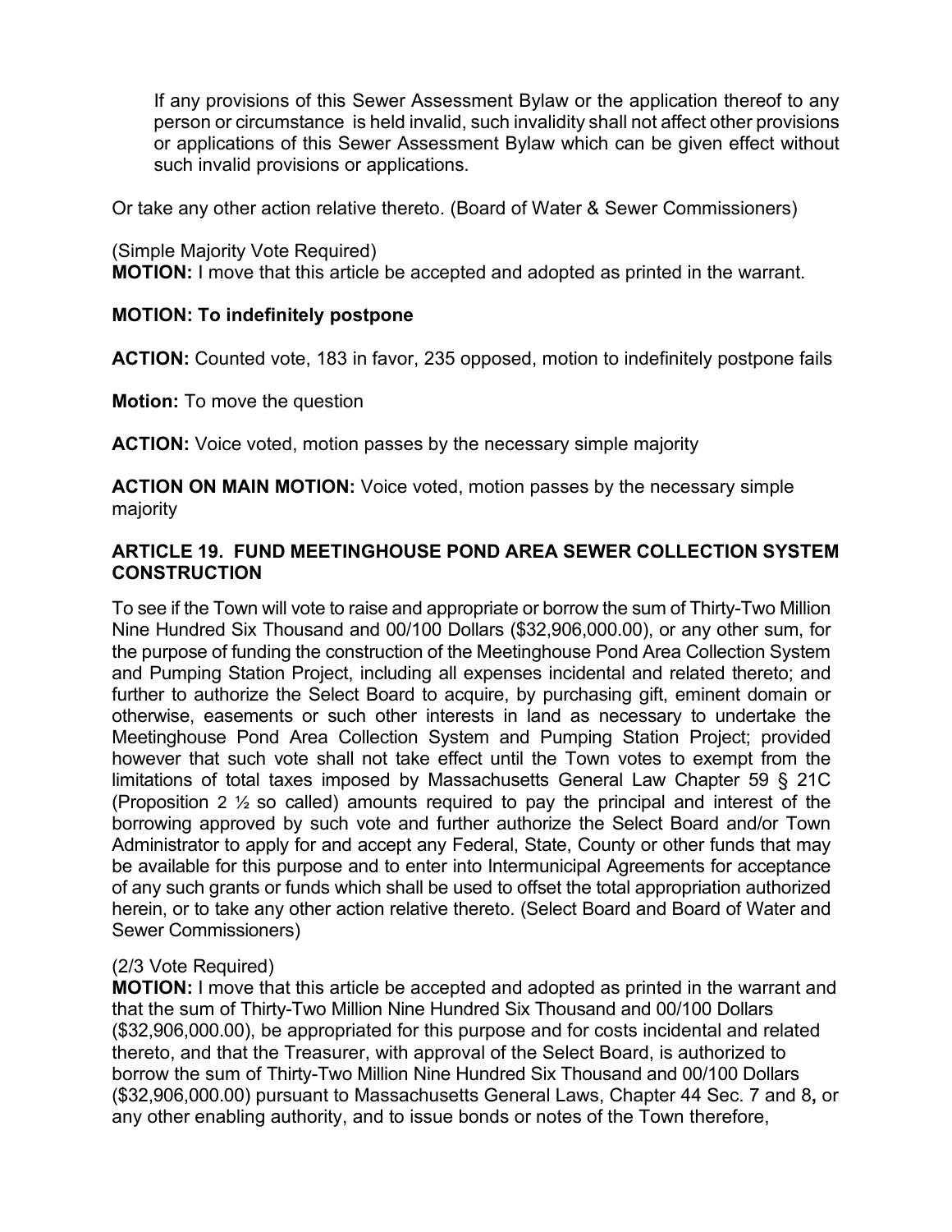If any provisions of this Sewer Assessment Bylaw or the application thereof to any person or circumstance is held invalid, such invalidity shall not affect other provisions or applications of this Sewer Assessment Bylaw which can be given effect without such invalid provisions or applications.

Or take any other action relative thereto. (Board of Water & Sewer Commissioners)

(Simple Majority Vote Required)
**MOTION:** I move that this article be accepted and adopted as printed in the warrant.

**MOTION: To indefinitely postpone**

**ACTION:** Counted vote, 183 in favor, 235 opposed, motion to indefinitely postpone fails

**Motion:** To move the question

**ACTION:** Voice voted, motion passes by the necessary simple majority

**ACTION ON MAIN MOTION:** Voice voted, motion passes by the necessary simple majority

### ARTICLE 19. FUND MEETINGHOUSE POND AREA SEWER COLLECTION SYSTEM CONSTRUCTION

To see if the Town will vote to raise and appropriate or borrow the sum of Thirty-Two Million Nine Hundred Six Thousand and 00/100 Dollars ($32,906,000.00), or any other sum, for the purpose of funding the construction of the Meetinghouse Pond Area Collection System and Pumping Station Project, including all expenses incidental and related thereto; and further to authorize the Select Board to acquire, by purchasing gift, eminent domain or otherwise, easements or such other interests in land as necessary to undertake the Meetinghouse Pond Area Collection System and Pumping Station Project; provided however that such vote shall not take effect until the Town votes to exempt from the limitations of total taxes imposed by Massachusetts General Law Chapter 59 § 21C (Proposition 2 ½ so called) amounts required to pay the principal and interest of the borrowing approved by such vote and further authorize the Select Board and/or Town Administrator to apply for and accept any Federal, State, County or other funds that may be available for this purpose and to enter into Intermunicipal Agreements for acceptance of any such grants or funds which shall be used to offset the total appropriation authorized herein, or to take any other action relative thereto. (Select Board and Board of Water and Sewer Commissioners)

(2/3 Vote Required)
**MOTION:** I move that this article be accepted and adopted as printed in the warrant and that the sum of Thirty-Two Million Nine Hundred Six Thousand and 00/100 Dollars ($32,906,000.00), be appropriated for this purpose and for costs incidental and related thereto, and that the Treasurer, with approval of the Select Board, is authorized to borrow the sum of Thirty-Two Million Nine Hundred Six Thousand and 00/100 Dollars ($32,906,000.00) pursuant to Massachusetts General Laws, Chapter 44 Sec. 7 and 8**,** or any other enabling authority, and to issue bonds or notes of the Town therefore,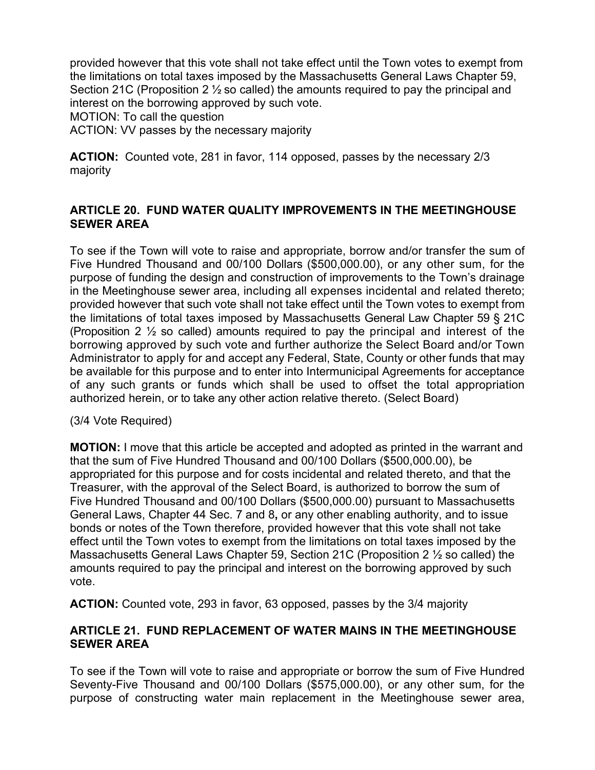provided however that this vote shall not take effect until the Town votes to exempt from the limitations on total taxes imposed by the Massachusetts General Laws Chapter 59, Section 21C (Proposition 2 ½ so called) the amounts required to pay the principal and interest on the borrowing approved by such vote.
MOTION: To call the question
ACTION: VV passes by the necessary majority

**ACTION:** Counted vote, 281 in favor, 114 opposed, passes by the necessary 2/3 majority

## ARTICLE 20. FUND WATER QUALITY IMPROVEMENTS IN THE MEETINGHOUSE SEWER AREA

To see if the Town will vote to raise and appropriate, borrow and/or transfer the sum of Five Hundred Thousand and 00/100 Dollars ($500,000.00), or any other sum, for the purpose of funding the design and construction of improvements to the Town's drainage in the Meetinghouse sewer area, including all expenses incidental and related thereto; provided however that such vote shall not take effect until the Town votes to exempt from the limitations of total taxes imposed by Massachusetts General Law Chapter 59 § 21C (Proposition 2 ½ so called) amounts required to pay the principal and interest of the borrowing approved by such vote and further authorize the Select Board and/or Town Administrator to apply for and accept any Federal, State, County or other funds that may be available for this purpose and to enter into Intermunicipal Agreements for acceptance of any such grants or funds which shall be used to offset the total appropriation authorized herein, or to take any other action relative thereto. (Select Board)

(3/4 Vote Required)

**MOTION:** I move that this article be accepted and adopted as printed in the warrant and that the sum of Five Hundred Thousand and 00/100 Dollars ($500,000.00), be appropriated for this purpose and for costs incidental and related thereto, and that the Treasurer, with the approval of the Select Board, is authorized to borrow the sum of Five Hundred Thousand and 00/100 Dollars ($500,000.00) pursuant to Massachusetts General Laws, Chapter 44 Sec. 7 and 8, or any other enabling authority, and to issue bonds or notes of the Town therefore, provided however that this vote shall not take effect until the Town votes to exempt from the limitations on total taxes imposed by the Massachusetts General Laws Chapter 59, Section 21C (Proposition 2 ½ so called) the amounts required to pay the principal and interest on the borrowing approved by such vote.

**ACTION:** Counted vote, 293 in favor, 63 opposed, passes by the 3/4 majority

## ARTICLE 21. FUND REPLACEMENT OF WATER MAINS IN THE MEETINGHOUSE SEWER AREA

To see if the Town will vote to raise and appropriate or borrow the sum of Five Hundred Seventy-Five Thousand and 00/100 Dollars ($575,000.00), or any other sum, for the purpose of constructing water main replacement in the Meetinghouse sewer area,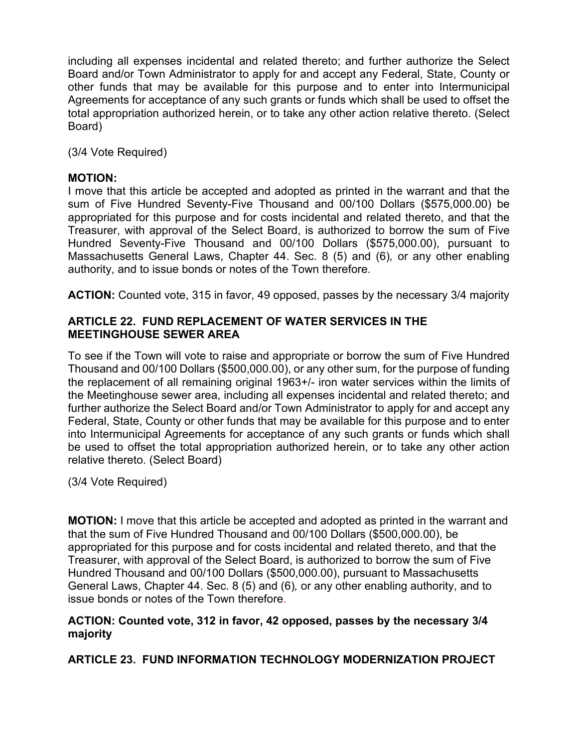including all expenses incidental and related thereto; and further authorize the Select Board and/or Town Administrator to apply for and accept any Federal, State, County or other funds that may be available for this purpose and to enter into Intermunicipal Agreements for acceptance of any such grants or funds which shall be used to offset the total appropriation authorized herein, or to take any other action relative thereto. (Select Board)

(3/4 Vote Required)

**MOTION:**
I move that this article be accepted and adopted as printed in the warrant and that the sum of Five Hundred Seventy-Five Thousand and 00/100 Dollars ($575,000.00) be appropriated for this purpose and for costs incidental and related thereto, and that the Treasurer, with approval of the Select Board, is authorized to borrow the sum of Five Hundred Seventy-Five Thousand and 00/100 Dollars ($575,000.00), pursuant to Massachusetts General Laws, Chapter 44. Sec. 8 (5) and (6)*,* or any other enabling authority, and to issue bonds or notes of the Town therefore.

**ACTION:** Counted vote, 315 in favor, 49 opposed, passes by the necessary 3/4 majority

## ARTICLE 22. FUND REPLACEMENT OF WATER SERVICES IN THE MEETINGHOUSE SEWER AREA

To see if the Town will vote to raise and appropriate or borrow the sum of Five Hundred Thousand and 00/100 Dollars ($500,000.00), or any other sum, for the purpose of funding the replacement of all remaining original 1963+/- iron water services within the limits of the Meetinghouse sewer area, including all expenses incidental and related thereto; and further authorize the Select Board and/or Town Administrator to apply for and accept any Federal, State, County or other funds that may be available for this purpose and to enter into Intermunicipal Agreements for acceptance of any such grants or funds which shall be used to offset the total appropriation authorized herein, or to take any other action relative thereto. (Select Board)

(3/4 Vote Required)

**MOTION:** I move that this article be accepted and adopted as printed in the warrant and that the sum of Five Hundred Thousand and 00/100 Dollars ($500,000.00), be appropriated for this purpose and for costs incidental and related thereto, and that the Treasurer, with approval of the Select Board, is authorized to borrow the sum of Five Hundred Thousand and 00/100 Dollars ($500,000.00), pursuant to Massachusetts General Laws, Chapter 44. Sec. 8 (5) and (6)*,* or any other enabling authority, and to issue bonds or notes of the Town therefore.

**ACTION: Counted vote, 312 in favor, 42 opposed, passes by the necessary 3/4 majority**

## ARTICLE 23. FUND INFORMATION TECHNOLOGY MODERNIZATION PROJECT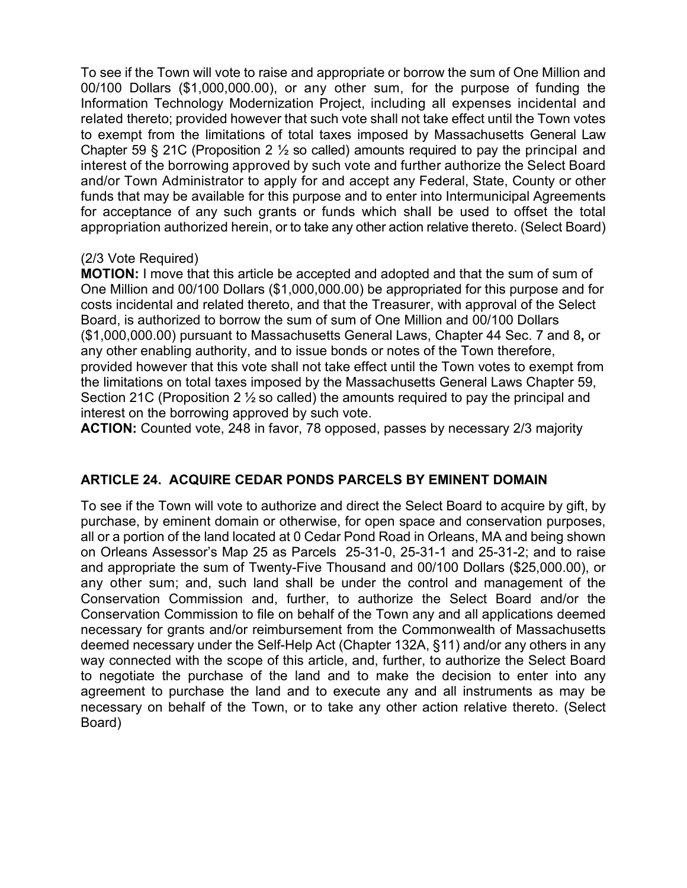To see if the Town will vote to raise and appropriate or borrow the sum of One Million and 00/100 Dollars ($1,000,000.00), or any other sum, for the purpose of funding the Information Technology Modernization Project, including all expenses incidental and related thereto; provided however that such vote shall not take effect until the Town votes to exempt from the limitations of total taxes imposed by Massachusetts General Law Chapter 59 § 21C (Proposition 2 ½ so called) amounts required to pay the principal and interest of the borrowing approved by such vote and further authorize the Select Board and/or Town Administrator to apply for and accept any Federal, State, County or other funds that may be available for this purpose and to enter into Intermunicipal Agreements for acceptance of any such grants or funds which shall be used to offset the total appropriation authorized herein, or to take any other action relative thereto. (Select Board)

(2/3 Vote Required)

**MOTION:** I move that this article be accepted and adopted and that the sum of sum of One Million and 00/100 Dollars ($1,000,000.00) be appropriated for this purpose and for costs incidental and related thereto, and that the Treasurer, with approval of the Select Board, is authorized to borrow the sum of sum of One Million and 00/100 Dollars ($1,000,000.00) pursuant to Massachusetts General Laws, Chapter 44 Sec. 7 and 8**,** or any other enabling authority, and to issue bonds or notes of the Town therefore, provided however that this vote shall not take effect until the Town votes to exempt from the limitations on total taxes imposed by the Massachusetts General Laws Chapter 59, Section 21C (Proposition 2 ½ so called) the amounts required to pay the principal and interest on the borrowing approved by such vote.

**ACTION:** Counted vote, 248 in favor, 78 opposed, passes by necessary 2/3 majority

## ARTICLE 24. ACQUIRE CEDAR PONDS PARCELS BY EMINENT DOMAIN

To see if the Town will vote to authorize and direct the Select Board to acquire by gift, by purchase, by eminent domain or otherwise, for open space and conservation purposes, all or a portion of the land located at 0 Cedar Pond Road in Orleans, MA and being shown on Orleans Assessor's Map 25 as Parcels 25-31-0, 25-31-1 and 25-31-2; and to raise and appropriate the sum of Twenty-Five Thousand and 00/100 Dollars ($25,000.00), or any other sum; and, such land shall be under the control and management of the Conservation Commission and, further, to authorize the Select Board and/or the Conservation Commission to file on behalf of the Town any and all applications deemed necessary for grants and/or reimbursement from the Commonwealth of Massachusetts deemed necessary under the Self-Help Act (Chapter 132A, §11) and/or any others in any way connected with the scope of this article, and, further, to authorize the Select Board to negotiate the purchase of the land and to make the decision to enter into any agreement to purchase the land and to execute any and all instruments as may be necessary on behalf of the Town, or to take any other action relative thereto. (Select Board)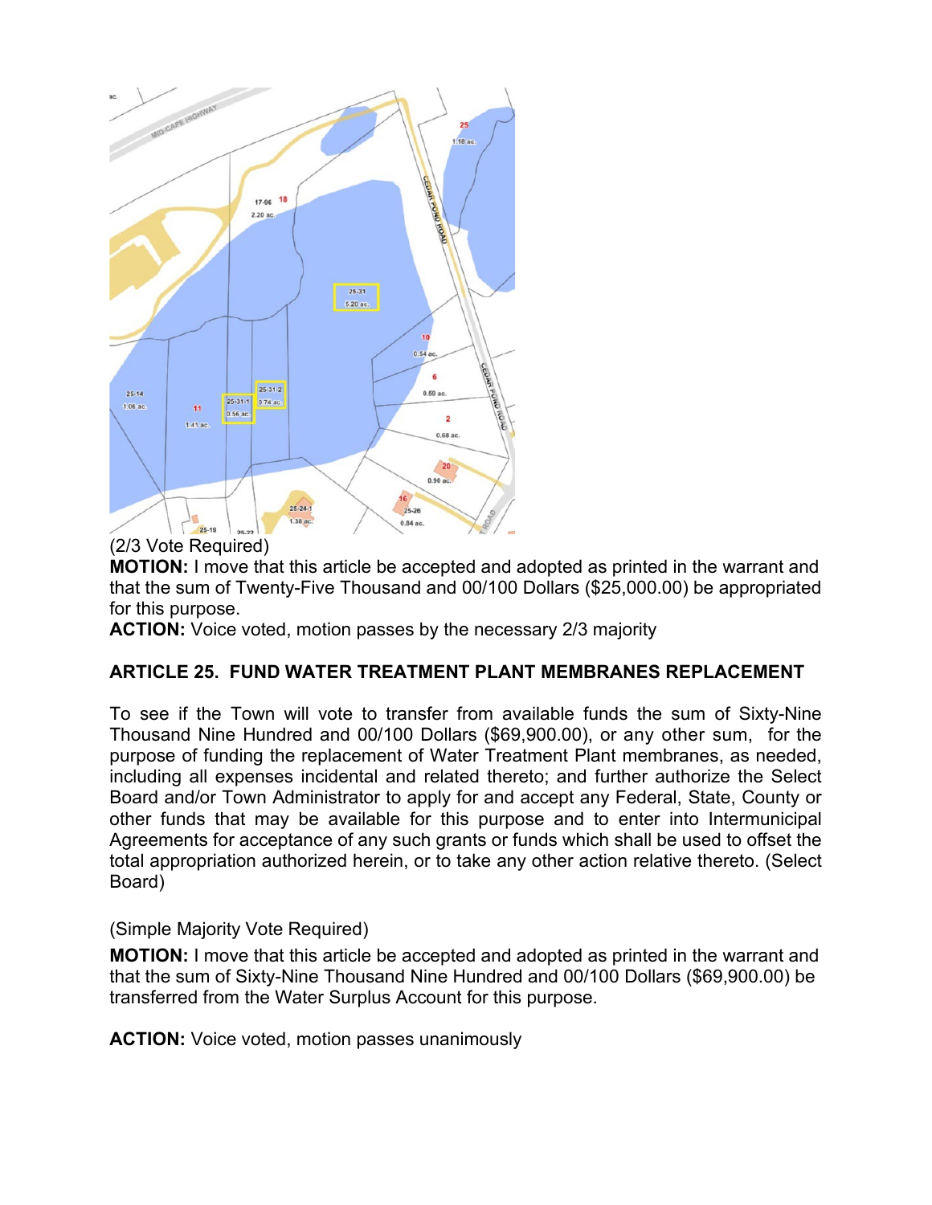(2/3 Vote Required)
**MOTION:** I move that this article be accepted and adopted as printed in the warrant and that the sum of Twenty-Five Thousand and 00/100 Dollars ($25,000.00) be appropriated for this purpose.
**ACTION:** Voice voted, motion passes by the necessary 2/3 majority

**ARTICLE 25. FUND WATER TREATMENT PLANT MEMBRANES REPLACEMENT**

To see if the Town will vote to transfer from available funds the sum of Sixty-Nine Thousand Nine Hundred and 00/100 Dollars ($69,900.00), or any other sum, for the purpose of funding the replacement of Water Treatment Plant membranes, as needed, including all expenses incidental and related thereto; and further authorize the Select Board and/or Town Administrator to apply for and accept any Federal, State, County or other funds that may be available for this purpose and to enter into Intermunicipal Agreements for acceptance of any such grants or funds which shall be used to offset the total appropriation authorized herein, or to take any other action relative thereto. (Select Board)

(Simple Majority Vote Required)

**MOTION:** I move that this article be accepted and adopted as printed in the warrant and that the sum of Sixty-Nine Thousand Nine Hundred and 00/100 Dollars ($69,900.00) be transferred from the Water Surplus Account for this purpose.

**ACTION:** Voice voted, motion passes unanimously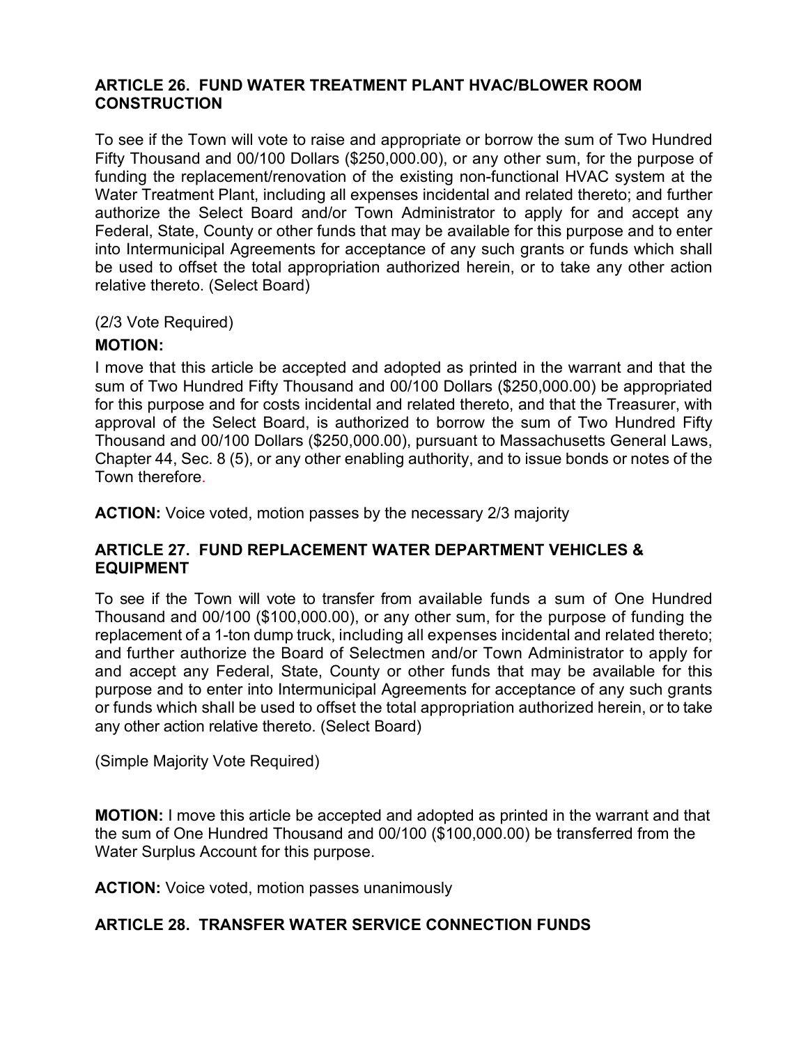### ARTICLE 26. FUND WATER TREATMENT PLANT HVAC/BLOWER ROOM CONSTRUCTION

To see if the Town will vote to raise and appropriate or borrow the sum of Two Hundred Fifty Thousand and 00/100 Dollars ($250,000.00), or any other sum, for the purpose of funding the replacement/renovation of the existing non-functional HVAC system at the Water Treatment Plant, including all expenses incidental and related thereto; and further authorize the Select Board and/or Town Administrator to apply for and accept any Federal, State, County or other funds that may be available for this purpose and to enter into Intermunicipal Agreements for acceptance of any such grants or funds which shall be used to offset the total appropriation authorized herein, or to take any other action relative thereto. (Select Board)

(2/3 Vote Required)

**MOTION:**

I move that this article be accepted and adopted as printed in the warrant and that the sum of Two Hundred Fifty Thousand and 00/100 Dollars ($250,000.00) be appropriated for this purpose and for costs incidental and related thereto, and that the Treasurer, with approval of the Select Board, is authorized to borrow the sum of Two Hundred Fifty Thousand and 00/100 Dollars ($250,000.00), pursuant to Massachusetts General Laws, Chapter 44, Sec. 8 (5), or any other enabling authority, and to issue bonds or notes of the Town therefore.

**ACTION:** Voice voted, motion passes by the necessary 2/3 majority

### ARTICLE 27. FUND REPLACEMENT WATER DEPARTMENT VEHICLES & EQUIPMENT

To see if the Town will vote to transfer from available funds a sum of One Hundred Thousand and 00/100 ($100,000.00), or any other sum, for the purpose of funding the replacement of a 1-ton dump truck, including all expenses incidental and related thereto; and further authorize the Board of Selectmen and/or Town Administrator to apply for and accept any Federal, State, County or other funds that may be available for this purpose and to enter into Intermunicipal Agreements for acceptance of any such grants or funds which shall be used to offset the total appropriation authorized herein, or to take any other action relative thereto. (Select Board)

(Simple Majority Vote Required)

**MOTION:** I move this article be accepted and adopted as printed in the warrant and that the sum of One Hundred Thousand and 00/100 ($100,000.00) be transferred from the Water Surplus Account for this purpose.

**ACTION:** Voice voted, motion passes unanimously

### ARTICLE 28. TRANSFER WATER SERVICE CONNECTION FUNDS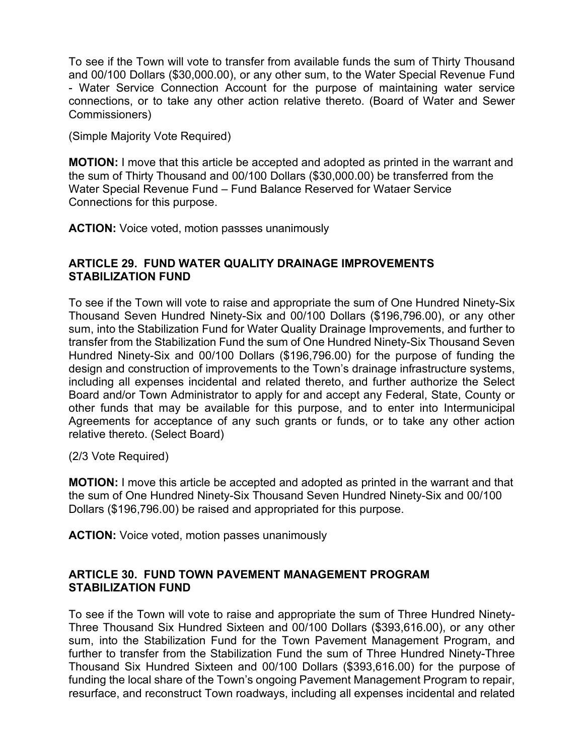To see if the Town will vote to transfer from available funds the sum of Thirty Thousand and 00/100 Dollars ($30,000.00), or any other sum, to the Water Special Revenue Fund - Water Service Connection Account for the purpose of maintaining water service connections, or to take any other action relative thereto. (Board of Water and Sewer Commissioners)

(Simple Majority Vote Required)

**MOTION:** I move that this article be accepted and adopted as printed in the warrant and the sum of Thirty Thousand and 00/100 Dollars ($30,000.00) be transferred from the Water Special Revenue Fund – Fund Balance Reserved for Wataer Service Connections for this purpose.

**ACTION:** Voice voted, motion passses unanimously

## ARTICLE 29. FUND WATER QUALITY DRAINAGE IMPROVEMENTS STABILIZATION FUND

To see if the Town will vote to raise and appropriate the sum of One Hundred Ninety-Six Thousand Seven Hundred Ninety-Six and 00/100 Dollars ($196,796.00), or any other sum, into the Stabilization Fund for Water Quality Drainage Improvements, and further to transfer from the Stabilization Fund the sum of One Hundred Ninety-Six Thousand Seven Hundred Ninety-Six and 00/100 Dollars ($196,796.00) for the purpose of funding the design and construction of improvements to the Town's drainage infrastructure systems, including all expenses incidental and related thereto, and further authorize the Select Board and/or Town Administrator to apply for and accept any Federal, State, County or other funds that may be available for this purpose, and to enter into Intermunicipal Agreements for acceptance of any such grants or funds, or to take any other action relative thereto. (Select Board)

(2/3 Vote Required)

**MOTION:** I move this article be accepted and adopted as printed in the warrant and that the sum of One Hundred Ninety-Six Thousand Seven Hundred Ninety-Six and 00/100 Dollars ($196,796.00) be raised and appropriated for this purpose.

**ACTION:** Voice voted, motion passes unanimously

## ARTICLE 30. FUND TOWN PAVEMENT MANAGEMENT PROGRAM STABILIZATION FUND

To see if the Town will vote to raise and appropriate the sum of Three Hundred Ninety-Three Thousand Six Hundred Sixteen and 00/100 Dollars ($393,616.00), or any other sum, into the Stabilization Fund for the Town Pavement Management Program, and further to transfer from the Stabilization Fund the sum of Three Hundred Ninety-Three Thousand Six Hundred Sixteen and 00/100 Dollars ($393,616.00) for the purpose of funding the local share of the Town's ongoing Pavement Management Program to repair, resurface, and reconstruct Town roadways, including all expenses incidental and related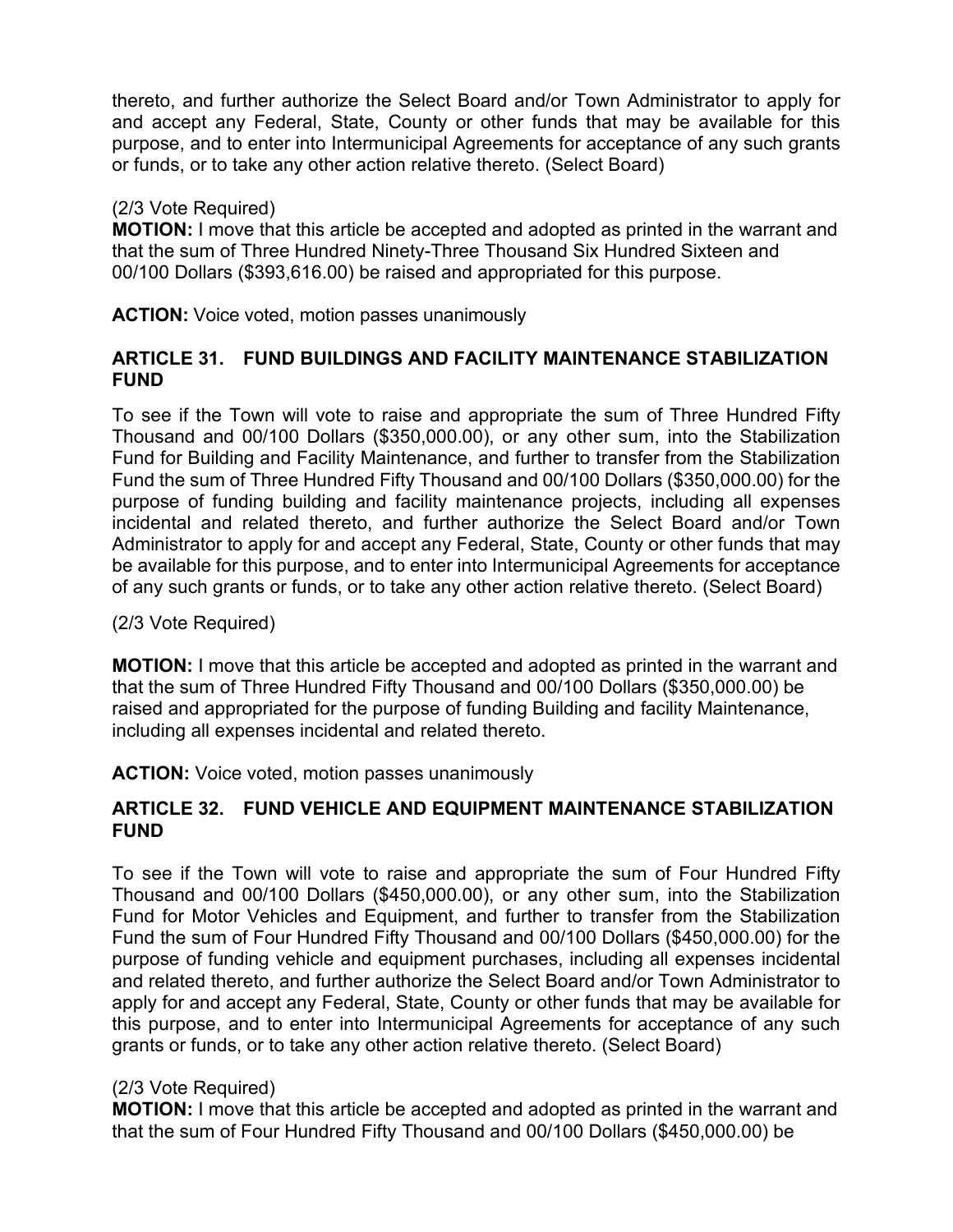thereto, and further authorize the Select Board and/or Town Administrator to apply for and accept any Federal, State, County or other funds that may be available for this purpose, and to enter into Intermunicipal Agreements for acceptance of any such grants or funds, or to take any other action relative thereto. (Select Board)

(2/3 Vote Required)
**MOTION:** I move that this article be accepted and adopted as printed in the warrant and that the sum of Three Hundred Ninety-Three Thousand Six Hundred Sixteen and 00/100 Dollars ($393,616.00) be raised and appropriated for this purpose.

**ACTION:** Voice voted, motion passes unanimously

### ARTICLE 31. FUND BUILDINGS AND FACILITY MAINTENANCE STABILIZATION FUND

To see if the Town will vote to raise and appropriate the sum of Three Hundred Fifty Thousand and 00/100 Dollars ($350,000.00), or any other sum, into the Stabilization Fund for Building and Facility Maintenance, and further to transfer from the Stabilization Fund the sum of Three Hundred Fifty Thousand and 00/100 Dollars ($350,000.00) for the purpose of funding building and facility maintenance projects, including all expenses incidental and related thereto, and further authorize the Select Board and/or Town Administrator to apply for and accept any Federal, State, County or other funds that may be available for this purpose, and to enter into Intermunicipal Agreements for acceptance of any such grants or funds, or to take any other action relative thereto. (Select Board)

(2/3 Vote Required)

**MOTION:** I move that this article be accepted and adopted as printed in the warrant and that the sum of Three Hundred Fifty Thousand and 00/100 Dollars ($350,000.00) be raised and appropriated for the purpose of funding Building and facility Maintenance, including all expenses incidental and related thereto.

**ACTION:** Voice voted, motion passes unanimously

### ARTICLE 32. FUND VEHICLE AND EQUIPMENT MAINTENANCE STABILIZATION FUND

To see if the Town will vote to raise and appropriate the sum of Four Hundred Fifty Thousand and 00/100 Dollars ($450,000.00), or any other sum, into the Stabilization Fund for Motor Vehicles and Equipment, and further to transfer from the Stabilization Fund the sum of Four Hundred Fifty Thousand and 00/100 Dollars ($450,000.00) for the purpose of funding vehicle and equipment purchases, including all expenses incidental and related thereto, and further authorize the Select Board and/or Town Administrator to apply for and accept any Federal, State, County or other funds that may be available for this purpose, and to enter into Intermunicipal Agreements for acceptance of any such grants or funds, or to take any other action relative thereto. (Select Board)

(2/3 Vote Required)
**MOTION:** I move that this article be accepted and adopted as printed in the warrant and that the sum of Four Hundred Fifty Thousand and 00/100 Dollars ($450,000.00) be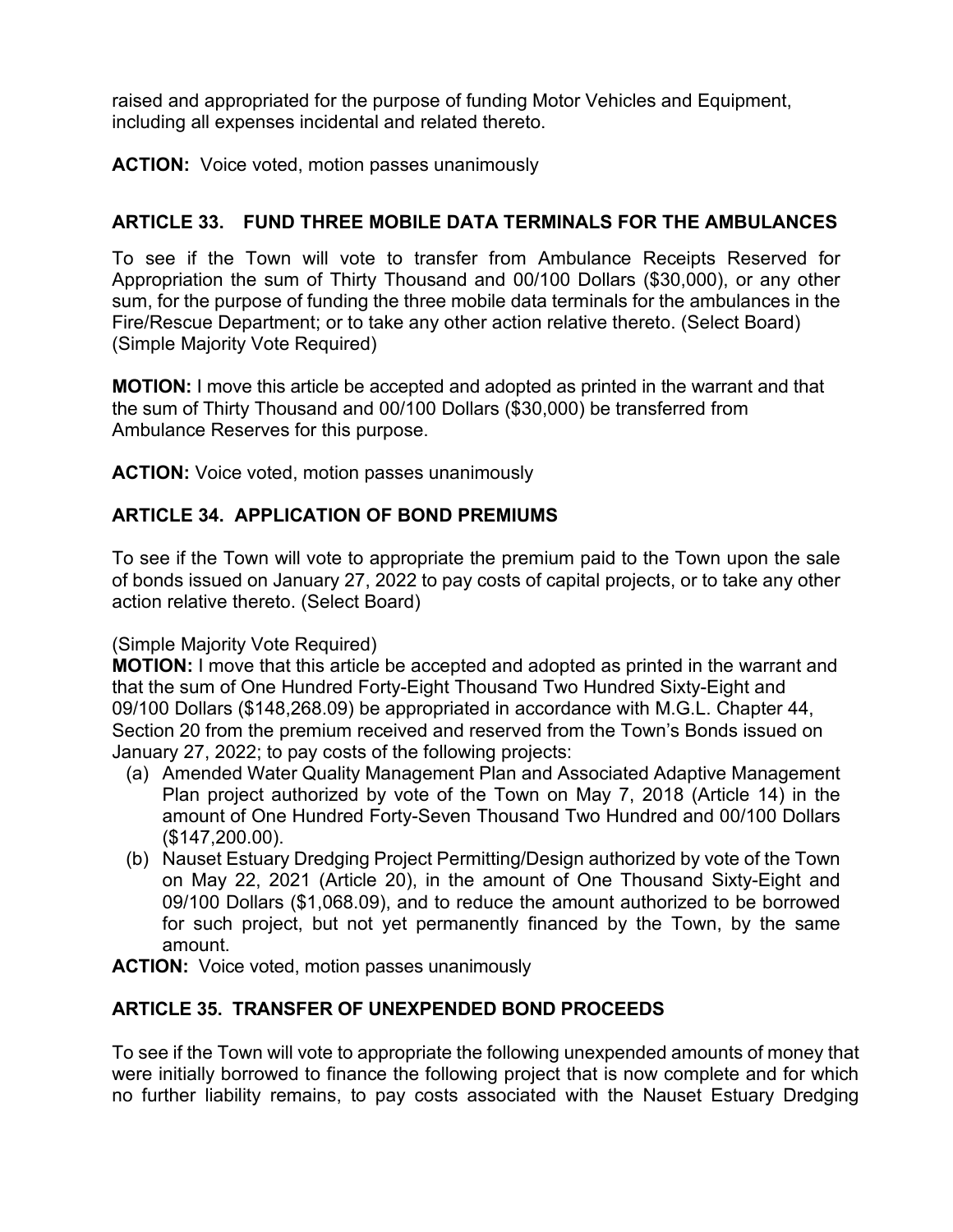raised and appropriated for the purpose of funding Motor Vehicles and Equipment, including all expenses incidental and related thereto.

**ACTION:** Voice voted, motion passes unanimously

## ARTICLE 33. FUND THREE MOBILE DATA TERMINALS FOR THE AMBULANCES

To see if the Town will vote to transfer from Ambulance Receipts Reserved for Appropriation the sum of Thirty Thousand and 00/100 Dollars ($30,000), or any other sum, for the purpose of funding the three mobile data terminals for the ambulances in the Fire/Rescue Department; or to take any other action relative thereto. (Select Board) (Simple Majority Vote Required)

**MOTION:** I move this article be accepted and adopted as printed in the warrant and that the sum of Thirty Thousand and 00/100 Dollars ($30,000) be transferred from Ambulance Reserves for this purpose.

**ACTION:** Voice voted, motion passes unanimously

## ARTICLE 34. APPLICATION OF BOND PREMIUMS

To see if the Town will vote to appropriate the premium paid to the Town upon the sale of bonds issued on January 27, 2022 to pay costs of capital projects, or to take any other action relative thereto. (Select Board)

(Simple Majority Vote Required)

**MOTION:** I move that this article be accepted and adopted as printed in the warrant and that the sum of One Hundred Forty-Eight Thousand Two Hundred Sixty-Eight and 09/100 Dollars ($148,268.09) be appropriated in accordance with M.G.L. Chapter 44, Section 20 from the premium received and reserved from the Town's Bonds issued on January 27, 2022; to pay costs of the following projects:

(a) Amended Water Quality Management Plan and Associated Adaptive Management Plan project authorized by vote of the Town on May 7, 2018 (Article 14) in the amount of One Hundred Forty-Seven Thousand Two Hundred and 00/100 Dollars ($147,200.00).

(b) Nauset Estuary Dredging Project Permitting/Design authorized by vote of the Town on May 22, 2021 (Article 20), in the amount of One Thousand Sixty-Eight and 09/100 Dollars ($1,068.09), and to reduce the amount authorized to be borrowed for such project, but not yet permanently financed by the Town, by the same amount.

**ACTION:** Voice voted, motion passes unanimously

## ARTICLE 35. TRANSFER OF UNEXPENDED BOND PROCEEDS

To see if the Town will vote to appropriate the following unexpended amounts of money that were initially borrowed to finance the following project that is now complete and for which no further liability remains, to pay costs associated with the Nauset Estuary Dredging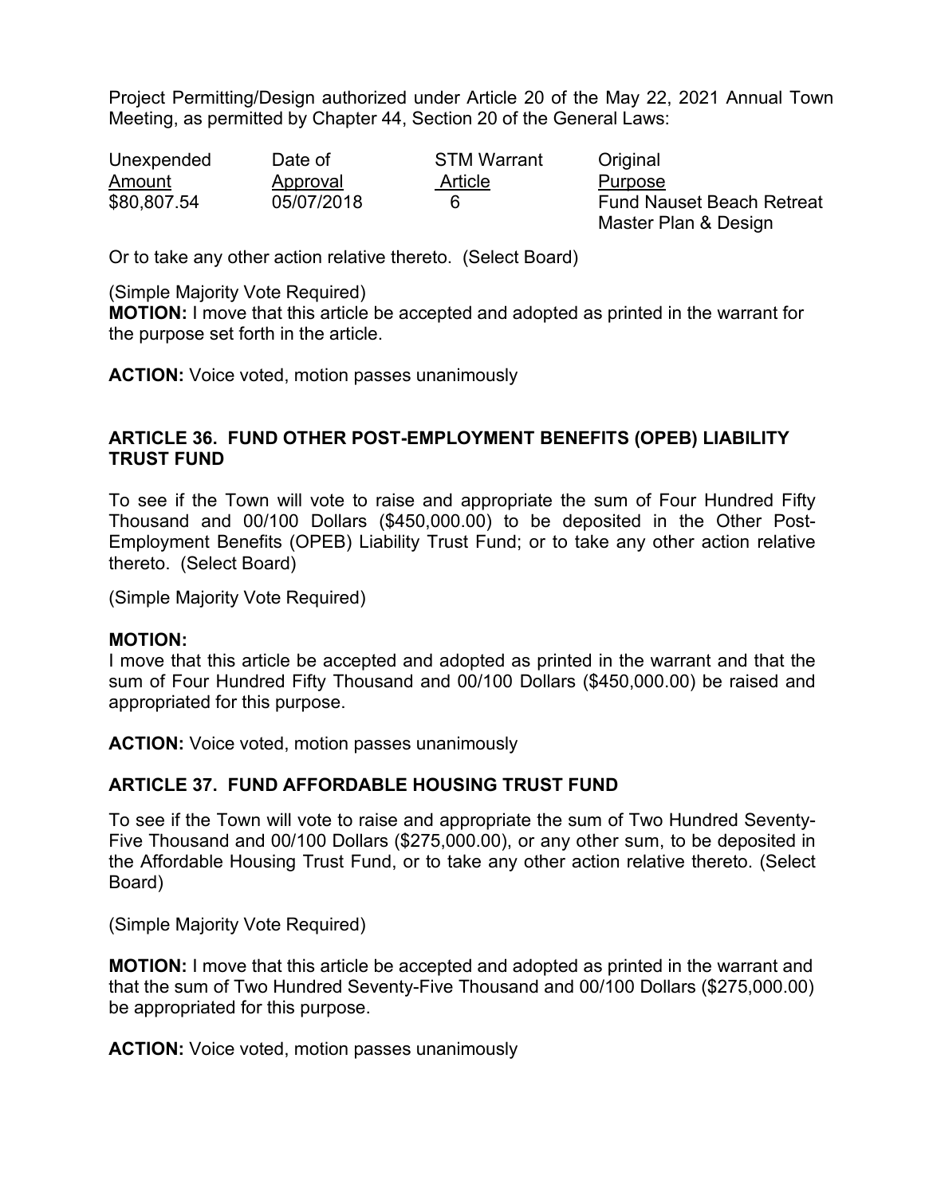Project Permitting/Design authorized under Article 20 of the May 22, 2021 Annual Town Meeting, as permitted by Chapter 44, Section 20 of the General Laws:

| Unexpended Amount | Date of Approval | STM Warrant Article | Original Purpose |
|---|---|---|---|
| $80,807.54 | 05/07/2018 | 6 | Fund Nauset Beach Retreat Master Plan & Design |

Or to take any other action relative thereto. (Select Board)

(Simple Majority Vote Required)
**MOTION:** I move that this article be accepted and adopted as printed in the warrant for the purpose set forth in the article.

**ACTION:** Voice voted, motion passes unanimously

### ARTICLE 36. FUND OTHER POST-EMPLOYMENT BENEFITS (OPEB) LIABILITY TRUST FUND

To see if the Town will vote to raise and appropriate the sum of Four Hundred Fifty Thousand and 00/100 Dollars ($450,000.00) to be deposited in the Other Post-Employment Benefits (OPEB) Liability Trust Fund; or to take any other action relative thereto. (Select Board)

(Simple Majority Vote Required)

**MOTION:**
I move that this article be accepted and adopted as printed in the warrant and that the sum of Four Hundred Fifty Thousand and 00/100 Dollars ($450,000.00) be raised and appropriated for this purpose.

**ACTION:** Voice voted, motion passes unanimously

### ARTICLE 37. FUND AFFORDABLE HOUSING TRUST FUND

To see if the Town will vote to raise and appropriate the sum of Two Hundred Seventy-Five Thousand and 00/100 Dollars ($275,000.00), or any other sum, to be deposited in the Affordable Housing Trust Fund, or to take any other action relative thereto. (Select Board)

(Simple Majority Vote Required)

**MOTION:** I move that this article be accepted and adopted as printed in the warrant and that the sum of Two Hundred Seventy-Five Thousand and 00/100 Dollars ($275,000.00) be appropriated for this purpose.

**ACTION:** Voice voted, motion passes unanimously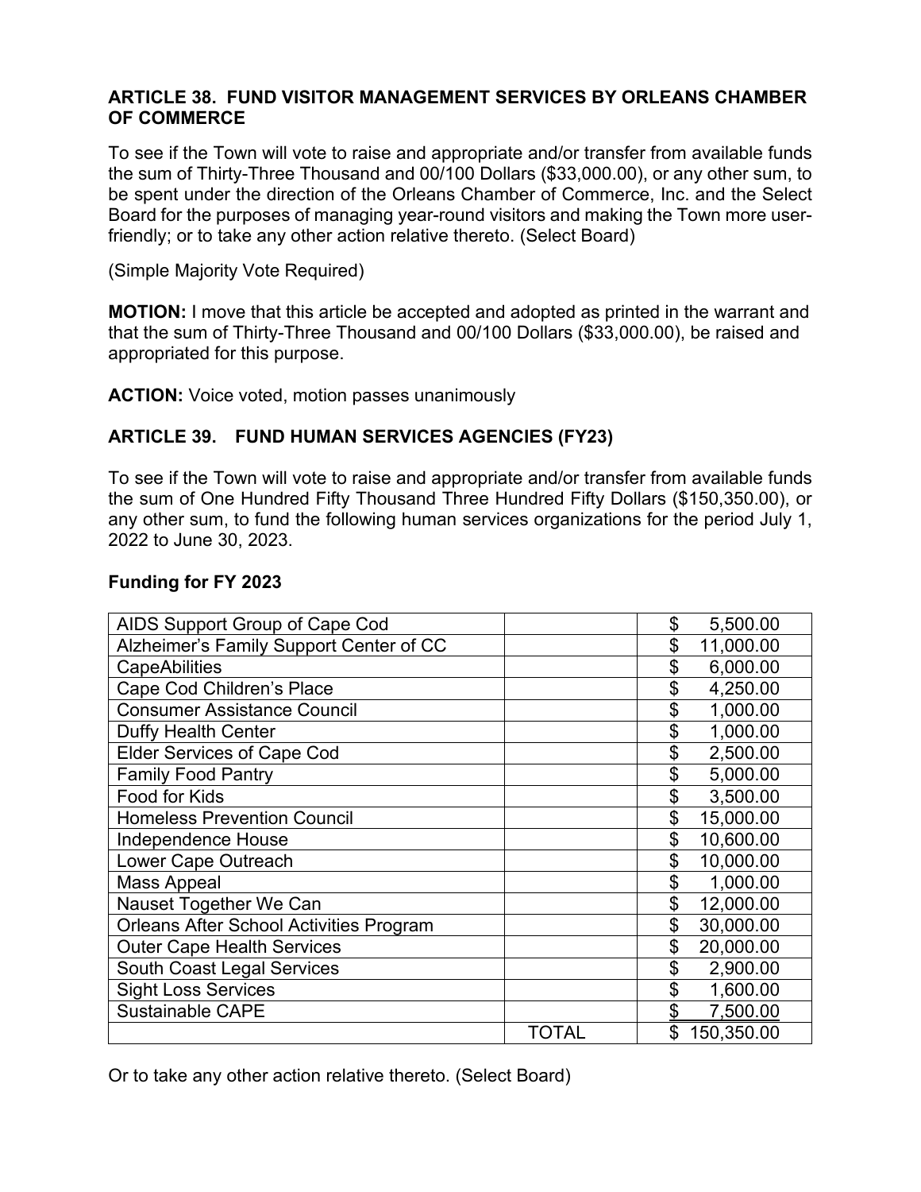### ARTICLE 38. FUND VISITOR MANAGEMENT SERVICES BY ORLEANS CHAMBER OF COMMERCE

To see if the Town will vote to raise and appropriate and/or transfer from available funds the sum of Thirty-Three Thousand and 00/100 Dollars ($33,000.00), or any other sum, to be spent under the direction of the Orleans Chamber of Commerce, Inc. and the Select Board for the purposes of managing year-round visitors and making the Town more user-friendly; or to take any other action relative thereto. (Select Board)

(Simple Majority Vote Required)

**MOTION:** I move that this article be accepted and adopted as printed in the warrant and that the sum of Thirty-Three Thousand and 00/100 Dollars ($33,000.00), be raised and appropriated for this purpose.

**ACTION:** Voice voted, motion passes unanimously

### ARTICLE 39. FUND HUMAN SERVICES AGENCIES (FY23)

To see if the Town will vote to raise and appropriate and/or transfer from available funds the sum of One Hundred Fifty Thousand Three Hundred Fifty Dollars ($150,350.00), or any other sum, to fund the following human services organizations for the period July 1, 2022 to June 30, 2023.

**Funding for FY 2023**

| | | |
|---|---|---|
| AIDS Support Group of Cape Cod | | $ 5,500.00 |
| Alzheimer's Family Support Center of CC | | $ 11,000.00 |
| CapeAbilities | | $ 6,000.00 |
| Cape Cod Children's Place | | $ 4,250.00 |
| Consumer Assistance Council | | $ 1,000.00 |
| Duffy Health Center | | $ 1,000.00 |
| Elder Services of Cape Cod | | $ 2,500.00 |
| Family Food Pantry | | $ 5,000.00 |
| Food for Kids | | $ 3,500.00 |
| Homeless Prevention Council | | $ 15,000.00 |
| Independence House | | $ 10,600.00 |
| Lower Cape Outreach | | $ 10,000.00 |
| Mass Appeal | | $ 1,000.00 |
| Nauset Together We Can | | $ 12,000.00 |
| Orleans After School Activities Program | | $ 30,000.00 |
| Outer Cape Health Services | | $ 20,000.00 |
| South Coast Legal Services | | $ 2,900.00 |
| Sight Loss Services | | $ 1,600.00 |
| Sustainable CAPE | | $ 7,500.00 |
| | TOTAL | $ 150,350.00 |

Or to take any other action relative thereto. (Select Board)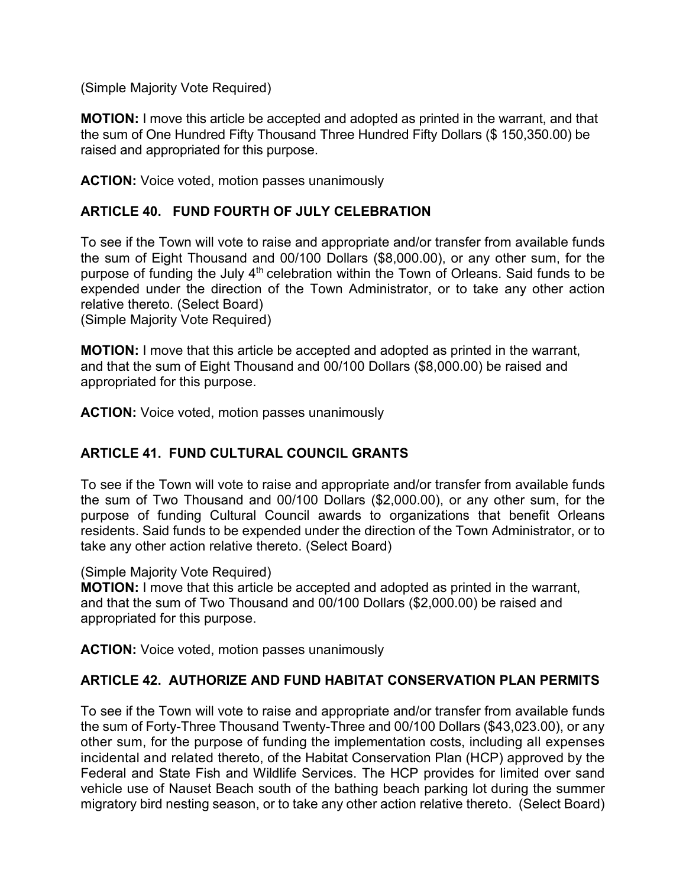(Simple Majority Vote Required)

**MOTION:** I move this article be accepted and adopted as printed in the warrant, and that the sum of One Hundred Fifty Thousand Three Hundred Fifty Dollars ($ 150,350.00) be raised and appropriated for this purpose.

**ACTION:** Voice voted, motion passes unanimously

## ARTICLE 40. FUND FOURTH OF JULY CELEBRATION

To see if the Town will vote to raise and appropriate and/or transfer from available funds the sum of Eight Thousand and 00/100 Dollars ($8,000.00), or any other sum, for the purpose of funding the July 4th celebration within the Town of Orleans. Said funds to be expended under the direction of the Town Administrator, or to take any other action relative thereto. (Select Board)
(Simple Majority Vote Required)

**MOTION:** I move that this article be accepted and adopted as printed in the warrant, and that the sum of Eight Thousand and 00/100 Dollars ($8,000.00) be raised and appropriated for this purpose.

**ACTION:** Voice voted, motion passes unanimously

## ARTICLE 41. FUND CULTURAL COUNCIL GRANTS

To see if the Town will vote to raise and appropriate and/or transfer from available funds the sum of Two Thousand and 00/100 Dollars ($2,000.00), or any other sum, for the purpose of funding Cultural Council awards to organizations that benefit Orleans residents. Said funds to be expended under the direction of the Town Administrator, or to take any other action relative thereto. (Select Board)

(Simple Majority Vote Required)
**MOTION:** I move that this article be accepted and adopted as printed in the warrant, and that the sum of Two Thousand and 00/100 Dollars ($2,000.00) be raised and appropriated for this purpose.

**ACTION:** Voice voted, motion passes unanimously

## ARTICLE 42. AUTHORIZE AND FUND HABITAT CONSERVATION PLAN PERMITS

To see if the Town will vote to raise and appropriate and/or transfer from available funds the sum of Forty-Three Thousand Twenty-Three and 00/100 Dollars ($43,023.00), or any other sum, for the purpose of funding the implementation costs, including all expenses incidental and related thereto, of the Habitat Conservation Plan (HCP) approved by the Federal and State Fish and Wildlife Services. The HCP provides for limited over sand vehicle use of Nauset Beach south of the bathing beach parking lot during the summer migratory bird nesting season, or to take any other action relative thereto. (Select Board)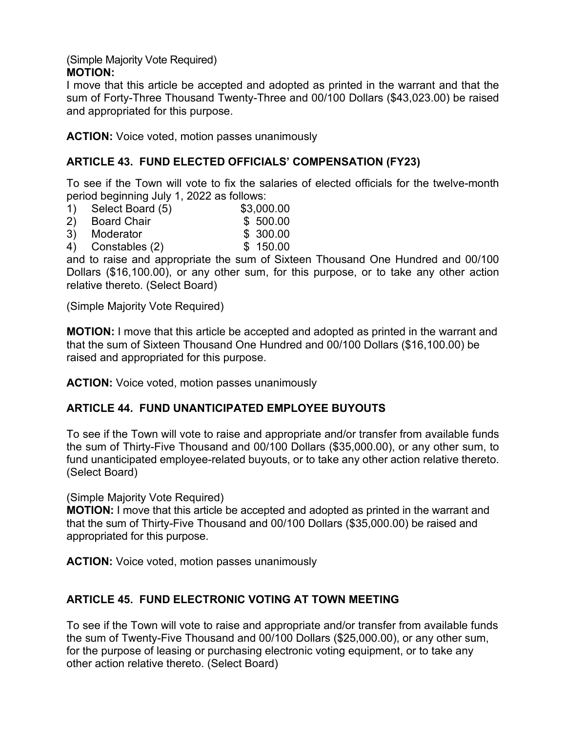(Simple Majority Vote Required)
**MOTION:**
I move that this article be accepted and adopted as printed in the warrant and that the sum of Forty-Three Thousand Twenty-Three and 00/100 Dollars ($43,023.00) be raised and appropriated for this purpose.

**ACTION:** Voice voted, motion passes unanimously

## ARTICLE 43. FUND ELECTED OFFICIALS' COMPENSATION (FY23)

To see if the Town will vote to fix the salaries of elected officials for the twelve-month period beginning July 1, 2022 as follows:

| | | |
|---|---|---|
| 1) | Select Board (5) | $3,000.00 |
| 2) | Board Chair | $ 500.00 |
| 3) | Moderator | $ 300.00 |
| 4) | Constables (2) | $ 150.00 |

and to raise and appropriate the sum of Sixteen Thousand One Hundred and 00/100 Dollars ($16,100.00), or any other sum, for this purpose, or to take any other action relative thereto. (Select Board)

(Simple Majority Vote Required)

**MOTION:** I move that this article be accepted and adopted as printed in the warrant and that the sum of Sixteen Thousand One Hundred and 00/100 Dollars ($16,100.00) be raised and appropriated for this purpose.

**ACTION:** Voice voted, motion passes unanimously

## ARTICLE 44. FUND UNANTICIPATED EMPLOYEE BUYOUTS

To see if the Town will vote to raise and appropriate and/or transfer from available funds the sum of Thirty-Five Thousand and 00/100 Dollars ($35,000.00), or any other sum, to fund unanticipated employee-related buyouts, or to take any other action relative thereto. (Select Board)

(Simple Majority Vote Required)
**MOTION:** I move that this article be accepted and adopted as printed in the warrant and that the sum of Thirty-Five Thousand and 00/100 Dollars ($35,000.00) be raised and appropriated for this purpose.

**ACTION:** Voice voted, motion passes unanimously

## ARTICLE 45. FUND ELECTRONIC VOTING AT TOWN MEETING

To see if the Town will vote to raise and appropriate and/or transfer from available funds the sum of Twenty-Five Thousand and 00/100 Dollars ($25,000.00), or any other sum, for the purpose of leasing or purchasing electronic voting equipment, or to take any other action relative thereto. (Select Board)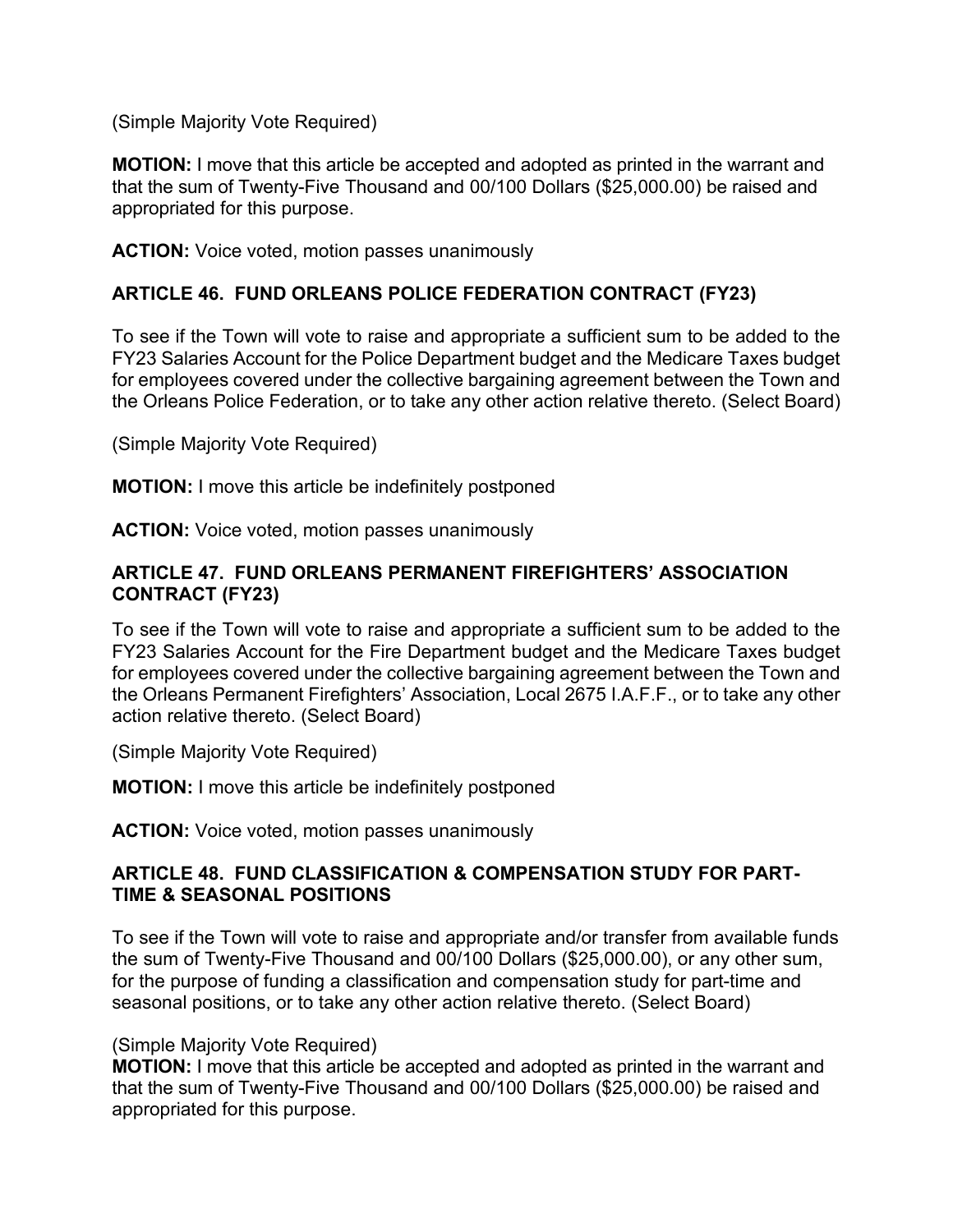(Simple Majority Vote Required)

**MOTION:** I move that this article be accepted and adopted as printed in the warrant and that the sum of Twenty-Five Thousand and 00/100 Dollars ($25,000.00) be raised and appropriated for this purpose.

**ACTION:** Voice voted, motion passes unanimously

### ARTICLE 46. FUND ORLEANS POLICE FEDERATION CONTRACT (FY23)

To see if the Town will vote to raise and appropriate a sufficient sum to be added to the FY23 Salaries Account for the Police Department budget and the Medicare Taxes budget for employees covered under the collective bargaining agreement between the Town and the Orleans Police Federation, or to take any other action relative thereto. (Select Board)

(Simple Majority Vote Required)

**MOTION:** I move this article be indefinitely postponed

**ACTION:** Voice voted, motion passes unanimously

### ARTICLE 47. FUND ORLEANS PERMANENT FIREFIGHTERS' ASSOCIATION CONTRACT (FY23)

To see if the Town will vote to raise and appropriate a sufficient sum to be added to the FY23 Salaries Account for the Fire Department budget and the Medicare Taxes budget for employees covered under the collective bargaining agreement between the Town and the Orleans Permanent Firefighters' Association, Local 2675 I.A.F.F., or to take any other action relative thereto. (Select Board)

(Simple Majority Vote Required)

**MOTION:** I move this article be indefinitely postponed

**ACTION:** Voice voted, motion passes unanimously

### ARTICLE 48. FUND CLASSIFICATION & COMPENSATION STUDY FOR PART-TIME & SEASONAL POSITIONS

To see if the Town will vote to raise and appropriate and/or transfer from available funds the sum of Twenty-Five Thousand and 00/100 Dollars ($25,000.00), or any other sum, for the purpose of funding a classification and compensation study for part-time and seasonal positions, or to take any other action relative thereto. (Select Board)

(Simple Majority Vote Required)
**MOTION:** I move that this article be accepted and adopted as printed in the warrant and that the sum of Twenty-Five Thousand and 00/100 Dollars ($25,000.00) be raised and appropriated for this purpose.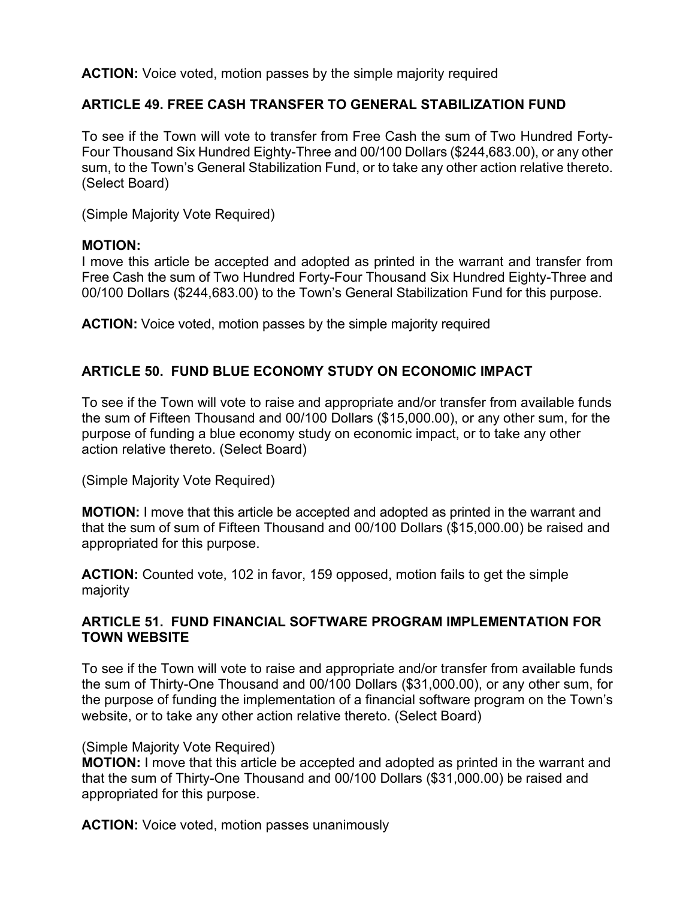**ACTION:** Voice voted, motion passes by the simple majority required

### ARTICLE 49. FREE CASH TRANSFER TO GENERAL STABILIZATION FUND

To see if the Town will vote to transfer from Free Cash the sum of Two Hundred Forty-Four Thousand Six Hundred Eighty-Three and 00/100 Dollars ($244,683.00), or any other sum, to the Town's General Stabilization Fund, or to take any other action relative thereto. (Select Board)

(Simple Majority Vote Required)

**MOTION:**
I move this article be accepted and adopted as printed in the warrant and transfer from Free Cash the sum of Two Hundred Forty-Four Thousand Six Hundred Eighty-Three and 00/100 Dollars ($244,683.00) to the Town's General Stabilization Fund for this purpose.

**ACTION:** Voice voted, motion passes by the simple majority required

### ARTICLE 50. FUND BLUE ECONOMY STUDY ON ECONOMIC IMPACT

To see if the Town will vote to raise and appropriate and/or transfer from available funds the sum of Fifteen Thousand and 00/100 Dollars ($15,000.00), or any other sum, for the purpose of funding a blue economy study on economic impact, or to take any other action relative thereto. (Select Board)

(Simple Majority Vote Required)

**MOTION:** I move that this article be accepted and adopted as printed in the warrant and that the sum of sum of Fifteen Thousand and 00/100 Dollars ($15,000.00) be raised and appropriated for this purpose.

**ACTION:** Counted vote, 102 in favor, 159 opposed, motion fails to get the simple majority

### ARTICLE 51. FUND FINANCIAL SOFTWARE PROGRAM IMPLEMENTATION FOR TOWN WEBSITE

To see if the Town will vote to raise and appropriate and/or transfer from available funds the sum of Thirty-One Thousand and 00/100 Dollars ($31,000.00), or any other sum, for the purpose of funding the implementation of a financial software program on the Town's website, or to take any other action relative thereto. (Select Board)

(Simple Majority Vote Required)

**MOTION:** I move that this article be accepted and adopted as printed in the warrant and that the sum of Thirty-One Thousand and 00/100 Dollars ($31,000.00) be raised and appropriated for this purpose.

**ACTION:** Voice voted, motion passes unanimously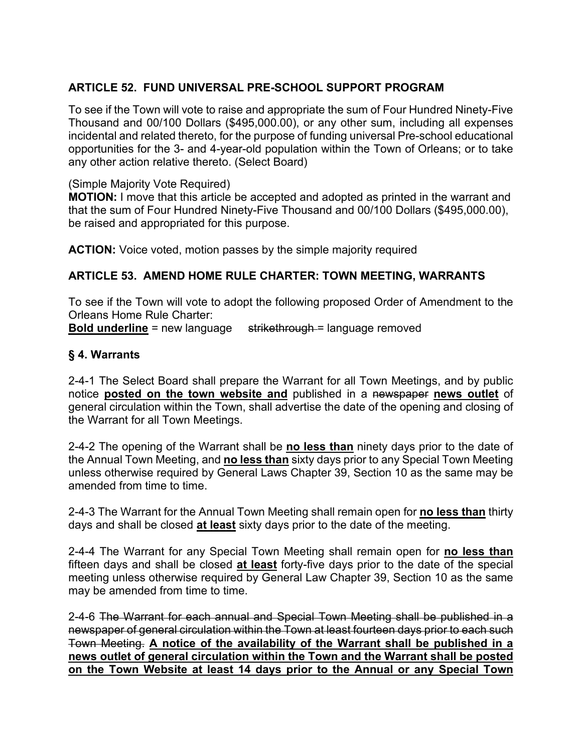## ARTICLE 52. FUND UNIVERSAL PRE-SCHOOL SUPPORT PROGRAM

To see if the Town will vote to raise and appropriate the sum of Four Hundred Ninety-Five Thousand and 00/100 Dollars ($495,000.00), or any other sum, including all expenses incidental and related thereto, for the purpose of funding universal Pre-school educational opportunities for the 3- and 4-year-old population within the Town of Orleans; or to take any other action relative thereto. (Select Board)

(Simple Majority Vote Required)
**MOTION:** I move that this article be accepted and adopted as printed in the warrant and that the sum of Four Hundred Ninety-Five Thousand and 00/100 Dollars ($495,000.00), be raised and appropriated for this purpose.

**ACTION:** Voice voted, motion passes by the simple majority required

## ARTICLE 53. AMEND HOME RULE CHARTER: TOWN MEETING, WARRANTS

To see if the Town will vote to adopt the following proposed Order of Amendment to the Orleans Home Rule Charter:
<ins>**Bold underline**</ins> = new language ~~strikethrough~~ = language removed

### § 4. Warrants

2-4-1 The Select Board shall prepare the Warrant for all Town Meetings, and by public notice <ins>**posted on the town website and**</ins> published in a ~~newspaper~~ <ins>**news outlet**</ins> of general circulation within the Town, shall advertise the date of the opening and closing of the Warrant for all Town Meetings.

2-4-2 The opening of the Warrant shall be <ins>**no less than**</ins> ninety days prior to the date of the Annual Town Meeting, and <ins>**no less than**</ins> sixty days prior to any Special Town Meeting unless otherwise required by General Laws Chapter 39, Section 10 as the same may be amended from time to time.

2-4-3 The Warrant for the Annual Town Meeting shall remain open for <ins>**no less than**</ins> thirty days and shall be closed <ins>**at least**</ins> sixty days prior to the date of the meeting.

2-4-4 The Warrant for any Special Town Meeting shall remain open for <ins>**no less than**</ins> fifteen days and shall be closed <ins>**at least**</ins> forty-five days prior to the date of the special meeting unless otherwise required by General Law Chapter 39, Section 10 as the same may be amended from time to time.

2-4-6 ~~The Warrant for each annual and Special Town Meeting shall be published in a newspaper of general circulation within the Town at least fourteen days prior to each such Town Meeting.~~ <ins>**A notice of the availability of the Warrant shall be published in a news outlet of general circulation within the Town and the Warrant shall be posted on the Town Website at least 14 days prior to the Annual or any Special Town**</ins>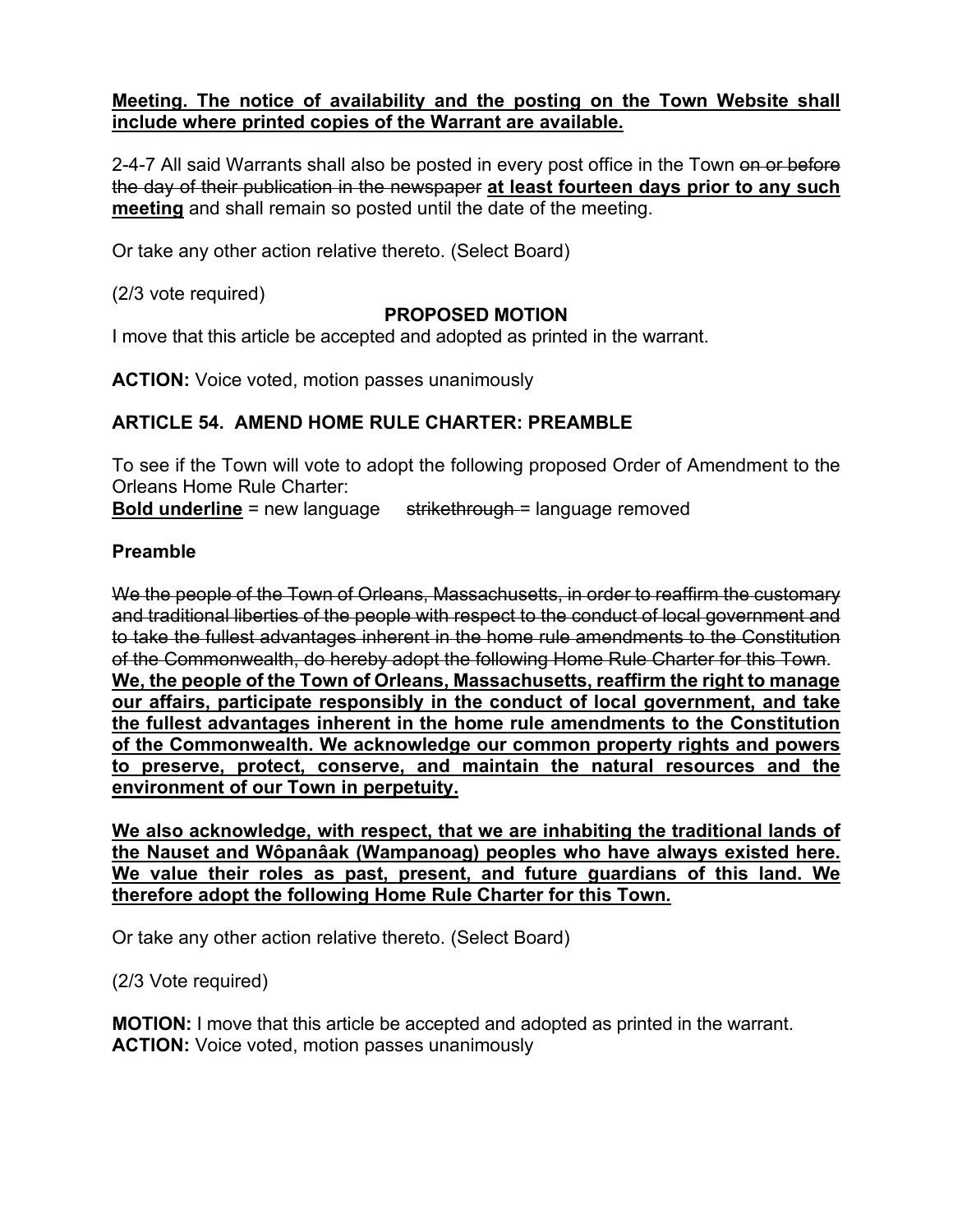**Meeting. The notice of availability and the posting on the Town Website shall include where printed copies of the Warrant are available.**

2-4-7 All said Warrants shall also be posted in every post office in the Town ~~on or before the day of their publication in the newspaper~~ **at least fourteen days prior to any such meeting** and shall remain so posted until the date of the meeting.

Or take any other action relative thereto. (Select Board)

(2/3 vote required)

**PROPOSED MOTION**

I move that this article be accepted and adopted as printed in the warrant.

**ACTION:** Voice voted, motion passes unanimously

## ARTICLE 54. AMEND HOME RULE CHARTER: PREAMBLE

To see if the Town will vote to adopt the following proposed Order of Amendment to the Orleans Home Rule Charter:

**Bold underline** = new language ~~strikethrough~~ = language removed

**Preamble**

~~We the people of the Town of Orleans, Massachusetts, in order to reaffirm the customary and traditional liberties of the people with respect to the conduct of local government and to take the fullest advantages inherent in the home rule amendments to the Constitution of the Commonwealth, do hereby adopt the following Home Rule Charter for this Town~~. **We, the people of the Town of Orleans, Massachusetts, reaffirm the right to manage our affairs, participate responsibly in the conduct of local government, and take the fullest advantages inherent in the home rule amendments to the Constitution of the Commonwealth. We acknowledge our common property rights and powers to preserve, protect, conserve, and maintain the natural resources and the environment of our Town in perpetuity.**

**We also acknowledge, with respect, that we are inhabiting the traditional lands of the Nauset and Wôpanâak (Wampanoag) peoples who have always existed here. We value their roles as past, present, and future guardians of this land. We therefore adopt the following Home Rule Charter for this Town.**

Or take any other action relative thereto. (Select Board)

(2/3 Vote required)

**MOTION:** I move that this article be accepted and adopted as printed in the warrant.
**ACTION:** Voice voted, motion passes unanimously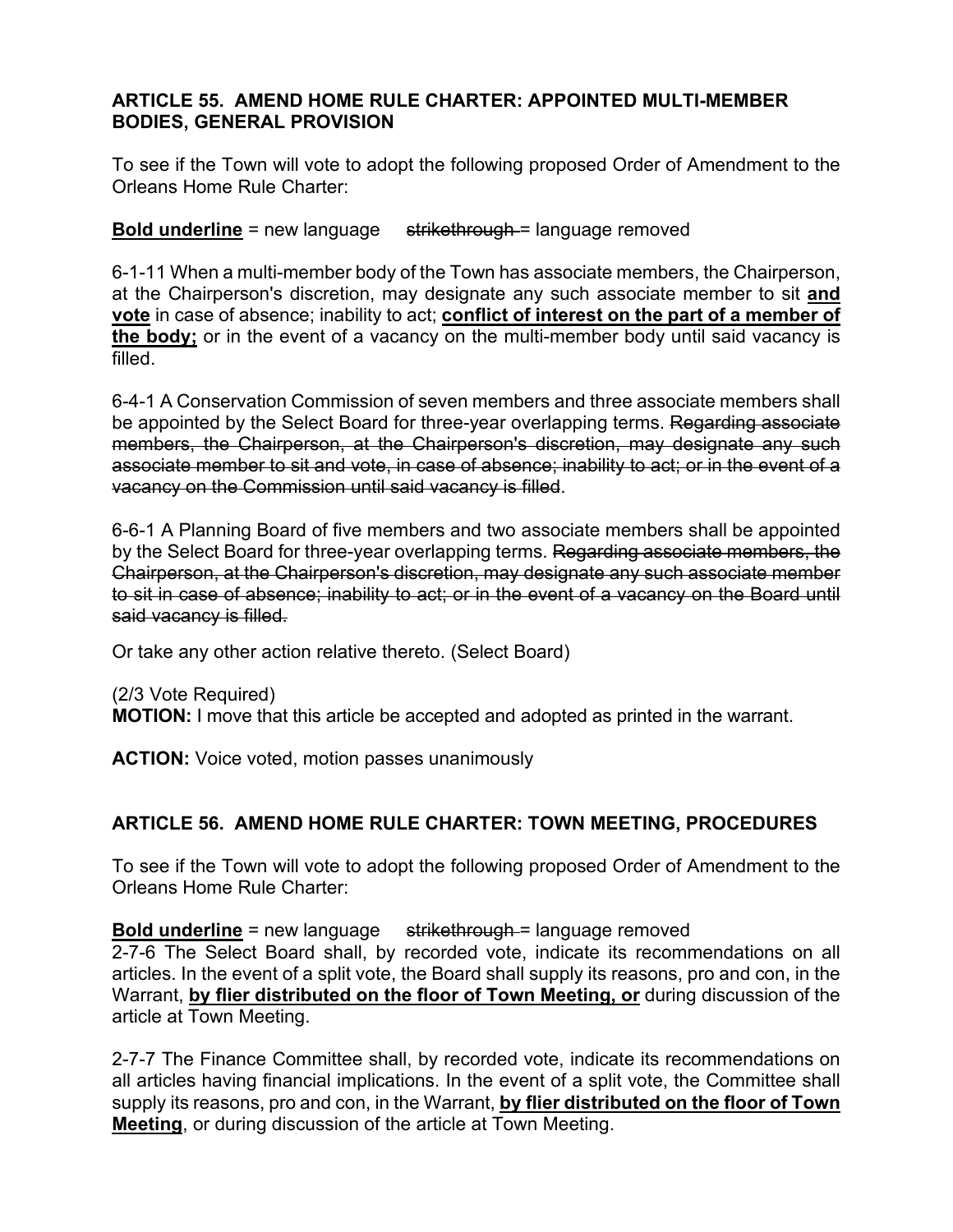### ARTICLE 55. AMEND HOME RULE CHARTER: APPOINTED MULTI-MEMBER BODIES, GENERAL PROVISION

To see if the Town will vote to adopt the following proposed Order of Amendment to the Orleans Home Rule Charter:

**<u>Bold underline</u>** = new language ~~strikethrough~~ = language removed

6-1-11 When a multi-member body of the Town has associate members, the Chairperson, at the Chairperson's discretion, may designate any such associate member to sit **<u>and vote</u>** in case of absence; inability to act; **<u>conflict of interest on the part of a member of the body;</u>** or in the event of a vacancy on the multi-member body until said vacancy is filled.

6-4-1 A Conservation Commission of seven members and three associate members shall be appointed by the Select Board for three-year overlapping terms. ~~Regarding associate members, the Chairperson, at the Chairperson's discretion, may designate any such associate member to sit and vote, in case of absence; inability to act; or in the event of a vacancy on the Commission until said vacancy is filled~~.

6-6-1 A Planning Board of five members and two associate members shall be appointed by the Select Board for three-year overlapping terms. ~~Regarding associate members, the Chairperson, at the Chairperson's discretion, may designate any such associate member to sit in case of absence; inability to act; or in the event of a vacancy on the Board until said vacancy is filled.~~

Or take any other action relative thereto. (Select Board)

(2/3 Vote Required)
**MOTION:** I move that this article be accepted and adopted as printed in the warrant.

**ACTION:** Voice voted, motion passes unanimously

### ARTICLE 56. AMEND HOME RULE CHARTER: TOWN MEETING, PROCEDURES

To see if the Town will vote to adopt the following proposed Order of Amendment to the Orleans Home Rule Charter:

**<u>Bold underline</u>** = new language ~~strikethrough~~ = language removed
2-7-6 The Select Board shall, by recorded vote, indicate its recommendations on all articles. In the event of a split vote, the Board shall supply its reasons, pro and con, in the Warrant, **<u>by flier distributed on the floor of Town Meeting, or</u>** during discussion of the article at Town Meeting.

2-7-7 The Finance Committee shall, by recorded vote, indicate its recommendations on all articles having financial implications. In the event of a split vote, the Committee shall supply its reasons, pro and con, in the Warrant, **<u>by flier distributed on the floor of Town Meeting</u>**, or during discussion of the article at Town Meeting.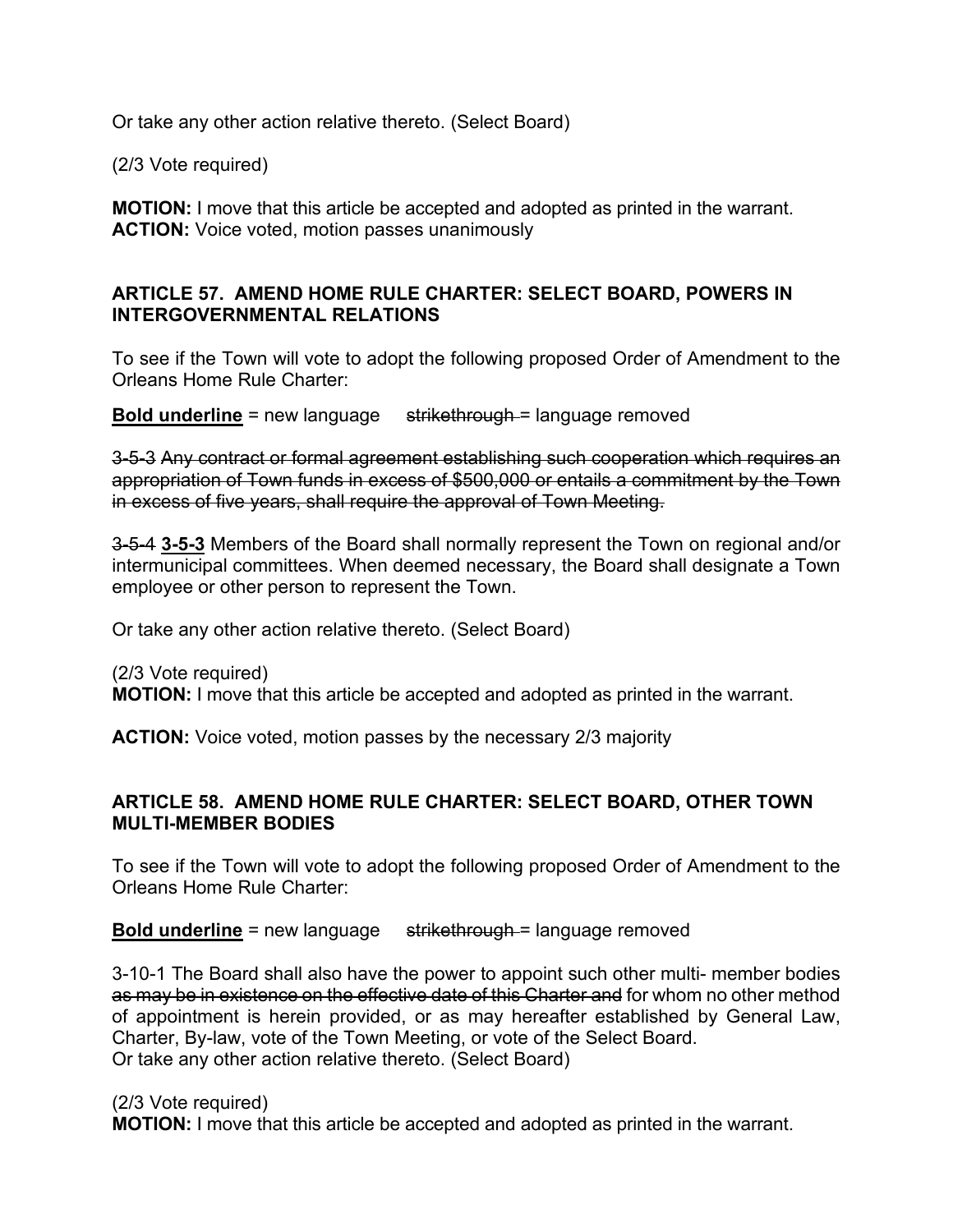Or take any other action relative thereto. (Select Board)

(2/3 Vote required)

**MOTION:** I move that this article be accepted and adopted as printed in the warrant.
**ACTION:** Voice voted, motion passes unanimously

### ARTICLE 57. AMEND HOME RULE CHARTER: SELECT BOARD, POWERS IN INTERGOVERNMENTAL RELATIONS

To see if the Town will vote to adopt the following proposed Order of Amendment to the Orleans Home Rule Charter:

**<u>Bold underline</u>** = new language ~~strikethrough~~ = language removed

~~3-5-3 Any contract or formal agreement establishing such cooperation which requires an appropriation of Town funds in excess of $500,000 or entails a commitment by the Town in excess of five years, shall require the approval of Town Meeting.~~

3-~~5-4~~ **<u>3-5-3</u>** Members of the Board shall normally represent the Town on regional and/or intermunicipal committees. When deemed necessary, the Board shall designate a Town employee or other person to represent the Town.

Or take any other action relative thereto. (Select Board)

(2/3 Vote required)
**MOTION:** I move that this article be accepted and adopted as printed in the warrant.

**ACTION:** Voice voted, motion passes by the necessary 2/3 majority

### ARTICLE 58. AMEND HOME RULE CHARTER: SELECT BOARD, OTHER TOWN MULTI-MEMBER BODIES

To see if the Town will vote to adopt the following proposed Order of Amendment to the Orleans Home Rule Charter:

**<u>Bold underline</u>** = new language ~~strikethrough~~ = language removed

3-10-1 The Board shall also have the power to appoint such other multi- member bodies ~~as may be in existence on the effective date of this Charter and~~ for whom no other method of appointment is herein provided, or as may hereafter established by General Law, Charter, By-law, vote of the Town Meeting, or vote of the Select Board.
Or take any other action relative thereto. (Select Board)

(2/3 Vote required)
**MOTION:** I move that this article be accepted and adopted as printed in the warrant.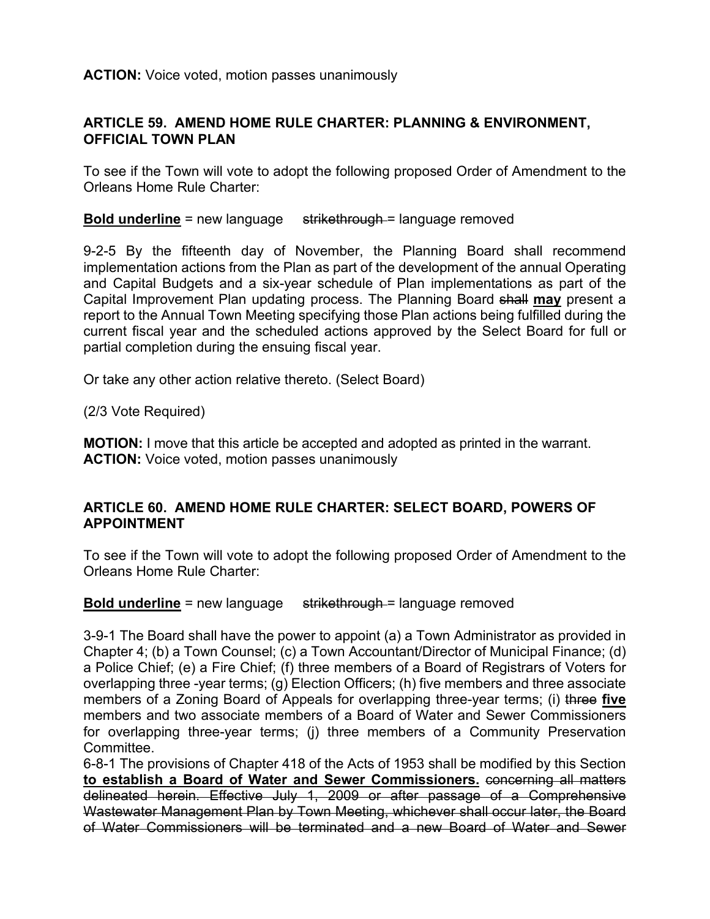**ACTION:** Voice voted, motion passes unanimously

## ARTICLE 59. AMEND HOME RULE CHARTER: PLANNING & ENVIRONMENT, OFFICIAL TOWN PLAN

To see if the Town will vote to adopt the following proposed Order of Amendment to the Orleans Home Rule Charter:

**<u>Bold underline</u>** = new language ~~strikethrough~~ = language removed

9-2-5 By the fifteenth day of November, the Planning Board shall recommend implementation actions from the Plan as part of the development of the annual Operating and Capital Budgets and a six-year schedule of Plan implementations as part of the Capital Improvement Plan updating process. The Planning Board ~~shall~~ **<u>may</u>** present a report to the Annual Town Meeting specifying those Plan actions being fulfilled during the current fiscal year and the scheduled actions approved by the Select Board for full or partial completion during the ensuing fiscal year.

Or take any other action relative thereto. (Select Board)

(2/3 Vote Required)

**MOTION:** I move that this article be accepted and adopted as printed in the warrant.
**ACTION:** Voice voted, motion passes unanimously

## ARTICLE 60. AMEND HOME RULE CHARTER: SELECT BOARD, POWERS OF APPOINTMENT

To see if the Town will vote to adopt the following proposed Order of Amendment to the Orleans Home Rule Charter:

**<u>Bold underline</u>** = new language ~~strikethrough~~ = language removed

3-9-1 The Board shall have the power to appoint (a) a Town Administrator as provided in Chapter 4; (b) a Town Counsel; (c) a Town Accountant/Director of Municipal Finance; (d) a Police Chief; (e) a Fire Chief; (f) three members of a Board of Registrars of Voters for overlapping three -year terms; (g) Election Officers; (h) five members and three associate members of a Zoning Board of Appeals for overlapping three-year terms; (i) ~~three~~ **<u>five</u>** members and two associate members of a Board of Water and Sewer Commissioners for overlapping three-year terms; (j) three members of a Community Preservation Committee.

6-8-1 The provisions of Chapter 418 of the Acts of 1953 shall be modified by this Section **<u>to establish a Board of Water and Sewer Commissioners.</u>** ~~concerning all matters delineated herein. Effective July 1, 2009 or after passage of a Comprehensive Wastewater Management Plan by Town Meeting, whichever shall occur later, the Board of Water Commissioners will be terminated and a new Board of Water and Sewer~~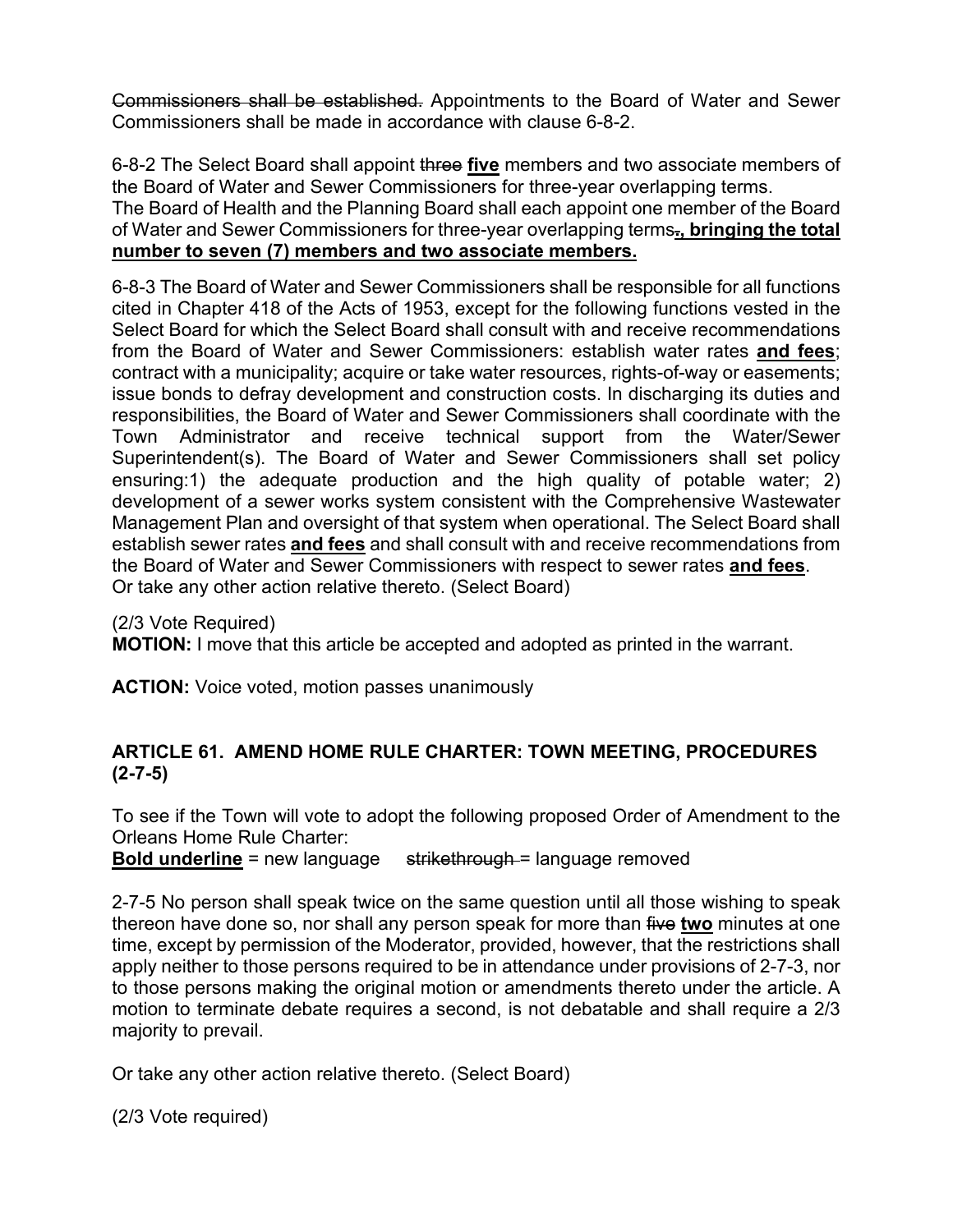~~Commissioners shall be established.~~ Appointments to the Board of Water and Sewer Commissioners shall be made in accordance with clause 6-8-2.

6-8-2 The Select Board shall appoint ~~three~~ **<u>five</u>** members and two associate members of the Board of Water and Sewer Commissioners for three-year overlapping terms.
The Board of Health and the Planning Board shall each appoint one member of the Board of Water and Sewer Commissioners for three-year overlapping terms~~.~~**<u>, bringing the total number to seven (7) members and two associate members.</u>**

6-8-3 The Board of Water and Sewer Commissioners shall be responsible for all functions cited in Chapter 418 of the Acts of 1953, except for the following functions vested in the Select Board for which the Select Board shall consult with and receive recommendations from the Board of Water and Sewer Commissioners: establish water rates **<u>and fees</u>**; contract with a municipality; acquire or take water resources, rights-of-way or easements; issue bonds to defray development and construction costs. In discharging its duties and responsibilities, the Board of Water and Sewer Commissioners shall coordinate with the Town Administrator and receive technical support from the Water/Sewer Superintendent(s). The Board of Water and Sewer Commissioners shall set policy ensuring:1) the adequate production and the high quality of potable water; 2) development of a sewer works system consistent with the Comprehensive Wastewater Management Plan and oversight of that system when operational. The Select Board shall establish sewer rates **<u>and fees</u>** and shall consult with and receive recommendations from the Board of Water and Sewer Commissioners with respect to sewer rates **<u>and fees</u>**.
Or take any other action relative thereto. (Select Board)

(2/3 Vote Required)
**MOTION:** I move that this article be accepted and adopted as printed in the warrant.

**ACTION:** Voice voted, motion passes unanimously

### ARTICLE 61. AMEND HOME RULE CHARTER: TOWN MEETING, PROCEDURES (2-7-5)

To see if the Town will vote to adopt the following proposed Order of Amendment to the Orleans Home Rule Charter:
**<u>Bold underline</u>** = new language ~~strikethrough~~ = language removed

2-7-5 No person shall speak twice on the same question until all those wishing to speak thereon have done so, nor shall any person speak for more than ~~five~~ **<u>two</u>** minutes at one time, except by permission of the Moderator, provided, however, that the restrictions shall apply neither to those persons required to be in attendance under provisions of 2-7-3, nor to those persons making the original motion or amendments thereto under the article. A motion to terminate debate requires a second, is not debatable and shall require a 2/3 majority to prevail.

Or take any other action relative thereto. (Select Board)

(2/3 Vote required)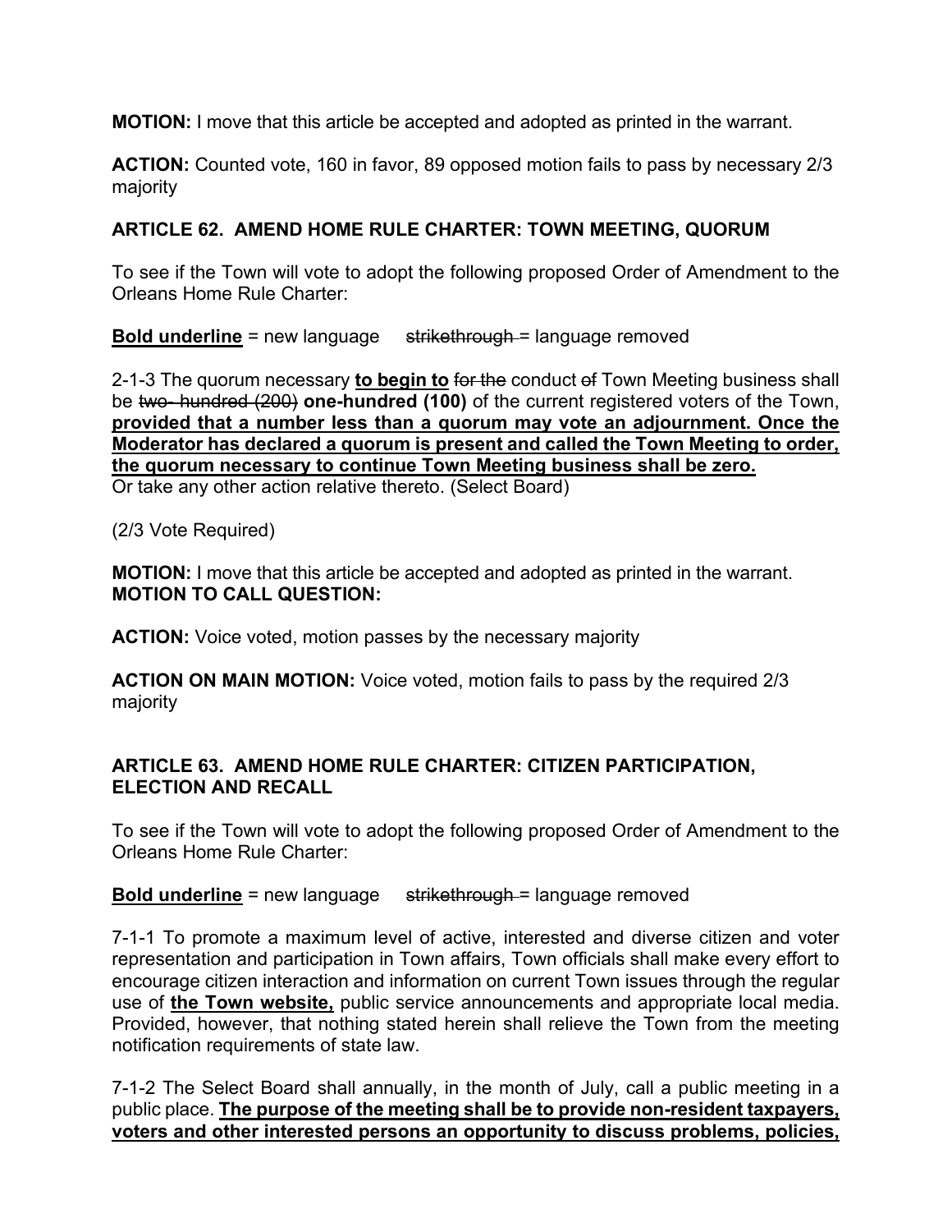**MOTION:** I move that this article be accepted and adopted as printed in the warrant.

**ACTION:** Counted vote, 160 in favor, 89 opposed motion fails to pass by necessary 2/3 majority

### ARTICLE 62. AMEND HOME RULE CHARTER: TOWN MEETING, QUORUM

To see if the Town will vote to adopt the following proposed Order of Amendment to the Orleans Home Rule Charter:

**<u>Bold underline</u>** = new language ~~strikethrough~~ = language removed

2-1-3 The quorum necessary **<u>to begin to</u>** ~~for the~~ conduct ~~of~~ Town Meeting business shall be ~~two- hundred (200)~~ **one-hundred (100)** of the current registered voters of the Town, **<u>provided that a number less than a quorum may vote an adjournment. Once the Moderator has declared a quorum is present and called the Town Meeting to order, the quorum necessary to continue Town Meeting business shall be zero.</u>**
Or take any other action relative thereto. (Select Board)

(2/3 Vote Required)

**MOTION:** I move that this article be accepted and adopted as printed in the warrant.
**MOTION TO CALL QUESTION:**

**ACTION:** Voice voted, motion passes by the necessary majority

**ACTION ON MAIN MOTION:** Voice voted, motion fails to pass by the required 2/3 majority

### ARTICLE 63. AMEND HOME RULE CHARTER: CITIZEN PARTICIPATION, ELECTION AND RECALL

To see if the Town will vote to adopt the following proposed Order of Amendment to the Orleans Home Rule Charter:

**<u>Bold underline</u>** = new language ~~strikethrough~~ = language removed

7-1-1 To promote a maximum level of active, interested and diverse citizen and voter representation and participation in Town affairs, Town officials shall make every effort to encourage citizen interaction and information on current Town issues through the regular use of **<u>the Town website,</u>** public service announcements and appropriate local media. Provided, however, that nothing stated herein shall relieve the Town from the meeting notification requirements of state law.

7-1-2 The Select Board shall annually, in the month of July, call a public meeting in a public place. **<u>The purpose of the meeting shall be to provide non-resident taxpayers, voters and other interested persons an opportunity to discuss problems, policies,</u>**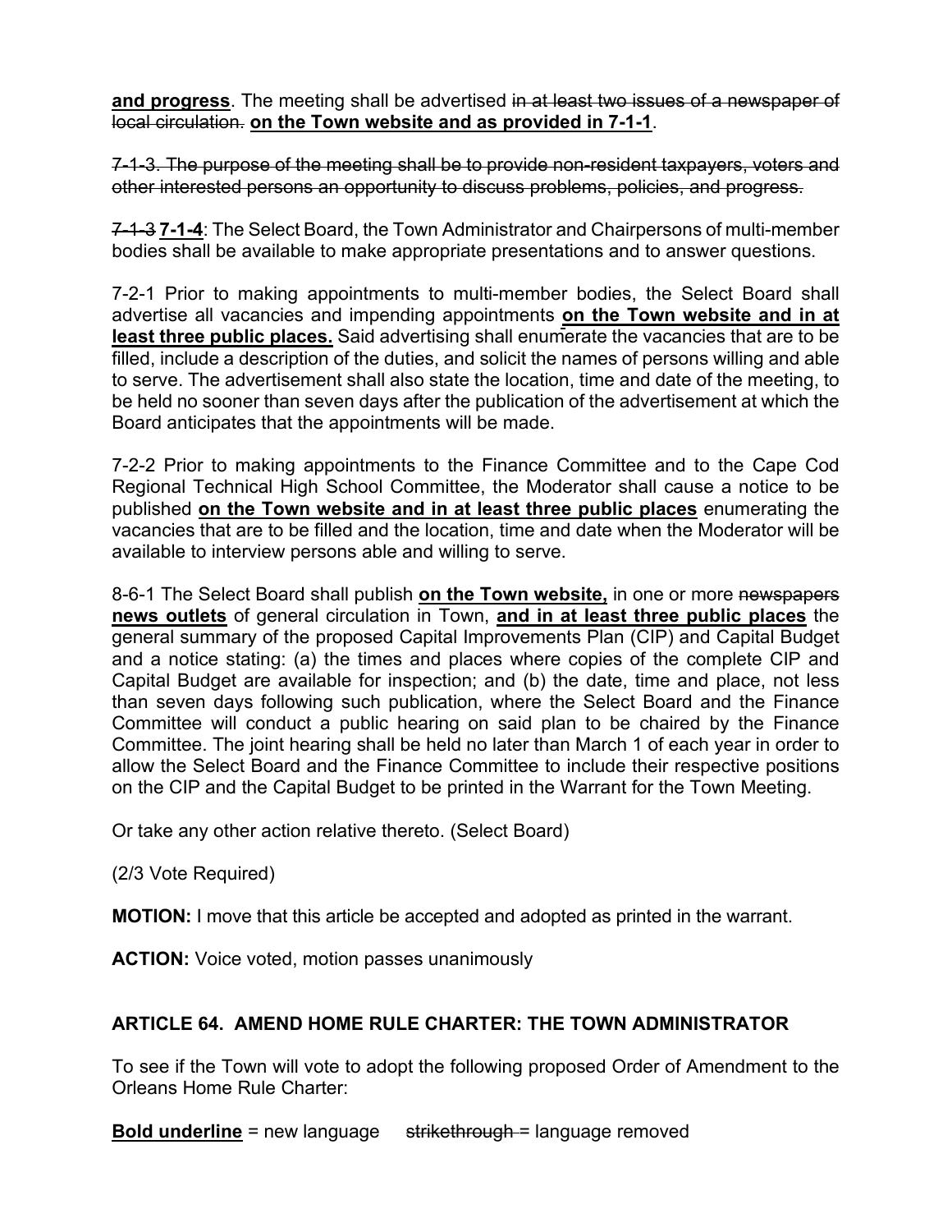**and progress**. The meeting shall be advertised ~~in at least two issues of a newspaper of local circulation.~~ **on the Town website and as provided in 7-1-1**.

~~7-1-3. The purpose of the meeting shall be to provide non-resident taxpayers, voters and other interested persons an opportunity to discuss problems, policies, and progress.~~

~~7-1-3~~ **7-1-4**: The Select Board, the Town Administrator and Chairpersons of multi-member bodies shall be available to make appropriate presentations and to answer questions.

7-2-1 Prior to making appointments to multi-member bodies, the Select Board shall advertise all vacancies and impending appointments **on the Town website and in at least three public places.** Said advertising shall enumerate the vacancies that are to be filled, include a description of the duties, and solicit the names of persons willing and able to serve. The advertisement shall also state the location, time and date of the meeting, to be held no sooner than seven days after the publication of the advertisement at which the Board anticipates that the appointments will be made.

7-2-2 Prior to making appointments to the Finance Committee and to the Cape Cod Regional Technical High School Committee, the Moderator shall cause a notice to be published **on the Town website and in at least three public places** enumerating the vacancies that are to be filled and the location, time and date when the Moderator will be available to interview persons able and willing to serve.

8-6-1 The Select Board shall publish **on the Town website,** in one or more ~~newspapers~~ **news outlets** of general circulation in Town, **and in at least three public places** the general summary of the proposed Capital Improvements Plan (CIP) and Capital Budget and a notice stating: (a) the times and places where copies of the complete CIP and Capital Budget are available for inspection; and (b) the date, time and place, not less than seven days following such publication, where the Select Board and the Finance Committee will conduct a public hearing on said plan to be chaired by the Finance Committee. The joint hearing shall be held no later than March 1 of each year in order to allow the Select Board and the Finance Committee to include their respective positions on the CIP and the Capital Budget to be printed in the Warrant for the Town Meeting.

Or take any other action relative thereto. (Select Board)

(2/3 Vote Required)

**MOTION:** I move that this article be accepted and adopted as printed in the warrant.

**ACTION:** Voice voted, motion passes unanimously

## ARTICLE 64. AMEND HOME RULE CHARTER: THE TOWN ADMINISTRATOR

To see if the Town will vote to adopt the following proposed Order of Amendment to the Orleans Home Rule Charter:

**Bold underline** = new language ~~strikethrough~~ = language removed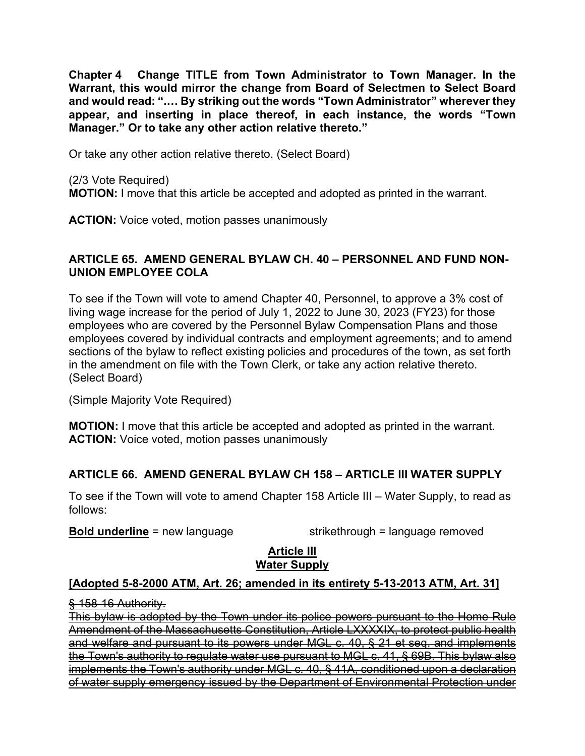**Chapter 4 Change TITLE from Town Administrator to Town Manager. In the Warrant, this would mirror the change from Board of Selectmen to Select Board and would read: "…. By striking out the words "Town Administrator" wherever they appear, and inserting in place thereof, in each instance, the words "Town Manager." Or to take any other action relative thereto."**

Or take any other action relative thereto. (Select Board)

(2/3 Vote Required)
**MOTION:** I move that this article be accepted and adopted as printed in the warrant.

**ACTION:** Voice voted, motion passes unanimously

### ARTICLE 65. AMEND GENERAL BYLAW CH. 40 – PERSONNEL AND FUND NON-UNION EMPLOYEE COLA

To see if the Town will vote to amend Chapter 40, Personnel, to approve a 3% cost of living wage increase for the period of July 1, 2022 to June 30, 2023 (FY23) for those employees who are covered by the Personnel Bylaw Compensation Plans and those employees covered by individual contracts and employment agreements; and to amend sections of the bylaw to reflect existing policies and procedures of the town, as set forth in the amendment on file with the Town Clerk, or take any action relative thereto. (Select Board)

(Simple Majority Vote Required)

**MOTION:** I move that this article be accepted and adopted as printed in the warrant.
**ACTION:** Voice voted, motion passes unanimously

### ARTICLE 66. AMEND GENERAL BYLAW CH 158 – ARTICLE III WATER SUPPLY

To see if the Town will vote to amend Chapter 158 Article III – Water Supply, to read as follows:

**<u>Bold underline</u>** = new language ~~strikethrough~~ = language removed

**<u>Article III</u>**
**<u>Water Supply</u>**

**<u>[Adopted 5-8-2000 ATM, Art. 26; amended in its entirety 5-13-2013 ATM, Art. 31]</u>**

~~§ 158-16 Authority.~~

~~This bylaw is adopted by the Town under its police powers pursuant to the Home Rule Amendment of the Massachusetts Constitution, Article LXXXXIX, to protect public health and welfare and pursuant to its powers under MGL c. 40, § 21 et seq. and implements the Town's authority to regulate water use pursuant to MGL c. 41, § 69B. This bylaw also implements the Town's authority under MGL c. 40, § 41A, conditioned upon a declaration of water supply emergency issued by the Department of Environmental Protection under~~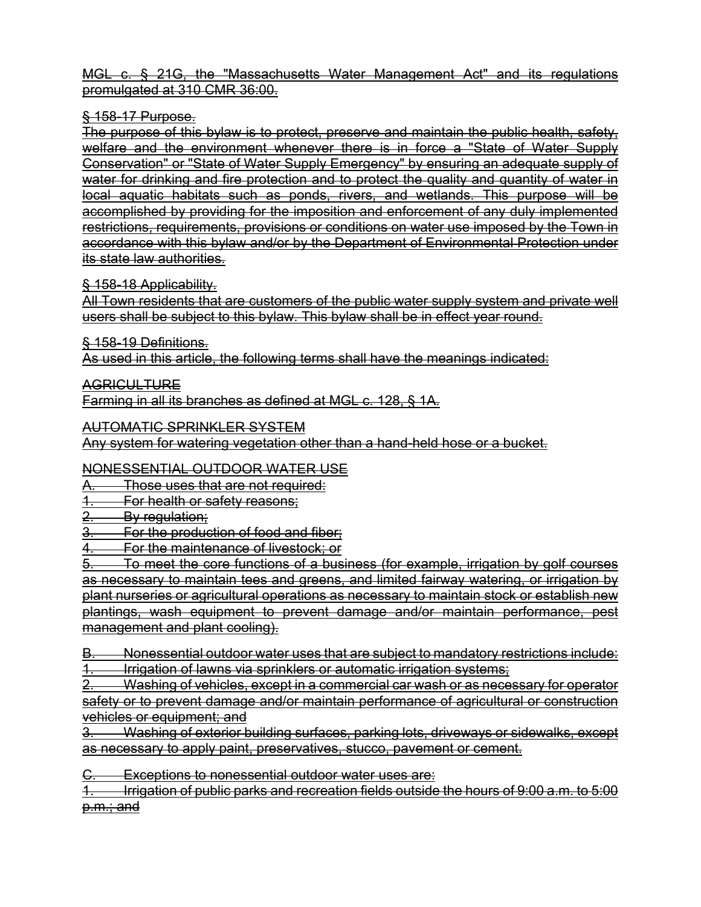~~MGL c. § 21G, the "Massachusetts Water Management Act" and its regulations promulgated at 310 CMR 36:00.~~

~~§ 158-17 Purpose.~~
~~The purpose of this bylaw is to protect, preserve and maintain the public health, safety, welfare and the environment whenever there is in force a "State of Water Supply Conservation" or "State of Water Supply Emergency" by ensuring an adequate supply of water for drinking and fire protection and to protect the quality and quantity of water in local aquatic habitats such as ponds, rivers, and wetlands. This purpose will be accomplished by providing for the imposition and enforcement of any duly implemented restrictions, requirements, provisions or conditions on water use imposed by the Town in accordance with this bylaw and/or by the Department of Environmental Protection under its state law authorities.~~

~~§ 158-18 Applicability.~~
~~All Town residents that are customers of the public water supply system and private well users shall be subject to this bylaw. This bylaw shall be in effect year round.~~

~~§ 158-19 Definitions.~~
~~As used in this article, the following terms shall have the meanings indicated:~~

~~AGRICULTURE~~
~~Farming in all its branches as defined at MGL c. 128, § 1A.~~

~~AUTOMATIC SPRINKLER SYSTEM~~
~~Any system for watering vegetation other than a hand-held hose or a bucket.~~

~~NONESSENTIAL OUTDOOR WATER USE~~
~~A. Those uses that are not required:~~
~~1. For health or safety reasons;~~
~~2. By regulation;~~
~~3. For the production of food and fiber;~~
~~4. For the maintenance of livestock; or~~
~~5. To meet the core functions of a business (for example, irrigation by golf courses as necessary to maintain tees and greens, and limited fairway watering, or irrigation by plant nurseries or agricultural operations as necessary to maintain stock or establish new plantings, wash equipment to prevent damage and/or maintain performance, pest management and plant cooling).~~

~~B. Nonessential outdoor water uses that are subject to mandatory restrictions include:~~
~~1. Irrigation of lawns via sprinklers or automatic irrigation systems;~~
~~2. Washing of vehicles, except in a commercial car wash or as necessary for operator safety or to prevent damage and/or maintain performance of agricultural or construction vehicles or equipment; and~~
~~3. Washing of exterior building surfaces, parking lots, driveways or sidewalks, except as necessary to apply paint, preservatives, stucco, pavement or cement.~~

~~C. Exceptions to nonessential outdoor water uses are:~~
~~1. Irrigation of public parks and recreation fields outside the hours of 9:00 a.m. to 5:00 p.m.; and~~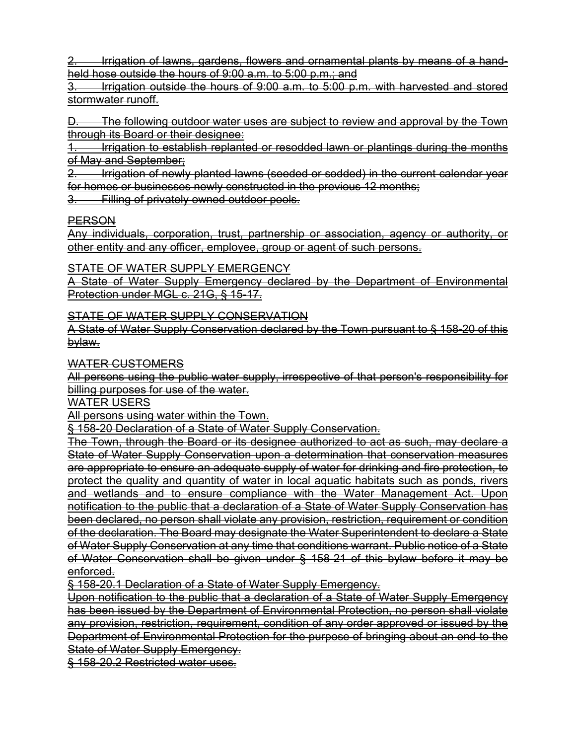~~2. Irrigation of lawns, gardens, flowers and ornamental plants by means of a hand-held hose outside the hours of 9:00 a.m. to 5:00 p.m.; and~~

~~3. Irrigation outside the hours of 9:00 a.m. to 5:00 p.m. with harvested and stored stormwater runoff.~~

~~D. The following outdoor water uses are subject to review and approval by the Town through its Board or their designee:~~

~~1. Irrigation to establish replanted or resodded lawn or plantings during the months of May and September;~~

~~2. Irrigation of newly planted lawns (seeded or sodded) in the current calendar year for homes or businesses newly constructed in the previous 12 months;~~

~~3. Filling of privately owned outdoor pools.~~

~~PERSON~~

~~Any individuals, corporation, trust, partnership or association, agency or authority, or other entity and any officer, employee, group or agent of such persons.~~

~~STATE OF WATER SUPPLY EMERGENCY~~

~~A State of Water Supply Emergency declared by the Department of Environmental Protection under MGL c. 21G, § 15-17.~~

~~STATE OF WATER SUPPLY CONSERVATION~~

~~A State of Water Supply Conservation declared by the Town pursuant to § 158-20 of this bylaw.~~

~~WATER CUSTOMERS~~

~~All persons using the public water supply, irrespective of that person's responsibility for billing purposes for use of the water.~~

~~WATER USERS~~

~~All persons using water within the Town.~~

~~§ 158-20 Declaration of a State of Water Supply Conservation.~~

~~The Town, through the Board or its designee authorized to act as such, may declare a State of Water Supply Conservation upon a determination that conservation measures are appropriate to ensure an adequate supply of water for drinking and fire protection, to protect the quality and quantity of water in local aquatic habitats such as ponds, rivers and wetlands and to ensure compliance with the Water Management Act. Upon notification to the public that a declaration of a State of Water Supply Conservation has been declared, no person shall violate any provision, restriction, requirement or condition of the declaration. The Board may designate the Water Superintendent to declare a State of Water Supply Conservation at any time that conditions warrant. Public notice of a State of Water Conservation shall be given under § 158-21 of this bylaw before it may be enforced.~~

~~§ 158-20.1 Declaration of a State of Water Supply Emergency.~~

~~Upon notification to the public that a declaration of a State of Water Supply Emergency has been issued by the Department of Environmental Protection, no person shall violate any provision, restriction, requirement, condition of any order approved or issued by the Department of Environmental Protection for the purpose of bringing about an end to the State of Water Supply Emergency.~~

~~§ 158-20.2 Restricted water uses.~~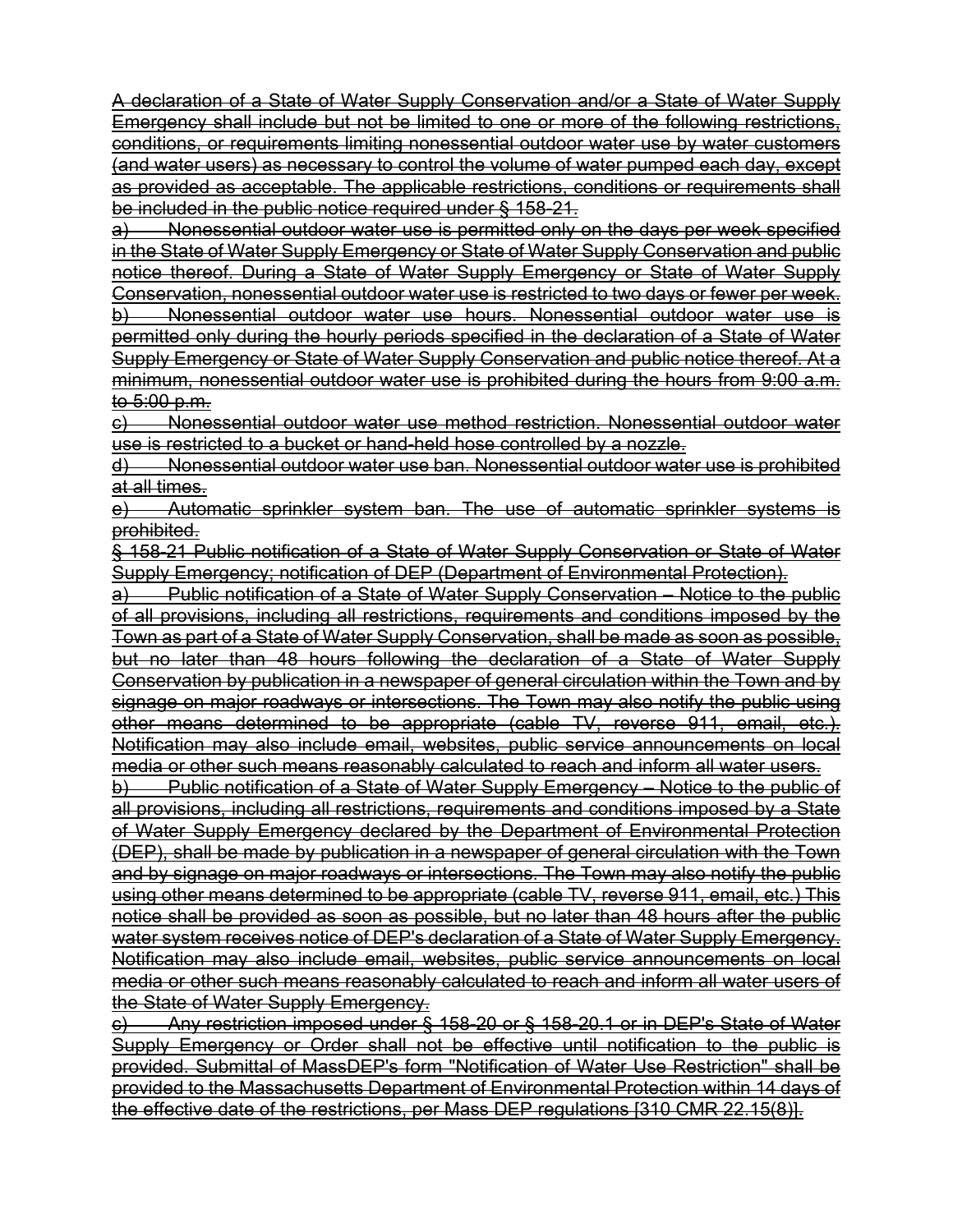~~A declaration of a State of Water Supply Conservation and/or a State of Water Supply Emergency shall include but not be limited to one or more of the following restrictions, conditions, or requirements limiting nonessential outdoor water use by water customers (and water users) as necessary to control the volume of water pumped each day, except as provided as acceptable. The applicable restrictions, conditions or requirements shall be included in the public notice required under § 158-21.~~

~~a) Nonessential outdoor water use is permitted only on the days per week specified in the State of Water Supply Emergency or State of Water Supply Conservation and public notice thereof. During a State of Water Supply Emergency or State of Water Supply Conservation, nonessential outdoor water use is restricted to two days or fewer per week.~~

~~b) Nonessential outdoor water use hours. Nonessential outdoor water use is permitted only during the hourly periods specified in the declaration of a State of Water Supply Emergency or State of Water Supply Conservation and public notice thereof. At a minimum, nonessential outdoor water use is prohibited during the hours from 9:00 a.m. to 5:00 p.m.~~

~~c) Nonessential outdoor water use method restriction. Nonessential outdoor water use is restricted to a bucket or hand-held hose controlled by a nozzle.~~

~~d) Nonessential outdoor water use ban. Nonessential outdoor water use is prohibited at all times.~~

~~e) Automatic sprinkler system ban. The use of automatic sprinkler systems is prohibited.~~

~~§ 158-21 Public notification of a State of Water Supply Conservation or State of Water Supply Emergency; notification of DEP (Department of Environmental Protection).~~

~~a) Public notification of a State of Water Supply Conservation – Notice to the public of all provisions, including all restrictions, requirements and conditions imposed by the Town as part of a State of Water Supply Conservation, shall be made as soon as possible, but no later than 48 hours following the declaration of a State of Water Supply Conservation by publication in a newspaper of general circulation within the Town and by signage on major roadways or intersections. The Town may also notify the public using other means determined to be appropriate (cable TV, reverse 911, email, etc.). Notification may also include email, websites, public service announcements on local media or other such means reasonably calculated to reach and inform all water users.~~

~~b) Public notification of a State of Water Supply Emergency – Notice to the public of all provisions, including all restrictions, requirements and conditions imposed by a State of Water Supply Emergency declared by the Department of Environmental Protection (DEP), shall be made by publication in a newspaper of general circulation with the Town and by signage on major roadways or intersections. The Town may also notify the public using other means determined to be appropriate (cable TV, reverse 911, email, etc.) This notice shall be provided as soon as possible, but no later than 48 hours after the public water system receives notice of DEP's declaration of a State of Water Supply Emergency. Notification may also include email, websites, public service announcements on local media or other such means reasonably calculated to reach and inform all water users of the State of Water Supply Emergency.~~

~~c) Any restriction imposed under § 158-20 or § 158-20.1 or in DEP's State of Water Supply Emergency or Order shall not be effective until notification to the public is provided. Submittal of MassDEP's form "Notification of Water Use Restriction" shall be provided to the Massachusetts Department of Environmental Protection within 14 days of the effective date of the restrictions, per Mass DEP regulations [310 CMR 22.15(8)].~~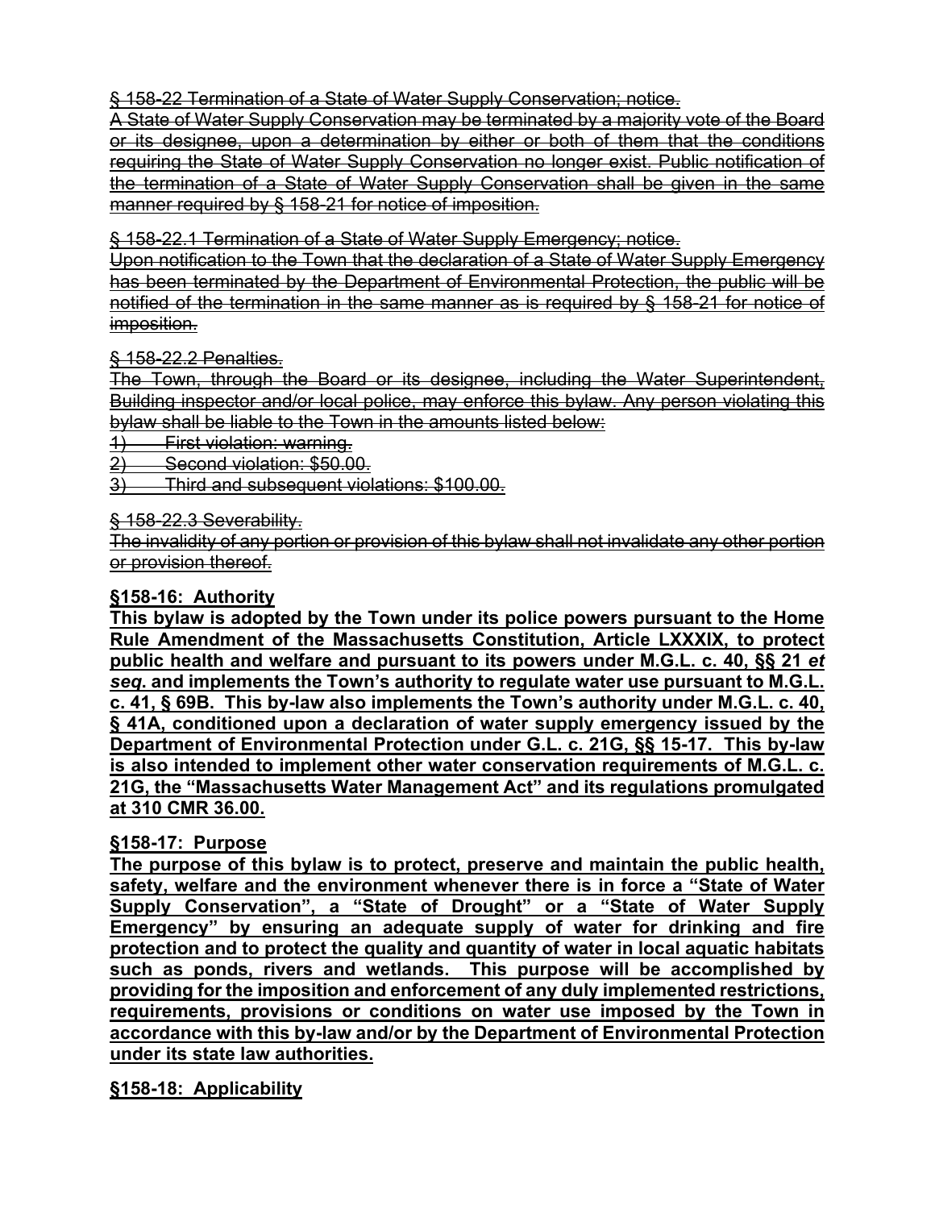~~§ 158-22 Termination of a State of Water Supply Conservation; notice.~~

~~A State of Water Supply Conservation may be terminated by a majority vote of the Board or its designee, upon a determination by either or both of them that the conditions requiring the State of Water Supply Conservation no longer exist. Public notification of the termination of a State of Water Supply Conservation shall be given in the same manner required by § 158-21 for notice of imposition.~~

~~§ 158-22.1 Termination of a State of Water Supply Emergency; notice.~~

~~Upon notification to the Town that the declaration of a State of Water Supply Emergency has been terminated by the Department of Environmental Protection, the public will be notified of the termination in the same manner as is required by § 158-21 for notice of imposition.~~

~~§ 158-22.2 Penalties.~~

~~The Town, through the Board or its designee, including the Water Superintendent, Building inspector and/or local police, may enforce this bylaw. Any person violating this bylaw shall be liable to the Town in the amounts listed below:~~

~~1) First violation: warning.~~

~~2) Second violation: $50.00.~~

~~3) Third and subsequent violations: $100.00.~~

~~§ 158-22.3 Severability.~~

~~The invalidity of any portion or provision of this bylaw shall not invalidate any other portion or provision thereof.~~

**<u>§158-16: Authority</u>**

**<u>This bylaw is adopted by the Town under its police powers pursuant to the Home Rule Amendment of the Massachusetts Constitution, Article LXXXIX, to protect public health and welfare and pursuant to its powers under M.G.L. c. 40, §§ 21 *et seq*. and implements the Town's authority to regulate water use pursuant to M.G.L. c. 41, § 69B. This by-law also implements the Town's authority under M.G.L. c. 40, § 41A, conditioned upon a declaration of water supply emergency issued by the Department of Environmental Protection under G.L. c. 21G, §§ 15-17. This by-law is also intended to implement other water conservation requirements of M.G.L. c. 21G, the "Massachusetts Water Management Act" and its regulations promulgated at 310 CMR 36.00.</u>**

**<u>§158-17: Purpose</u>**

**<u>The purpose of this bylaw is to protect, preserve and maintain the public health, safety, welfare and the environment whenever there is in force a "State of Water Supply Conservation", a "State of Drought" or a "State of Water Supply Emergency" by ensuring an adequate supply of water for drinking and fire protection and to protect the quality and quantity of water in local aquatic habitats such as ponds, rivers and wetlands. This purpose will be accomplished by providing for the imposition and enforcement of any duly implemented restrictions, requirements, provisions or conditions on water use imposed by the Town in accordance with this by-law and/or by the Department of Environmental Protection under its state law authorities.</u>**

**<u>§158-18: Applicability</u>**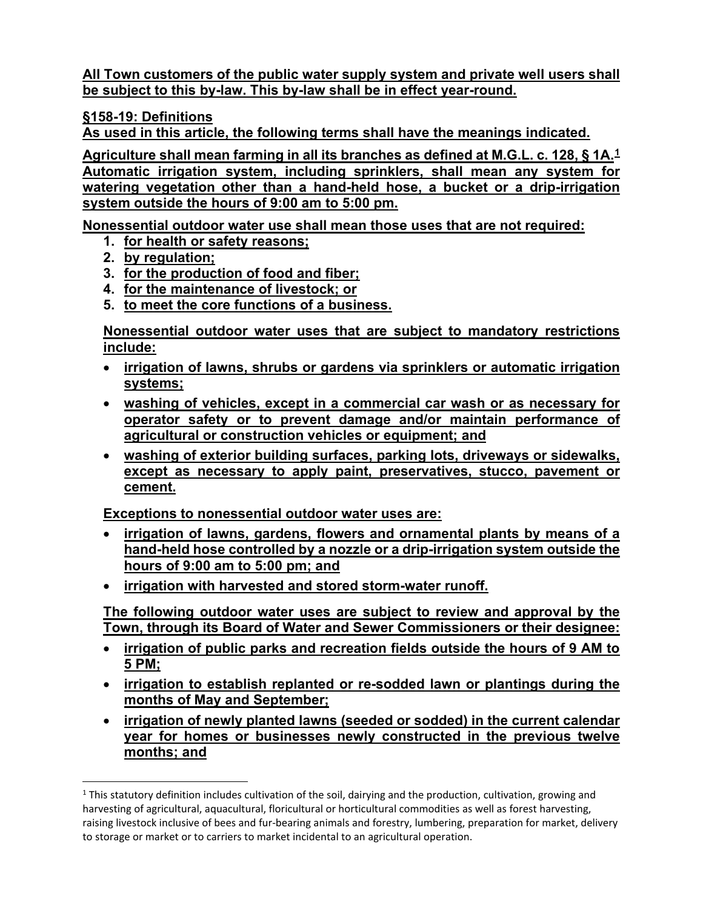**All Town customers of the public water supply system and private well users shall be subject to this by-law. This by-law shall be in effect year-round.**

**§158-19: Definitions**

**As used in this article, the following terms shall have the meanings indicated.**

**Agriculture shall mean farming in all its branches as defined at M.G.L. c. 128, § 1A.**[1]

**Automatic irrigation system, including sprinklers, shall mean any system for watering vegetation other than a hand-held hose, a bucket or a drip-irrigation system outside the hours of 9:00 am to 5:00 pm.**

**Nonessential outdoor water use shall mean those uses that are not required:**

1. **for health or safety reasons;**
2. **by regulation;**
3. **for the production of food and fiber;**
4. **for the maintenance of livestock; or**
5. **to meet the core functions of a business.**

**Nonessential outdoor water uses that are subject to mandatory restrictions include:**

- **irrigation of lawns, shrubs or gardens via sprinklers or automatic irrigation systems;**
- **washing of vehicles, except in a commercial car wash or as necessary for operator safety or to prevent damage and/or maintain performance of agricultural or construction vehicles or equipment; and**
- **washing of exterior building surfaces, parking lots, driveways or sidewalks, except as necessary to apply paint, preservatives, stucco, pavement or cement.**

**Exceptions to nonessential outdoor water uses are:**

- **irrigation of lawns, gardens, flowers and ornamental plants by means of a hand-held hose controlled by a nozzle or a drip-irrigation system outside the hours of 9:00 am to 5:00 pm; and**
- **irrigation with harvested and stored storm-water runoff.**

**The following outdoor water uses are subject to review and approval by the Town, through its Board of Water and Sewer Commissioners or their designee:**

- **irrigation of public parks and recreation fields outside the hours of 9 AM to 5 PM;**
- **irrigation to establish replanted or re-sodded lawn or plantings during the months of May and September;**
- **irrigation of newly planted lawns (seeded or sodded) in the current calendar year for homes or businesses newly constructed in the previous twelve months; and**

---

[1] This statutory definition includes cultivation of the soil, dairying and the production, cultivation, growing and harvesting of agricultural, aquacultural, floricultural or horticultural commodities as well as forest harvesting, raising livestock inclusive of bees and fur-bearing animals and forestry, lumbering, preparation for market, delivery to storage or market or to carriers to market incidental to an agricultural operation.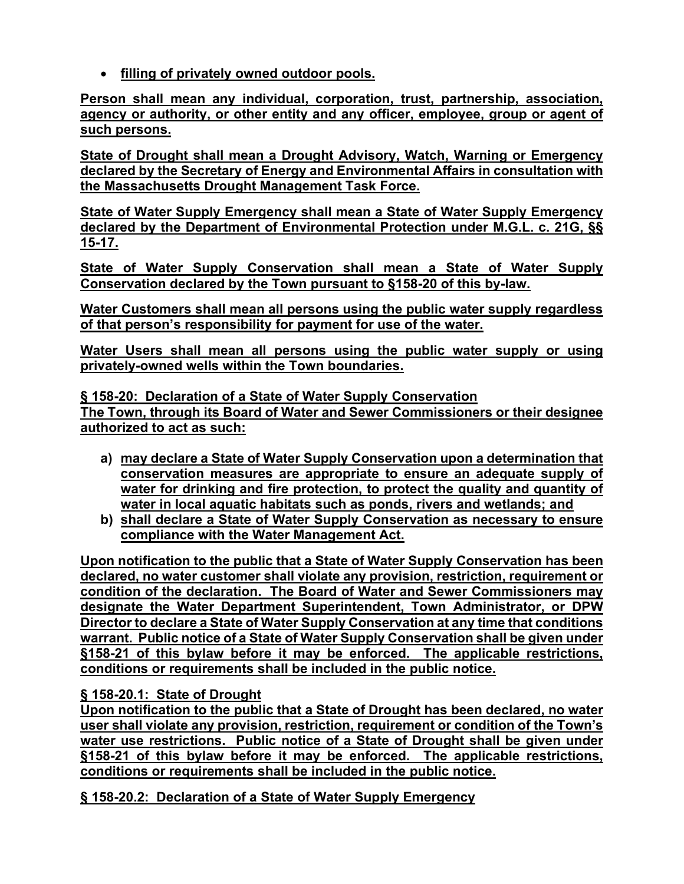- **filling of privately owned outdoor pools.**

**Person shall mean any individual, corporation, trust, partnership, association, agency or authority, or other entity and any officer, employee, group or agent of such persons.**

**State of Drought shall mean a Drought Advisory, Watch, Warning or Emergency declared by the Secretary of Energy and Environmental Affairs in consultation with the Massachusetts Drought Management Task Force.**

**State of Water Supply Emergency shall mean a State of Water Supply Emergency declared by the Department of Environmental Protection under M.G.L. c. 21G, §§ 15-17.**

**State of Water Supply Conservation shall mean a State of Water Supply Conservation declared by the Town pursuant to §158-20 of this by-law.**

**Water Customers shall mean all persons using the public water supply regardless of that person's responsibility for payment for use of the water.**

**Water Users shall mean all persons using the public water supply or using privately-owned wells within the Town boundaries.**

**§ 158-20: Declaration of a State of Water Supply Conservation**

**The Town, through its Board of Water and Sewer Commissioners or their designee authorized to act as such:**

- **a) may declare a State of Water Supply Conservation upon a determination that conservation measures are appropriate to ensure an adequate supply of water for drinking and fire protection, to protect the quality and quantity of water in local aquatic habitats such as ponds, rivers and wetlands; and**
- **b) shall declare a State of Water Supply Conservation as necessary to ensure compliance with the Water Management Act.**

**Upon notification to the public that a State of Water Supply Conservation has been declared, no water customer shall violate any provision, restriction, requirement or condition of the declaration. The Board of Water and Sewer Commissioners may designate the Water Department Superintendent, Town Administrator, or DPW Director to declare a State of Water Supply Conservation at any time that conditions warrant. Public notice of a State of Water Supply Conservation shall be given under §158-21 of this bylaw before it may be enforced. The applicable restrictions, conditions or requirements shall be included in the public notice.**

**§ 158-20.1: State of Drought**

**Upon notification to the public that a State of Drought has been declared, no water user shall violate any provision, restriction, requirement or condition of the Town's water use restrictions. Public notice of a State of Drought shall be given under §158-21 of this bylaw before it may be enforced. The applicable restrictions, conditions or requirements shall be included in the public notice.**

**§ 158-20.2: Declaration of a State of Water Supply Emergency**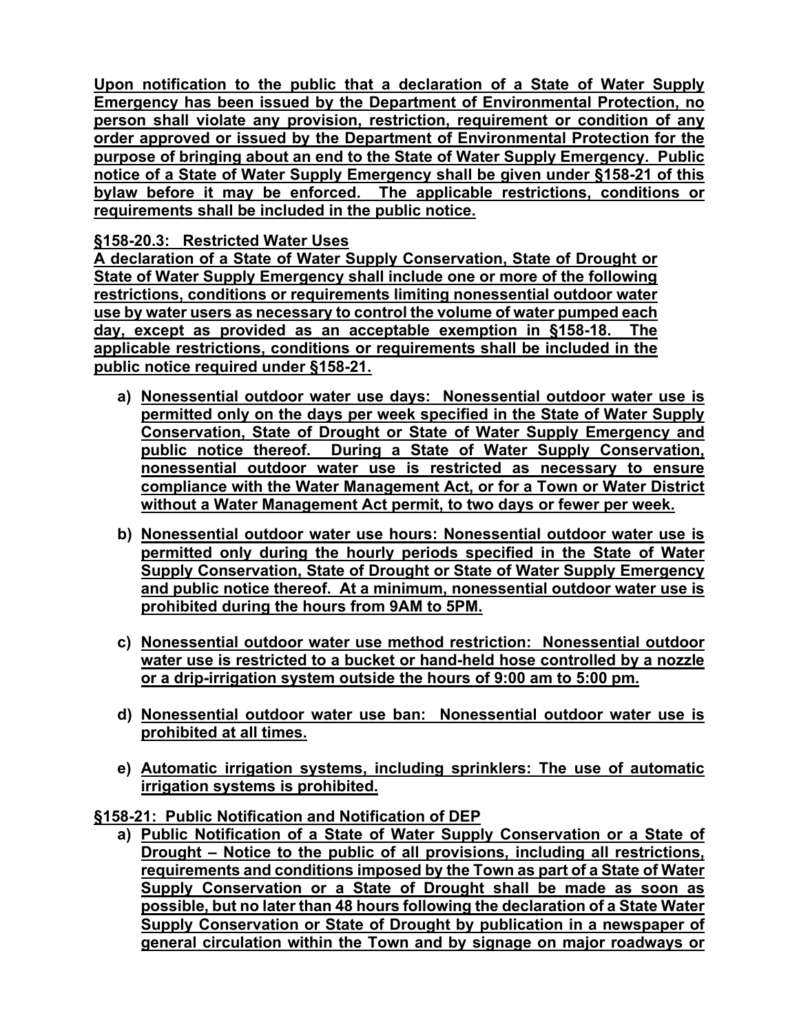**Upon notification to the public that a declaration of a State of Water Supply Emergency has been issued by the Department of Environmental Protection, no person shall violate any provision, restriction, requirement or condition of any order approved or issued by the Department of Environmental Protection for the purpose of bringing about an end to the State of Water Supply Emergency. Public notice of a State of Water Supply Emergency shall be given under §158-21 of this bylaw before it may be enforced. The applicable restrictions, conditions or requirements shall be included in the public notice.**

**§158-20.3: Restricted Water Uses**

**A declaration of a State of Water Supply Conservation, State of Drought or State of Water Supply Emergency shall include one or more of the following restrictions, conditions or requirements limiting nonessential outdoor water use by water users as necessary to control the volume of water pumped each day, except as provided as an acceptable exemption in §158-18. The applicable restrictions, conditions or requirements shall be included in the public notice required under §158-21.**

- **a) Nonessential outdoor water use days: Nonessential outdoor water use is permitted only on the days per week specified in the State of Water Supply Conservation, State of Drought or State of Water Supply Emergency and public notice thereof. During a State of Water Supply Conservation, nonessential outdoor water use is restricted as necessary to ensure compliance with the Water Management Act, or for a Town or Water District without a Water Management Act permit, to two days or fewer per week.**
- **b) Nonessential outdoor water use hours: Nonessential outdoor water use is permitted only during the hourly periods specified in the State of Water Supply Conservation, State of Drought or State of Water Supply Emergency and public notice thereof. At a minimum, nonessential outdoor water use is prohibited during the hours from 9AM to 5PM.**
- **c) Nonessential outdoor water use method restriction: Nonessential outdoor water use is restricted to a bucket or hand-held hose controlled by a nozzle or a drip-irrigation system outside the hours of 9:00 am to 5:00 pm.**
- **d) Nonessential outdoor water use ban: Nonessential outdoor water use is prohibited at all times.**
- **e) Automatic irrigation systems, including sprinklers: The use of automatic irrigation systems is prohibited.**

**§158-21: Public Notification and Notification of DEP**

- **a) Public Notification of a State of Water Supply Conservation or a State of Drought – Notice to the public of all provisions, including all restrictions, requirements and conditions imposed by the Town as part of a State of Water Supply Conservation or a State of Drought shall be made as soon as possible, but no later than 48 hours following the declaration of a State Water Supply Conservation or State of Drought by publication in a newspaper of general circulation within the Town and by signage on major roadways or**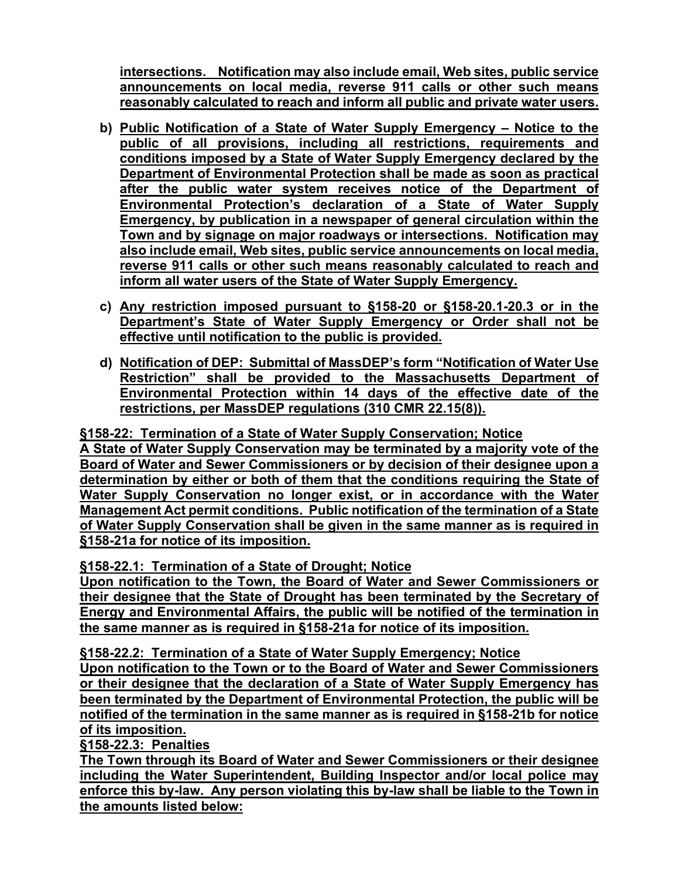**intersections. Notification may also include email, Web sites, public service announcements on local media, reverse 911 calls or other such means reasonably calculated to reach and inform all public and private water users.**

b) **Public Notification of a State of Water Supply Emergency – Notice to the public of all provisions, including all restrictions, requirements and conditions imposed by a State of Water Supply Emergency declared by the Department of Environmental Protection shall be made as soon as practical after the public water system receives notice of the Department of Environmental Protection's declaration of a State of Water Supply Emergency, by publication in a newspaper of general circulation within the Town and by signage on major roadways or intersections. Notification may also include email, Web sites, public service announcements on local media, reverse 911 calls or other such means reasonably calculated to reach and inform all water users of the State of Water Supply Emergency.**

c) **Any restriction imposed pursuant to §158-20 or §158-20.1-20.3 or in the Department's State of Water Supply Emergency or Order shall not be effective until notification to the public is provided.**

d) **Notification of DEP: Submittal of MassDEP's form "Notification of Water Use Restriction" shall be provided to the Massachusetts Department of Environmental Protection within 14 days of the effective date of the restrictions, per MassDEP regulations (310 CMR 22.15(8)).**

**§158-22: Termination of a State of Water Supply Conservation; Notice**

**A State of Water Supply Conservation may be terminated by a majority vote of the Board of Water and Sewer Commissioners or by decision of their designee upon a determination by either or both of them that the conditions requiring the State of Water Supply Conservation no longer exist, or in accordance with the Water Management Act permit conditions. Public notification of the termination of a State of Water Supply Conservation shall be given in the same manner as is required in §158-21a for notice of its imposition.**

**§158-22.1: Termination of a State of Drought; Notice**

**Upon notification to the Town, the Board of Water and Sewer Commissioners or their designee that the State of Drought has been terminated by the Secretary of Energy and Environmental Affairs, the public will be notified of the termination in the same manner as is required in §158-21a for notice of its imposition.**

**§158-22.2: Termination of a State of Water Supply Emergency; Notice**

**Upon notification to the Town or to the Board of Water and Sewer Commissioners or their designee that the declaration of a State of Water Supply Emergency has been terminated by the Department of Environmental Protection, the public will be notified of the termination in the same manner as is required in §158-21b for notice of its imposition.**

**§158-22.3: Penalties**

**The Town through its Board of Water and Sewer Commissioners or their designee including the Water Superintendent, Building Inspector and/or local police may enforce this by-law. Any person violating this by-law shall be liable to the Town in the amounts listed below:**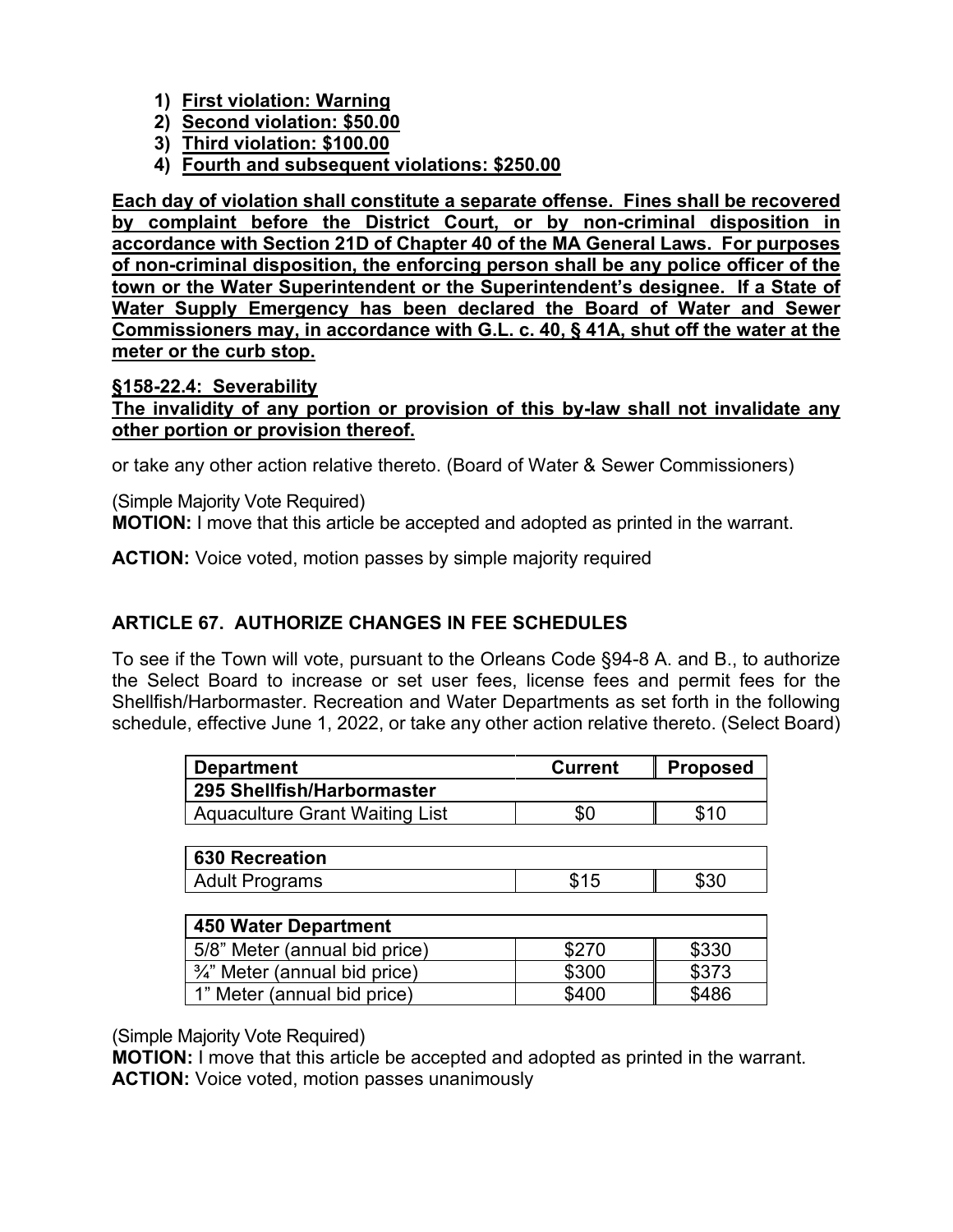1) **First violation: Warning**
2) **Second violation: $50.00**
3) **Third violation: $100.00**
4) **Fourth and subsequent violations: $250.00**

**Each day of violation shall constitute a separate offense. Fines shall be recovered by complaint before the District Court, or by non-criminal disposition in accordance with Section 21D of Chapter 40 of the MA General Laws. For purposes of non-criminal disposition, the enforcing person shall be any police officer of the town or the Water Superintendent or the Superintendent's designee. If a State of Water Supply Emergency has been declared the Board of Water and Sewer Commissioners may, in accordance with G.L. c. 40, § 41A, shut off the water at the meter or the curb stop.**

**§158-22.4: Severability**

**The invalidity of any portion or provision of this by-law shall not invalidate any other portion or provision thereof.**

or take any other action relative thereto. (Board of Water & Sewer Commissioners)

(Simple Majority Vote Required)

**MOTION:** I move that this article be accepted and adopted as printed in the warrant.

**ACTION:** Voice voted, motion passes by simple majority required

## ARTICLE 67. AUTHORIZE CHANGES IN FEE SCHEDULES

To see if the Town will vote, pursuant to the Orleans Code §94-8 A. and B., to authorize the Select Board to increase or set user fees, license fees and permit fees for the Shellfish/Harbormaster. Recreation and Water Departments as set forth in the following schedule, effective June 1, 2022, or take any other action relative thereto. (Select Board)

| Department | Current | Proposed |
|---|---|---|
| **295 Shellfish/Harbormaster** | | |
| Aquaculture Grant Waiting List | $0 | $10 |
| **630 Recreation** | | |
| Adult Programs | $15 | $30 |
| **450 Water Department** | | |
| 5/8" Meter (annual bid price) | $270 | $330 |
| ¾" Meter (annual bid price) | $300 | $373 |
| 1" Meter (annual bid price) | $400 | $486 |

(Simple Majority Vote Required)

**MOTION:** I move that this article be accepted and adopted as printed in the warrant.

**ACTION:** Voice voted, motion passes unanimously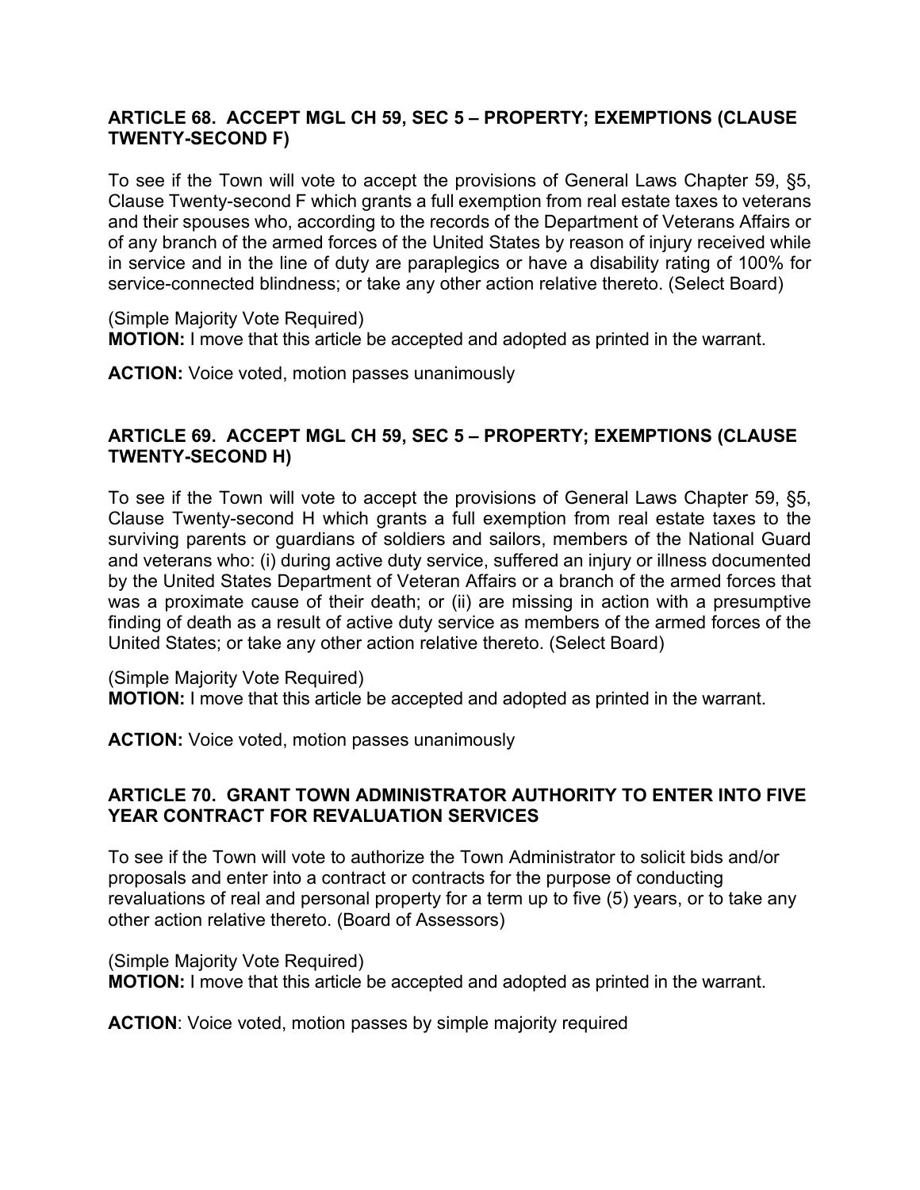### ARTICLE 68. ACCEPT MGL CH 59, SEC 5 – PROPERTY; EXEMPTIONS (CLAUSE TWENTY-SECOND F)

To see if the Town will vote to accept the provisions of General Laws Chapter 59, §5, Clause Twenty-second F which grants a full exemption from real estate taxes to veterans and their spouses who, according to the records of the Department of Veterans Affairs or of any branch of the armed forces of the United States by reason of injury received while in service and in the line of duty are paraplegics or have a disability rating of 100% for service-connected blindness; or take any other action relative thereto. (Select Board)

(Simple Majority Vote Required)
**MOTION:** I move that this article be accepted and adopted as printed in the warrant.

**ACTION:** Voice voted, motion passes unanimously

### ARTICLE 69. ACCEPT MGL CH 59, SEC 5 – PROPERTY; EXEMPTIONS (CLAUSE TWENTY-SECOND H)

To see if the Town will vote to accept the provisions of General Laws Chapter 59, §5, Clause Twenty-second H which grants a full exemption from real estate taxes to the surviving parents or guardians of soldiers and sailors, members of the National Guard and veterans who: (i) during active duty service, suffered an injury or illness documented by the United States Department of Veteran Affairs or a branch of the armed forces that was a proximate cause of their death; or (ii) are missing in action with a presumptive finding of death as a result of active duty service as members of the armed forces of the United States; or take any other action relative thereto. (Select Board)

(Simple Majority Vote Required)
**MOTION:** I move that this article be accepted and adopted as printed in the warrant.

**ACTION:** Voice voted, motion passes unanimously

### ARTICLE 70. GRANT TOWN ADMINISTRATOR AUTHORITY TO ENTER INTO FIVE YEAR CONTRACT FOR REVALUATION SERVICES

To see if the Town will vote to authorize the Town Administrator to solicit bids and/or proposals and enter into a contract or contracts for the purpose of conducting revaluations of real and personal property for a term up to five (5) years, or to take any other action relative thereto. (Board of Assessors)

(Simple Majority Vote Required)
**MOTION:** I move that this article be accepted and adopted as printed in the warrant.

**ACTION**: Voice voted, motion passes by simple majority required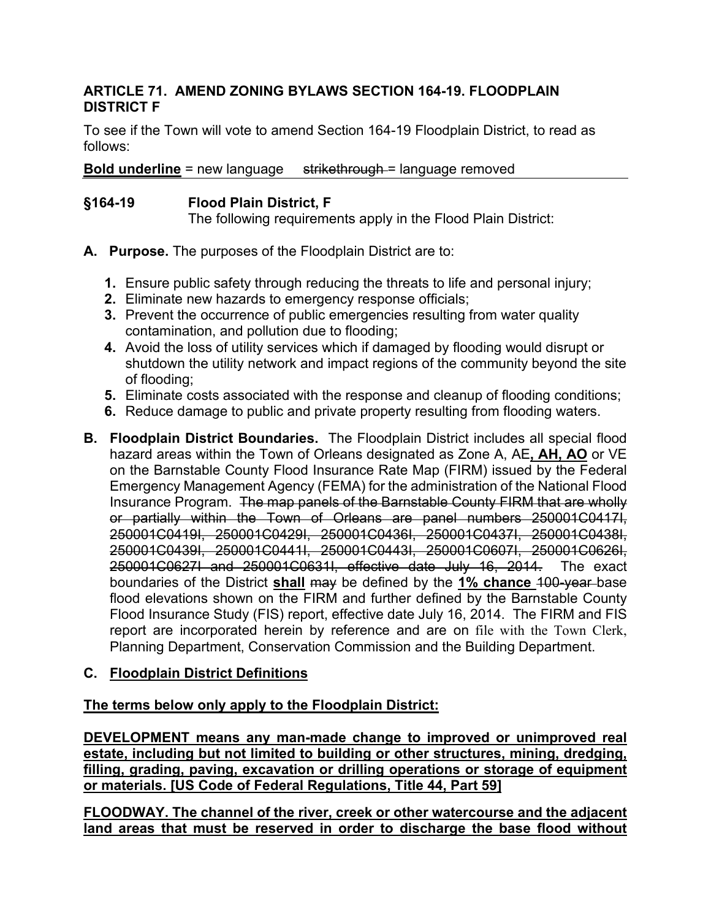### ARTICLE 71. AMEND ZONING BYLAWS SECTION 164-19. FLOODPLAIN DISTRICT F

To see if the Town will vote to amend Section 164-19 Floodplain District, to read as follows:

**<u>Bold underline</u>** = new language ~~strikethrough~~ = language removed

---

**§164-19 Flood Plain District, F**

The following requirements apply in the Flood Plain District:

**A. Purpose.** The purposes of the Floodplain District are to:

1. Ensure public safety through reducing the threats to life and personal injury;
2. Eliminate new hazards to emergency response officials;
3. Prevent the occurrence of public emergencies resulting from water quality contamination, and pollution due to flooding;
4. Avoid the loss of utility services which if damaged by flooding would disrupt or shutdown the utility network and impact regions of the community beyond the site of flooding;
5. Eliminate costs associated with the response and cleanup of flooding conditions;
6. Reduce damage to public and private property resulting from flooding waters.

**B. Floodplain District Boundaries.** The Floodplain District includes all special flood hazard areas within the Town of Orleans designated as Zone A, AE**<u>, AH, AO</u>** or VE on the Barnstable County Flood Insurance Rate Map (FIRM) issued by the Federal Emergency Management Agency (FEMA) for the administration of the National Flood Insurance Program. ~~The map panels of the Barnstable County FIRM that are wholly or partially within the Town of Orleans are panel numbers 250001C0417I, 250001C0419I, 250001C0429I, 250001C0436I, 250001C0437I, 250001C0438I, 250001C0439I, 250001C0441I, 250001C0443I, 250001C0607I, 250001C0626I, 250001C0627I and 250001C0631I, effective date July 16, 2014.~~ The exact boundaries of the District **<u>shall</u>** ~~may~~ be defined by the **<u>1% chance</u>** ~~100-year~~ base flood elevations shown on the FIRM and further defined by the Barnstable County Flood Insurance Study (FIS) report, effective date July 16, 2014. The FIRM and FIS report are incorporated herein by reference and are on file with the Town Clerk, Planning Department, Conservation Commission and the Building Department.

**C. <u>Floodplain District Definitions</u>**

**<u>The terms below only apply to the Floodplain District:</u>**

**<u>DEVELOPMENT means any man-made change to improved or unimproved real estate, including but not limited to building or other structures, mining, dredging, filling, grading, paving, excavation or drilling operations or storage of equipment or materials. [US Code of Federal Regulations, Title 44, Part 59]</u>**

**<u>FLOODWAY. The channel of the river, creek or other watercourse and the adjacent land areas that must be reserved in order to discharge the base flood without</u>**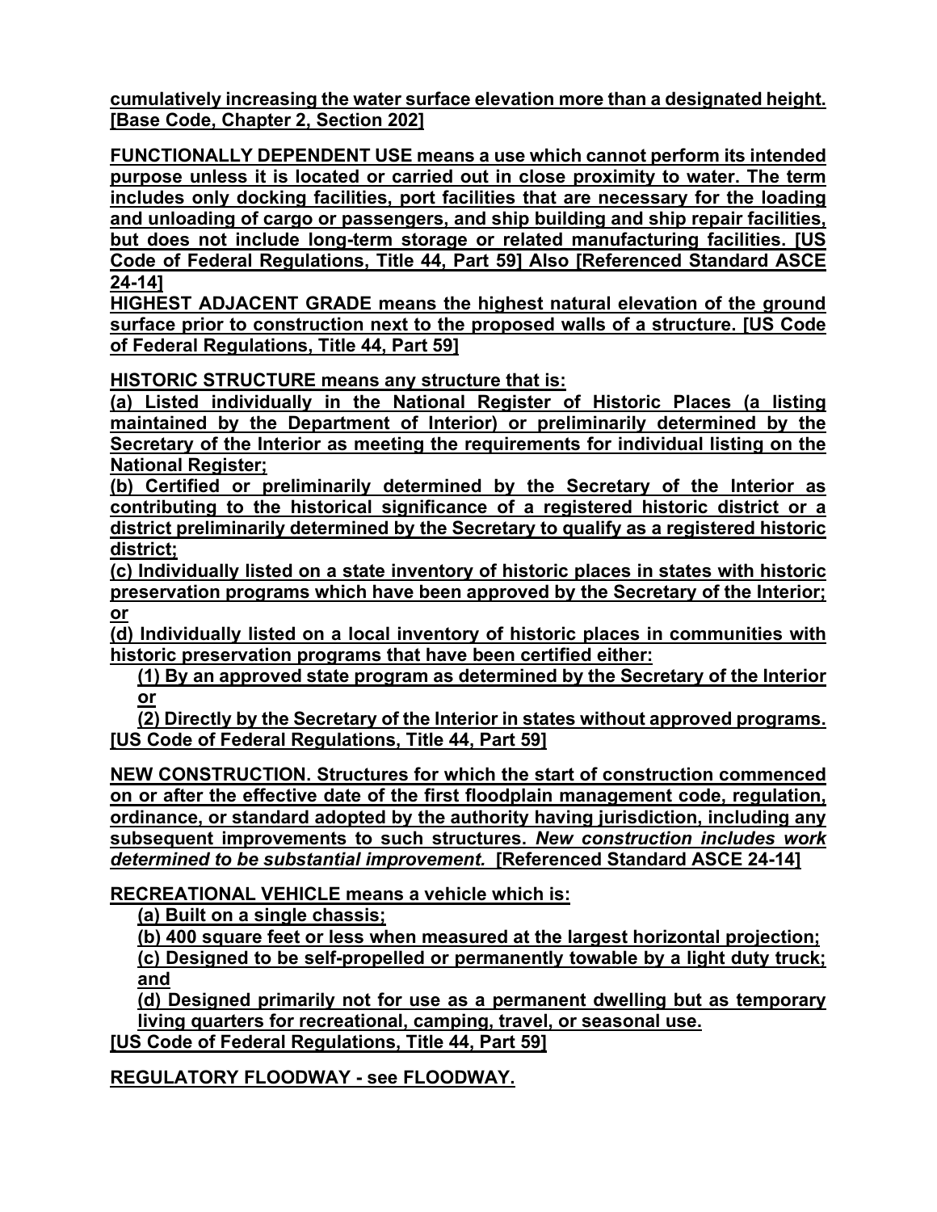**cumulatively increasing the water surface elevation more than a designated height. [Base Code, Chapter 2, Section 202]**

**FUNCTIONALLY DEPENDENT USE means a use which cannot perform its intended purpose unless it is located or carried out in close proximity to water. The term includes only docking facilities, port facilities that are necessary for the loading and unloading of cargo or passengers, and ship building and ship repair facilities, but does not include long-term storage or related manufacturing facilities. [US Code of Federal Regulations, Title 44, Part 59] Also [Referenced Standard ASCE 24-14]**

**HIGHEST ADJACENT GRADE means the highest natural elevation of the ground surface prior to construction next to the proposed walls of a structure. [US Code of Federal Regulations, Title 44, Part 59]**

**HISTORIC STRUCTURE means any structure that is:**

**(a) Listed individually in the National Register of Historic Places (a listing maintained by the Department of Interior) or preliminarily determined by the Secretary of the Interior as meeting the requirements for individual listing on the National Register;**

**(b) Certified or preliminarily determined by the Secretary of the Interior as contributing to the historical significance of a registered historic district or a district preliminarily determined by the Secretary to qualify as a registered historic district;**

**(c) Individually listed on a state inventory of historic places in states with historic preservation programs which have been approved by the Secretary of the Interior; or**

**(d) Individually listed on a local inventory of historic places in communities with historic preservation programs that have been certified either:**

**(1) By an approved state program as determined by the Secretary of the Interior or**

**(2) Directly by the Secretary of the Interior in states without approved programs. [US Code of Federal Regulations, Title 44, Part 59]**

**NEW CONSTRUCTION. Structures for which the start of construction commenced on or after the effective date of the first floodplain management code, regulation, ordinance, or standard adopted by the authority having jurisdiction, including any subsequent improvements to such structures. *New construction includes work determined to be substantial improvement.* [Referenced Standard ASCE 24-14]**

**RECREATIONAL VEHICLE means a vehicle which is:**

**(a) Built on a single chassis;**

**(b) 400 square feet or less when measured at the largest horizontal projection;**

**(c) Designed to be self-propelled or permanently towable by a light duty truck; and**

**(d) Designed primarily not for use as a permanent dwelling but as temporary living quarters for recreational, camping, travel, or seasonal use.**

**[US Code of Federal Regulations, Title 44, Part 59]**

**REGULATORY FLOODWAY - see FLOODWAY.**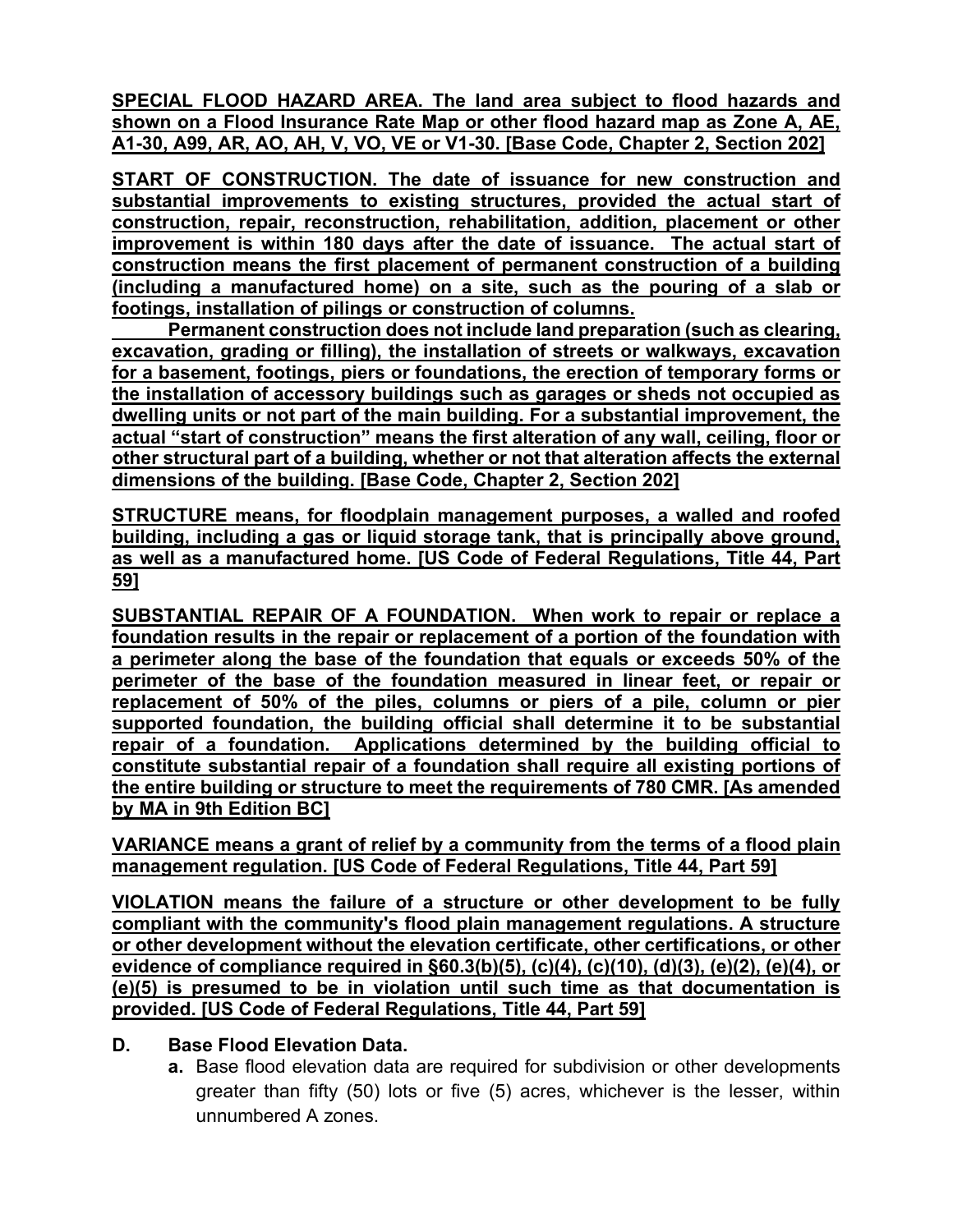**SPECIAL FLOOD HAZARD AREA. The land area subject to flood hazards and shown on a Flood Insurance Rate Map or other flood hazard map as Zone A, AE, A1-30, A99, AR, AO, AH, V, VO, VE or V1-30. [Base Code, Chapter 2, Section 202]**

**START OF CONSTRUCTION. The date of issuance for new construction and substantial improvements to existing structures, provided the actual start of construction, repair, reconstruction, rehabilitation, addition, placement or other improvement is within 180 days after the date of issuance. The actual start of construction means the first placement of permanent construction of a building (including a manufactured home) on a site, such as the pouring of a slab or footings, installation of pilings or construction of columns.**

**Permanent construction does not include land preparation (such as clearing, excavation, grading or filling), the installation of streets or walkways, excavation for a basement, footings, piers or foundations, the erection of temporary forms or the installation of accessory buildings such as garages or sheds not occupied as dwelling units or not part of the main building. For a substantial improvement, the actual "start of construction" means the first alteration of any wall, ceiling, floor or other structural part of a building, whether or not that alteration affects the external dimensions of the building. [Base Code, Chapter 2, Section 202]**

**STRUCTURE means, for floodplain management purposes, a walled and roofed building, including a gas or liquid storage tank, that is principally above ground, as well as a manufactured home. [US Code of Federal Regulations, Title 44, Part 59]**

**SUBSTANTIAL REPAIR OF A FOUNDATION. When work to repair or replace a foundation results in the repair or replacement of a portion of the foundation with a perimeter along the base of the foundation that equals or exceeds 50% of the perimeter of the base of the foundation measured in linear feet, or repair or replacement of 50% of the piles, columns or piers of a pile, column or pier supported foundation, the building official shall determine it to be substantial repair of a foundation. Applications determined by the building official to constitute substantial repair of a foundation shall require all existing portions of the entire building or structure to meet the requirements of 780 CMR. [As amended by MA in 9th Edition BC]**

**VARIANCE means a grant of relief by a community from the terms of a flood plain management regulation. [US Code of Federal Regulations, Title 44, Part 59]**

**VIOLATION means the failure of a structure or other development to be fully compliant with the community's flood plain management regulations. A structure or other development without the elevation certificate, other certifications, or other evidence of compliance required in §60.3(b)(5), (c)(4), (c)(10), (d)(3), (e)(2), (e)(4), or (e)(5) is presumed to be in violation until such time as that documentation is provided. [US Code of Federal Regulations, Title 44, Part 59]**

**D. Base Flood Elevation Data.**

**a.** Base flood elevation data are required for subdivision or other developments greater than fifty (50) lots or five (5) acres, whichever is the lesser, within unnumbered A zones.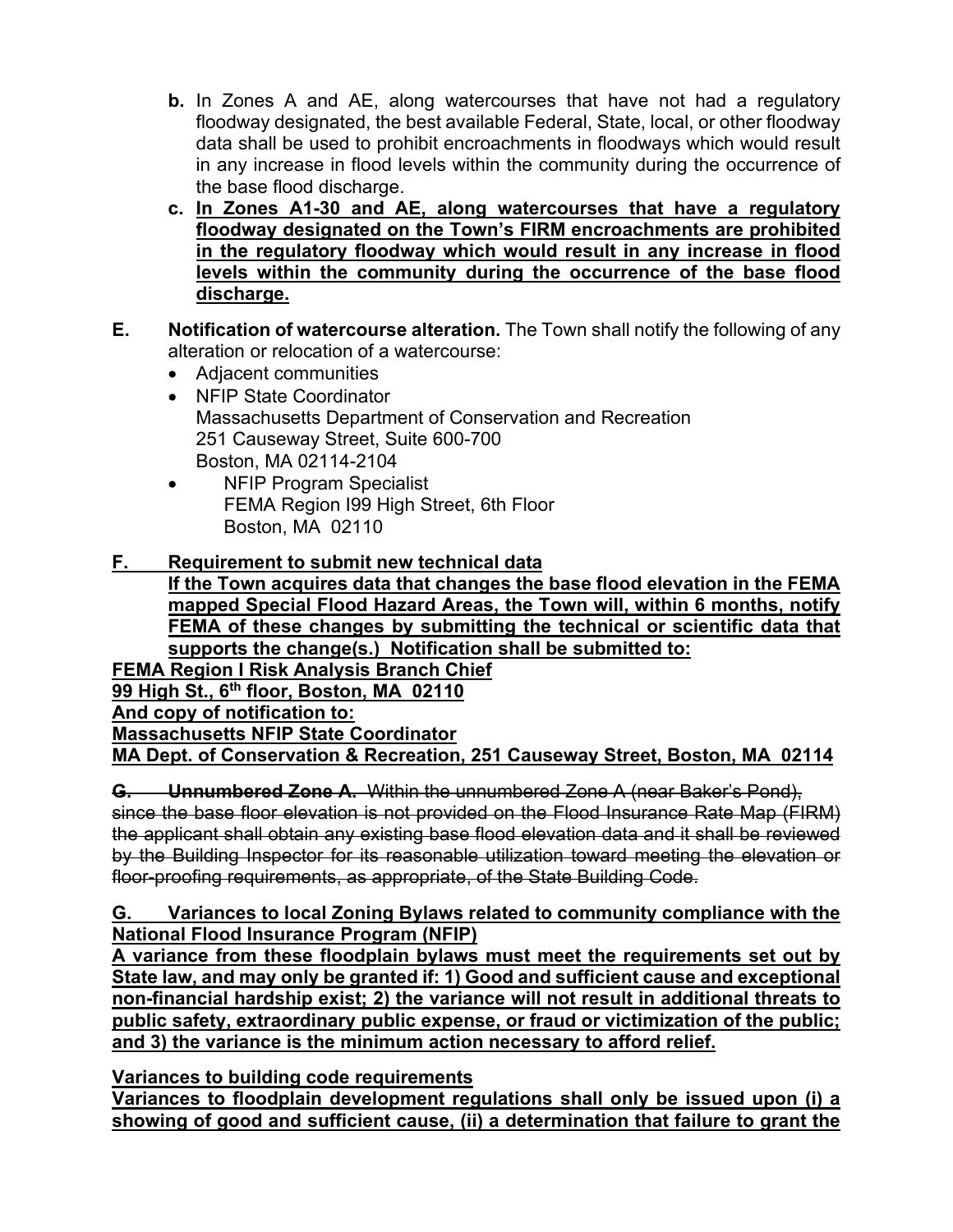**b.** In Zones A and AE, along watercourses that have not had a regulatory floodway designated, the best available Federal, State, local, or other floodway data shall be used to prohibit encroachments in floodways which would result in any increase in flood levels within the community during the occurrence of the base flood discharge.

**c. <u>In Zones A1-30 and AE, along watercourses that have a regulatory floodway designated on the Town's FIRM encroachments are prohibited in the regulatory floodway which would result in any increase in flood levels within the community during the occurrence of the base flood discharge.</u>**

**E. Notification of watercourse alteration.** The Town shall notify the following of any alteration or relocation of a watercourse:

- Adjacent communities
- NFIP State Coordinator
  Massachusetts Department of Conservation and Recreation
  251 Causeway Street, Suite 600-700
  Boston, MA 02114-2104
- NFIP Program Specialist
  FEMA Region I99 High Street, 6th Floor
  Boston, MA 02110

**<u>F. Requirement to submit new technical data</u>**

**<u>If the Town acquires data that changes the base flood elevation in the FEMA mapped Special Flood Hazard Areas, the Town will, within 6 months, notify FEMA of these changes by submitting the technical or scientific data that supports the change(s.) Notification shall be submitted to:</u>**

**<u>FEMA Region I Risk Analysis Branch Chief</u>**
**<u>99 High St., 6th floor, Boston, MA 02110</u>**
**<u>And copy of notification to:</u>**
**<u>Massachusetts NFIP State Coordinator</u>**
**<u>MA Dept. of Conservation & Recreation, 251 Causeway Street, Boston, MA 02114</u>**

~~**G. Unnumbered Zone A.** Within the unnumbered Zone A (near Baker's Pond), since the base floor elevation is not provided on the Flood Insurance Rate Map (FIRM) the applicant shall obtain any existing base flood elevation data and it shall be reviewed by the Building Inspector for its reasonable utilization toward meeting the elevation or floor-proofing requirements, as appropriate, of the State Building Code.~~

**<u>G. Variances to local Zoning Bylaws related to community compliance with the National Flood Insurance Program (NFIP)</u>**

**<u>A variance from these floodplain bylaws must meet the requirements set out by State law, and may only be granted if: 1) Good and sufficient cause and exceptional non-financial hardship exist; 2) the variance will not result in additional threats to public safety, extraordinary public expense, or fraud or victimization of the public; and 3) the variance is the minimum action necessary to afford relief.</u>**

**<u>Variances to building code requirements</u>**

**<u>Variances to floodplain development regulations shall only be issued upon (i) a showing of good and sufficient cause, (ii) a determination that failure to grant the</u>**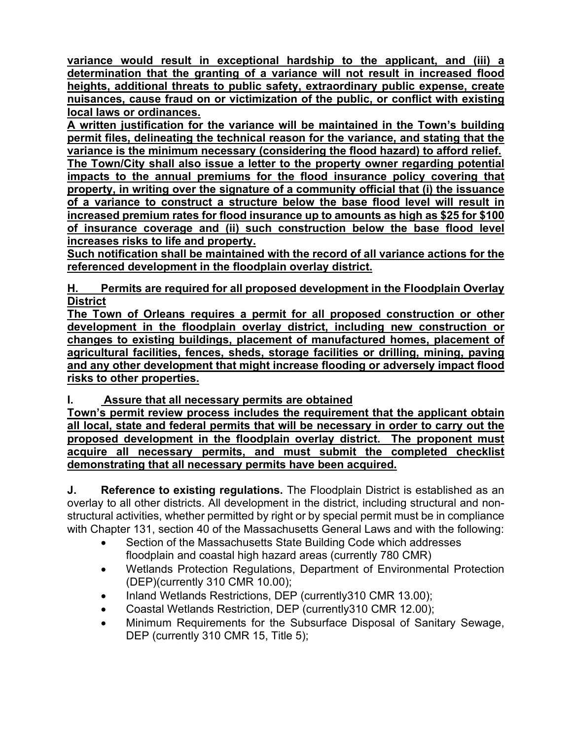**variance would result in exceptional hardship to the applicant, and (iii) a determination that the granting of a variance will not result in increased flood heights, additional threats to public safety, extraordinary public expense, create nuisances, cause fraud on or victimization of the public, or conflict with existing local laws or ordinances.**

**A written justification for the variance will be maintained in the Town's building permit files, delineating the technical reason for the variance, and stating that the variance is the minimum necessary (considering the flood hazard) to afford relief.**

**The Town/City shall also issue a letter to the property owner regarding potential impacts to the annual premiums for the flood insurance policy covering that property, in writing over the signature of a community official that (i) the issuance of a variance to construct a structure below the base flood level will result in increased premium rates for flood insurance up to amounts as high as $25 for $100 of insurance coverage and (ii) such construction below the base flood level increases risks to life and property.**

**Such notification shall be maintained with the record of all variance actions for the referenced development in the floodplain overlay district.**

**H. Permits are required for all proposed development in the Floodplain Overlay District**

**The Town of Orleans requires a permit for all proposed construction or other development in the floodplain overlay district, including new construction or changes to existing buildings, placement of manufactured homes, placement of agricultural facilities, fences, sheds, storage facilities or drilling, mining, paving and any other development that might increase flooding or adversely impact flood risks to other properties.**

**I. Assure that all necessary permits are obtained**

**Town's permit review process includes the requirement that the applicant obtain all local, state and federal permits that will be necessary in order to carry out the proposed development in the floodplain overlay district. The proponent must acquire all necessary permits, and must submit the completed checklist demonstrating that all necessary permits have been acquired.**

**J. Reference to existing regulations.** The Floodplain District is established as an overlay to all other districts. All development in the district, including structural and non-structural activities, whether permitted by right or by special permit must be in compliance with Chapter 131, section 40 of the Massachusetts General Laws and with the following:

- Section of the Massachusetts State Building Code which addresses floodplain and coastal high hazard areas (currently 780 CMR)
- Wetlands Protection Regulations, Department of Environmental Protection (DEP)(currently 310 CMR 10.00);
- Inland Wetlands Restrictions, DEP (currently310 CMR 13.00);
- Coastal Wetlands Restriction, DEP (currently310 CMR 12.00);
- Minimum Requirements for the Subsurface Disposal of Sanitary Sewage, DEP (currently 310 CMR 15, Title 5);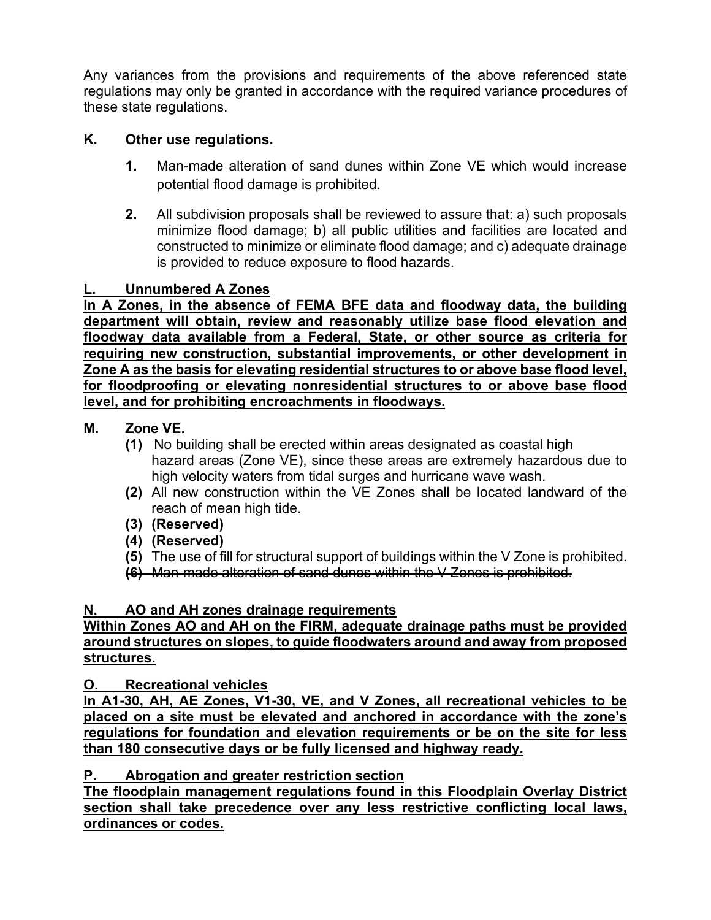Any variances from the provisions and requirements of the above referenced state regulations may only be granted in accordance with the required variance procedures of these state regulations.

**K. Other use regulations.**

**1.** Man-made alteration of sand dunes within Zone VE which would increase potential flood damage is prohibited.

**2.** All subdivision proposals shall be reviewed to assure that: a) such proposals minimize flood damage; b) all public utilities and facilities are located and constructed to minimize or eliminate flood damage; and c) adequate drainage is provided to reduce exposure to flood hazards.

<u>**L. Unnumbered A Zones**</u>

<u>**In A Zones, in the absence of FEMA BFE data and floodway data, the building department will obtain, review and reasonably utilize base flood elevation and floodway data available from a Federal, State, or other source as criteria for requiring new construction, substantial improvements, or other development in Zone A as the basis for elevating residential structures to or above base flood level, for floodproofing or elevating nonresidential structures to or above base flood level, and for prohibiting encroachments in floodways.**</u>

**M. Zone VE.**

**(1)** No building shall be erected within areas designated as coastal high hazard areas (Zone VE), since these areas are extremely hazardous due to high velocity waters from tidal surges and hurricane wave wash.

**(2)** All new construction within the VE Zones shall be located landward of the reach of mean high tide.

**(3) (Reserved)**

**(4) (Reserved)**

**(5)** The use of fill for structural support of buildings within the V Zone is prohibited.

~~**(6)** Man-made alteration of sand dunes within the V Zones is prohibited.~~

<u>**N. AO and AH zones drainage requirements**</u>

<u>**Within Zones AO and AH on the FIRM, adequate drainage paths must be provided around structures on slopes, to guide floodwaters around and away from proposed structures.**</u>

<u>**O. Recreational vehicles**</u>

<u>**In A1-30, AH, AE Zones, V1-30, VE, and V Zones, all recreational vehicles to be placed on a site must be elevated and anchored in accordance with the zone's regulations for foundation and elevation requirements or be on the site for less than 180 consecutive days or be fully licensed and highway ready.**</u>

<u>**P. Abrogation and greater restriction section**</u>

<u>**The floodplain management regulations found in this Floodplain Overlay District section shall take precedence over any less restrictive conflicting local laws, ordinances or codes.**</u>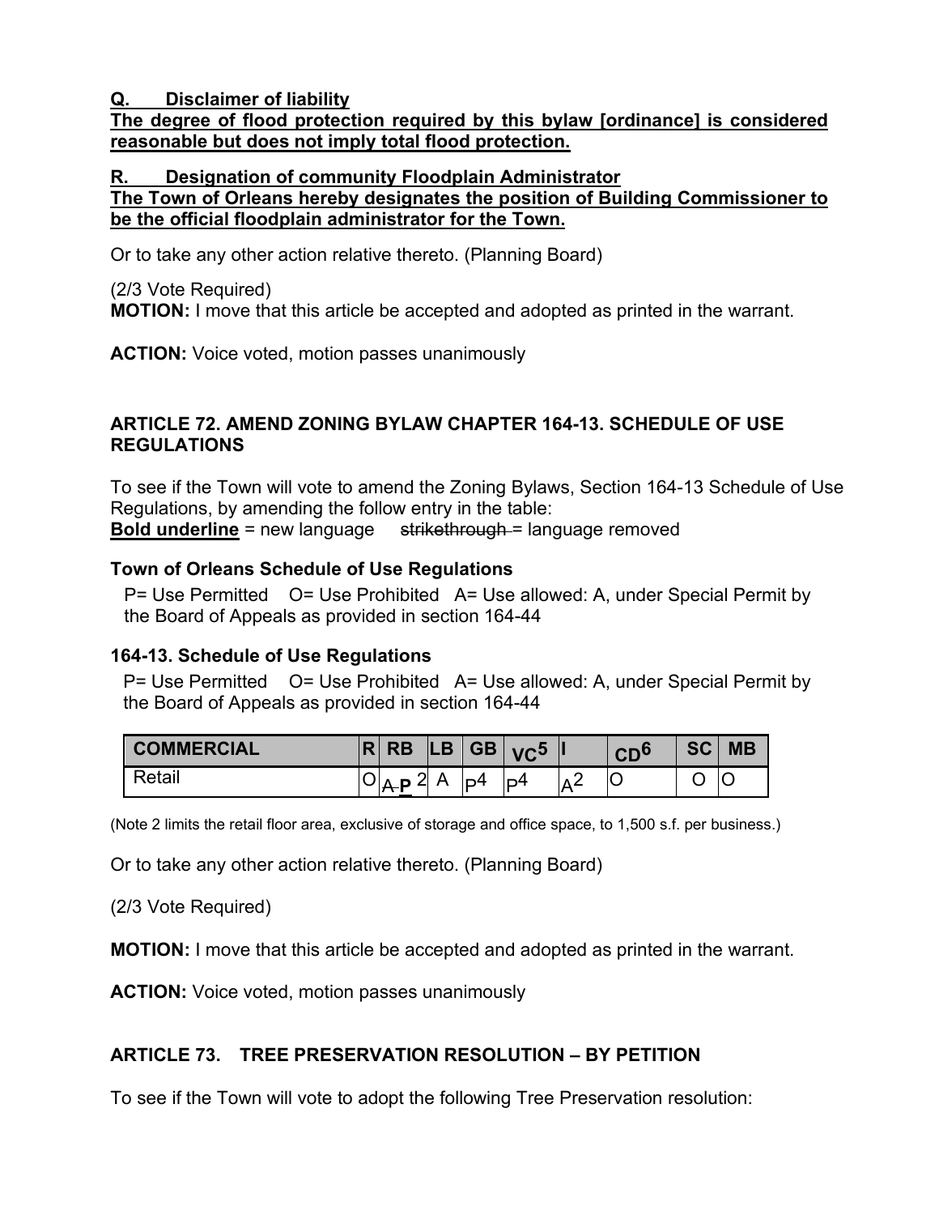**<u>Q. Disclaimer of liability</u>**

**<u>The degree of flood protection required by this bylaw [ordinance] is considered reasonable but does not imply total flood protection.</u>**

**<u>R. Designation of community Floodplain Administrator</u>**

**<u>The Town of Orleans hereby designates the position of Building Commissioner to be the official floodplain administrator for the Town.</u>**

Or to take any other action relative thereto. (Planning Board)

(2/3 Vote Required)

**MOTION:** I move that this article be accepted and adopted as printed in the warrant.

**ACTION:** Voice voted, motion passes unanimously

**ARTICLE 72. AMEND ZONING BYLAW CHAPTER 164-13. SCHEDULE OF USE REGULATIONS**

To see if the Town will vote to amend the Zoning Bylaws, Section 164-13 Schedule of Use Regulations, by amending the follow entry in the table:

**<u>Bold underline</u>** = new language ~~strikethrough~~ = language removed

### Town of Orleans Schedule of Use Regulations

P= Use Permitted O= Use Prohibited A= Use allowed: A, under Special Permit by the Board of Appeals as provided in section 164-44

### 164-13. Schedule of Use Regulations

P= Use Permitted O= Use Prohibited A= Use allowed: A, under Special Permit by the Board of Appeals as provided in section 164-44

| COMMERCIAL | R | RB | LB | GB | VC5 | I | CD6 | SC | MB |
|---|---|---|---|---|---|---|---|---|---|
| Retail | O | ~~A~~ **<u>P</u>** 2 | A | P4 | P4 | A2 | O | O | O |

(Note 2 limits the retail floor area, exclusive of storage and office space, to 1,500 s.f. per business.)

Or to take any other action relative thereto. (Planning Board)

(2/3 Vote Required)

**MOTION:** I move that this article be accepted and adopted as printed in the warrant.

**ACTION:** Voice voted, motion passes unanimously

**ARTICLE 73. TREE PRESERVATION RESOLUTION – BY PETITION**

To see if the Town will vote to adopt the following Tree Preservation resolution: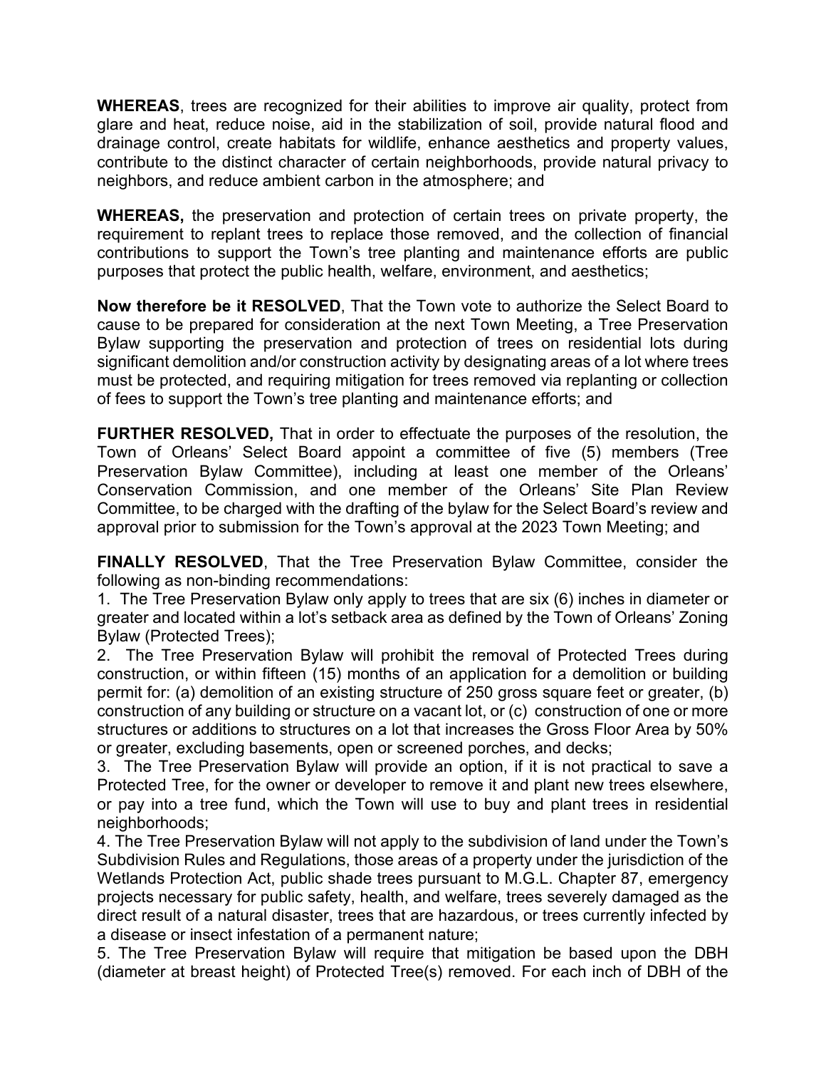**WHEREAS**, trees are recognized for their abilities to improve air quality, protect from glare and heat, reduce noise, aid in the stabilization of soil, provide natural flood and drainage control, create habitats for wildlife, enhance aesthetics and property values, contribute to the distinct character of certain neighborhoods, provide natural privacy to neighbors, and reduce ambient carbon in the atmosphere; and

**WHEREAS,** the preservation and protection of certain trees on private property, the requirement to replant trees to replace those removed, and the collection of financial contributions to support the Town's tree planting and maintenance efforts are public purposes that protect the public health, welfare, environment, and aesthetics;

**Now therefore be it RESOLVED**, That the Town vote to authorize the Select Board to cause to be prepared for consideration at the next Town Meeting, a Tree Preservation Bylaw supporting the preservation and protection of trees on residential lots during significant demolition and/or construction activity by designating areas of a lot where trees must be protected, and requiring mitigation for trees removed via replanting or collection of fees to support the Town's tree planting and maintenance efforts; and

**FURTHER RESOLVED,** That in order to effectuate the purposes of the resolution, the Town of Orleans' Select Board appoint a committee of five (5) members (Tree Preservation Bylaw Committee), including at least one member of the Orleans' Conservation Commission, and one member of the Orleans' Site Plan Review Committee, to be charged with the drafting of the bylaw for the Select Board's review and approval prior to submission for the Town's approval at the 2023 Town Meeting; and

**FINALLY RESOLVED**, That the Tree Preservation Bylaw Committee, consider the following as non-binding recommendations:

1. The Tree Preservation Bylaw only apply to trees that are six (6) inches in diameter or greater and located within a lot's setback area as defined by the Town of Orleans' Zoning Bylaw (Protected Trees);
2. The Tree Preservation Bylaw will prohibit the removal of Protected Trees during construction, or within fifteen (15) months of an application for a demolition or building permit for: (a) demolition of an existing structure of 250 gross square feet or greater, (b) construction of any building or structure on a vacant lot, or (c) construction of one or more structures or additions to structures on a lot that increases the Gross Floor Area by 50% or greater, excluding basements, open or screened porches, and decks;
3. The Tree Preservation Bylaw will provide an option, if it is not practical to save a Protected Tree, for the owner or developer to remove it and plant new trees elsewhere, or pay into a tree fund, which the Town will use to buy and plant trees in residential neighborhoods;
4. The Tree Preservation Bylaw will not apply to the subdivision of land under the Town's Subdivision Rules and Regulations, those areas of a property under the jurisdiction of the Wetlands Protection Act, public shade trees pursuant to M.G.L. Chapter 87, emergency projects necessary for public safety, health, and welfare, trees severely damaged as the direct result of a natural disaster, trees that are hazardous, or trees currently infected by a disease or insect infestation of a permanent nature;
5. The Tree Preservation Bylaw will require that mitigation be based upon the DBH (diameter at breast height) of Protected Tree(s) removed. For each inch of DBH of the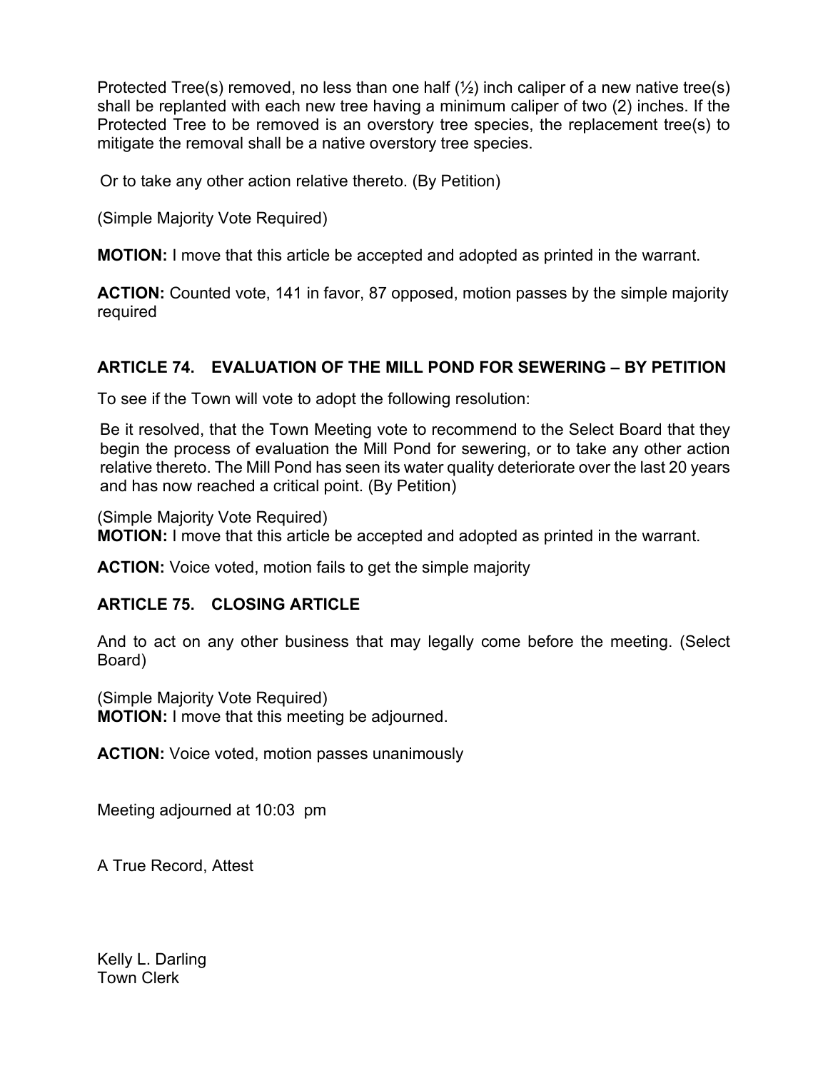Protected Tree(s) removed, no less than one half (½) inch caliper of a new native tree(s) shall be replanted with each new tree having a minimum caliper of two (2) inches. If the Protected Tree to be removed is an overstory tree species, the replacement tree(s) to mitigate the removal shall be a native overstory tree species.

Or to take any other action relative thereto. (By Petition)

(Simple Majority Vote Required)

**MOTION:** I move that this article be accepted and adopted as printed in the warrant.

**ACTION:** Counted vote, 141 in favor, 87 opposed, motion passes by the simple majority required

### ARTICLE 74. EVALUATION OF THE MILL POND FOR SEWERING – BY PETITION

To see if the Town will vote to adopt the following resolution:

Be it resolved, that the Town Meeting vote to recommend to the Select Board that they begin the process of evaluation the Mill Pond for sewering, or to take any other action relative thereto. The Mill Pond has seen its water quality deteriorate over the last 20 years and has now reached a critical point. (By Petition)

(Simple Majority Vote Required)
**MOTION:** I move that this article be accepted and adopted as printed in the warrant.

**ACTION:** Voice voted, motion fails to get the simple majority

### ARTICLE 75. CLOSING ARTICLE

And to act on any other business that may legally come before the meeting. (Select Board)

(Simple Majority Vote Required)
**MOTION:** I move that this meeting be adjourned.

**ACTION:** Voice voted, motion passes unanimously

Meeting adjourned at 10:03 pm

A True Record, Attest

Kelly L. Darling
Town Clerk